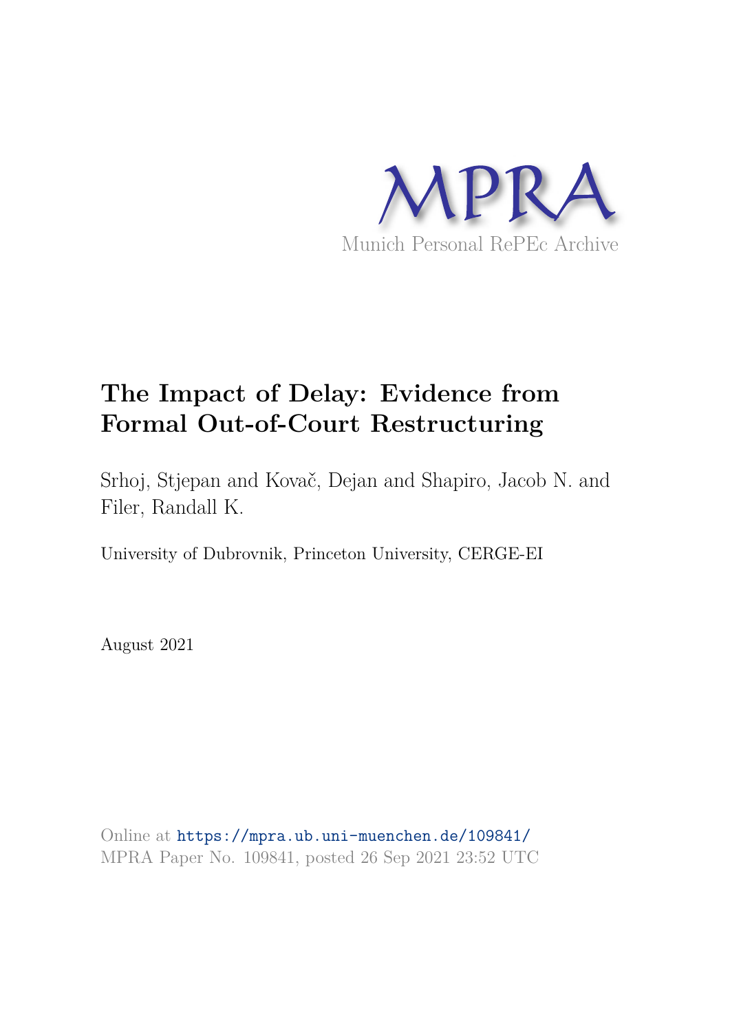MPRA

Munich Personal RePEc Archive

# The Impact of Delay: Evidence from Formal Out-of-Court Restructuring

Srhoj, Stjepan and Kovač, Dejan and Shapiro, Jacob N. and Filer, Randall K.

University of Dubrovnik, Princeton University, CERGE-EI

August 2021

Online at https://mpra.ub.uni-muenchen.de/109841/
MPRA Paper No. 109841, posted 26 Sep 2021 23:52 UTC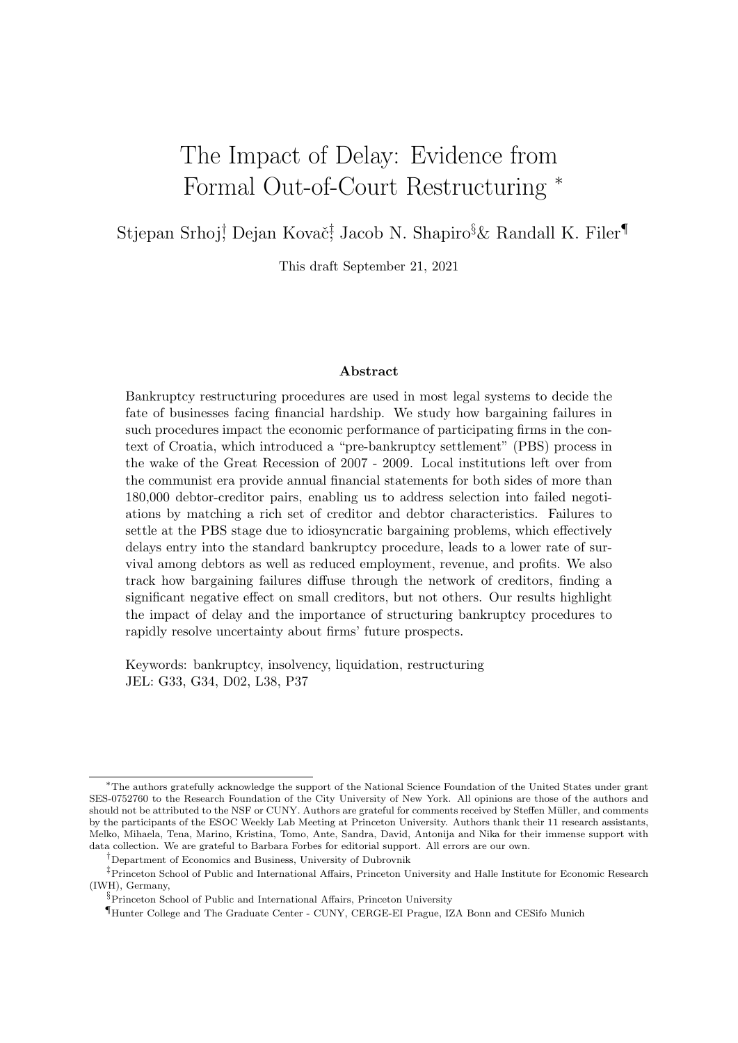# The Impact of Delay: Evidence from Formal Out-of-Court Restructuring [*]

Stjepan Srhoj[†], Dejan Kovač[‡], Jacob N. Shapiro[§] & Randall K. Filer[¶]

This draft September 21, 2021

### Abstract

Bankruptcy restructuring procedures are used in most legal systems to decide the fate of businesses facing financial hardship. We study how bargaining failures in such procedures impact the economic performance of participating firms in the context of Croatia, which introduced a "pre-bankruptcy settlement" (PBS) process in the wake of the Great Recession of 2007 - 2009. Local institutions left over from the communist era provide annual financial statements for both sides of more than 180,000 debtor-creditor pairs, enabling us to address selection into failed negotiations by matching a rich set of creditor and debtor characteristics. Failures to settle at the PBS stage due to idiosyncratic bargaining problems, which effectively delays entry into the standard bankruptcy procedure, leads to a lower rate of survival among debtors as well as reduced employment, revenue, and profits. We also track how bargaining failures diffuse through the network of creditors, finding a significant negative effect on small creditors, but not others. Our results highlight the impact of delay and the importance of structuring bankruptcy procedures to rapidly resolve uncertainty about firms' future prospects.

Keywords: bankruptcy, insolvency, liquidation, restructuring
JEL: G33, G34, D02, L38, P37

---

[*] The authors gratefully acknowledge the support of the National Science Foundation of the United States under grant SES-0752760 to the Research Foundation of the City University of New York. All opinions are those of the authors and should not be attributed to the NSF or CUNY. Authors are grateful for comments received by Steffen Müller, and comments by the participants of the ESOC Weekly Lab Meeting at Princeton University. Authors thank their 11 research assistants, Melko, Mihaela, Tena, Marino, Kristina, Tomo, Ante, Sandra, David, Antonija and Nika for their immense support with data collection. We are grateful to Barbara Forbes for editorial support. All errors are our own.

[†] Department of Economics and Business, University of Dubrovnik

[‡] Princeton School of Public and International Affairs, Princeton University and Halle Institute for Economic Research (IWH), Germany,

[§] Princeton School of Public and International Affairs, Princeton University

[¶] Hunter College and The Graduate Center - CUNY, CERGE-EI Prague, IZA Bonn and CESifo Munich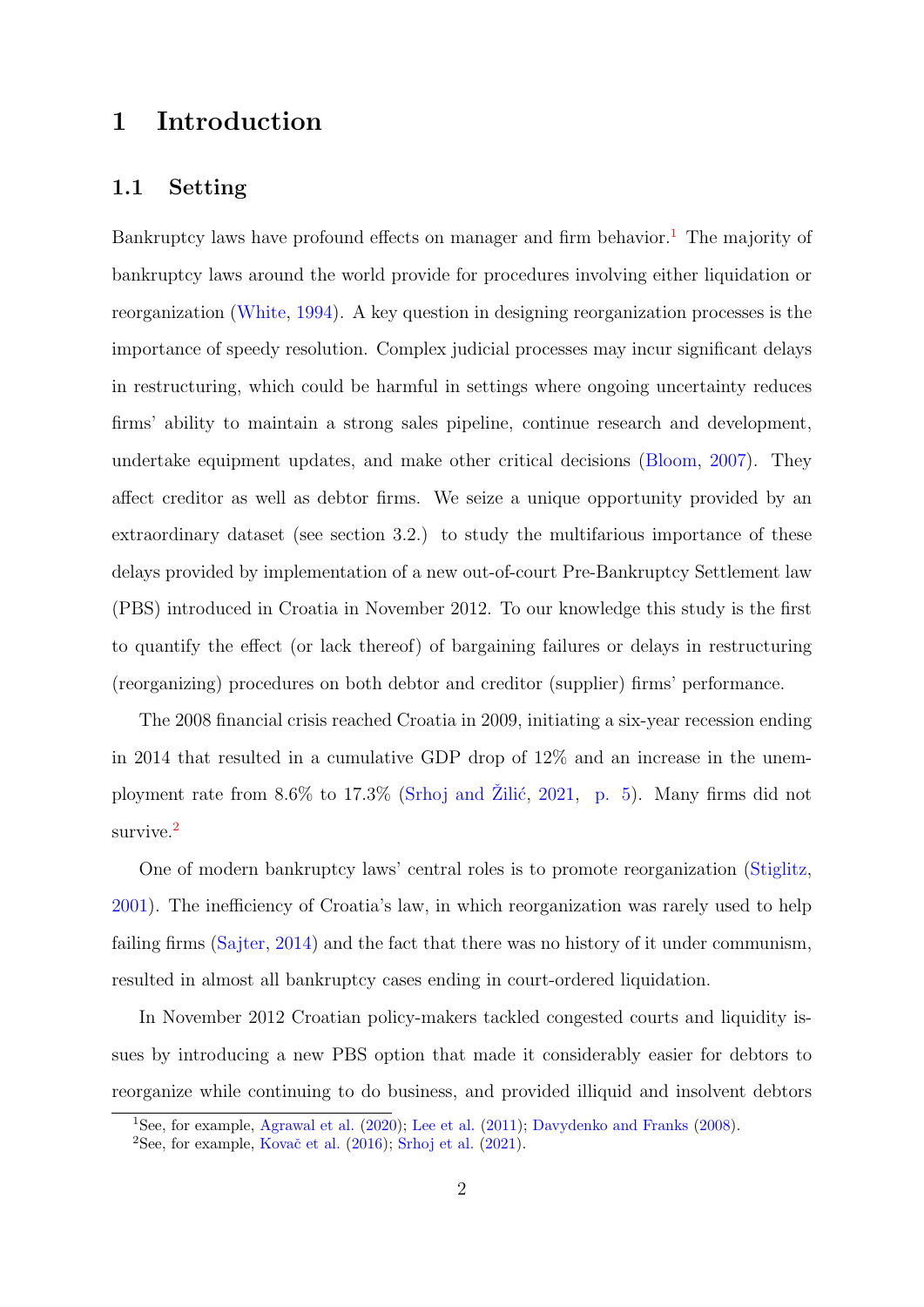# 1 Introduction

## 1.1 Setting

Bankruptcy laws have profound effects on manager and firm behavior.[1] The majority of bankruptcy laws around the world provide for procedures involving either liquidation or reorganization (White, 1994). A key question in designing reorganization processes is the importance of speedy resolution. Complex judicial processes may incur significant delays in restructuring, which could be harmful in settings where ongoing uncertainty reduces firms' ability to maintain a strong sales pipeline, continue research and development, undertake equipment updates, and make other critical decisions (Bloom, 2007). They affect creditor as well as debtor firms. We seize a unique opportunity provided by an extraordinary dataset (see section 3.2.) to study the multifarious importance of these delays provided by implementation of a new out-of-court Pre-Bankruptcy Settlement law (PBS) introduced in Croatia in November 2012. To our knowledge this study is the first to quantify the effect (or lack thereof) of bargaining failures or delays in restructuring (reorganizing) procedures on both debtor and creditor (supplier) firms' performance.

The 2008 financial crisis reached Croatia in 2009, initiating a six-year recession ending in 2014 that resulted in a cumulative GDP drop of 12% and an increase in the unemployment rate from 8.6% to 17.3% (Srhoj and Žilić, 2021, p. 5). Many firms did not survive.[2]

One of modern bankruptcy laws' central roles is to promote reorganization (Stiglitz, 2001). The inefficiency of Croatia's law, in which reorganization was rarely used to help failing firms (Sajter, 2014) and the fact that there was no history of it under communism, resulted in almost all bankruptcy cases ending in court-ordered liquidation.

In November 2012 Croatian policy-makers tackled congested courts and liquidity issues by introducing a new PBS option that made it considerably easier for debtors to reorganize while continuing to do business, and provided illiquid and insolvent debtors

[1] See, for example, Agrawal et al. (2020); Lee et al. (2011); Davydenko and Franks (2008).

[2] See, for example, Kovač et al. (2016); Srhoj et al. (2021).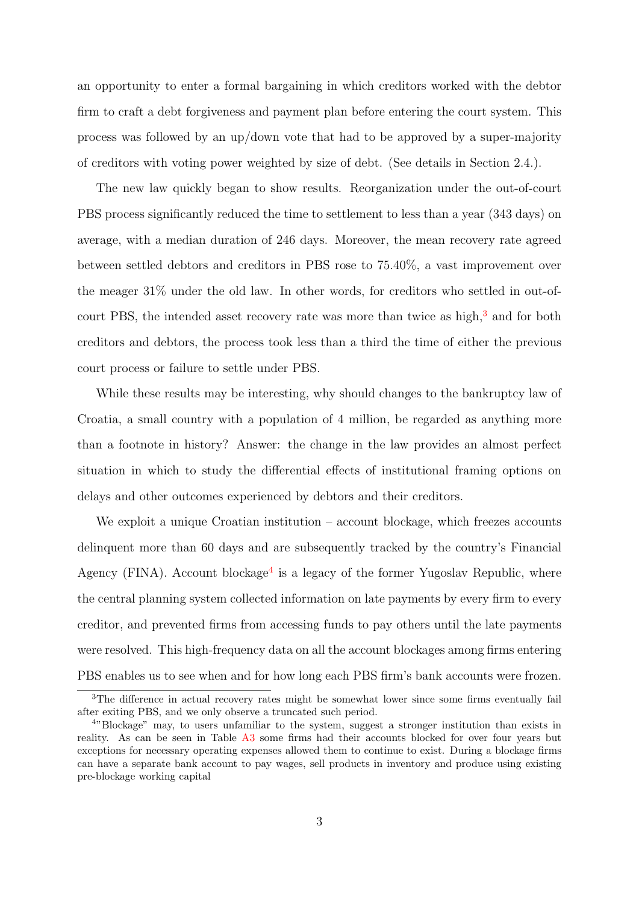an opportunity to enter a formal bargaining in which creditors worked with the debtor firm to craft a debt forgiveness and payment plan before entering the court system. This process was followed by an up/down vote that had to be approved by a super-majority of creditors with voting power weighted by size of debt. (See details in Section 2.4.).

The new law quickly began to show results. Reorganization under the out-of-court PBS process significantly reduced the time to settlement to less than a year (343 days) on average, with a median duration of 246 days. Moreover, the mean recovery rate agreed between settled debtors and creditors in PBS rose to 75.40%, a vast improvement over the meager 31% under the old law. In other words, for creditors who settled in out-of-court PBS, the intended asset recovery rate was more than twice as high,[3] and for both creditors and debtors, the process took less than a third the time of either the previous court process or failure to settle under PBS.

While these results may be interesting, why should changes to the bankruptcy law of Croatia, a small country with a population of 4 million, be regarded as anything more than a footnote in history? Answer: the change in the law provides an almost perfect situation in which to study the differential effects of institutional framing options on delays and other outcomes experienced by debtors and their creditors.

We exploit a unique Croatian institution – account blockage, which freezes accounts delinquent more than 60 days and are subsequently tracked by the country's Financial Agency (FINA). Account blockage[4] is a legacy of the former Yugoslav Republic, where the central planning system collected information on late payments by every firm to every creditor, and prevented firms from accessing funds to pay others until the late payments were resolved. This high-frequency data on all the account blockages among firms entering PBS enables us to see when and for how long each PBS firm's bank accounts were frozen.

[3]The difference in actual recovery rates might be somewhat lower since some firms eventually fail after exiting PBS, and we only observe a truncated such period.

[4]"Blockage" may, to users unfamiliar to the system, suggest a stronger institution than exists in reality. As can be seen in Table A3 some firms had their accounts blocked for over four years but exceptions for necessary operating expenses allowed them to continue to exist. During a blockage firms can have a separate bank account to pay wages, sell products in inventory and produce using existing pre-blockage working capital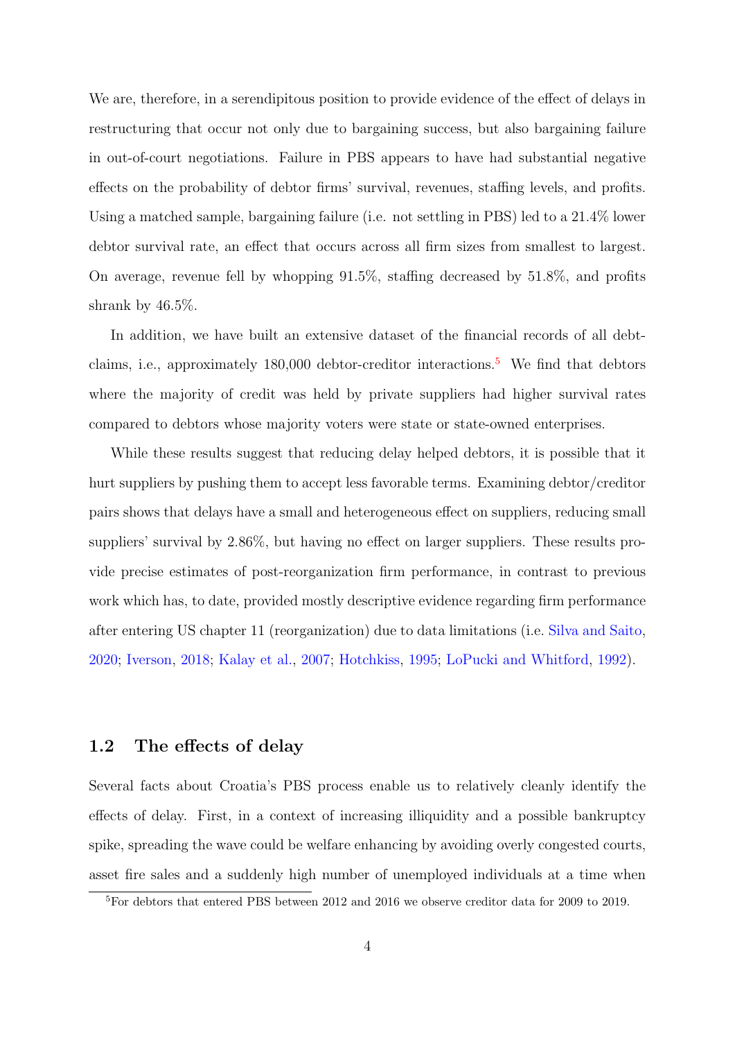We are, therefore, in a serendipitous position to provide evidence of the effect of delays in restructuring that occur not only due to bargaining success, but also bargaining failure in out-of-court negotiations. Failure in PBS appears to have had substantial negative effects on the probability of debtor firms' survival, revenues, staffing levels, and profits. Using a matched sample, bargaining failure (i.e. not settling in PBS) led to a 21.4% lower debtor survival rate, an effect that occurs across all firm sizes from smallest to largest. On average, revenue fell by whopping 91.5%, staffing decreased by 51.8%, and profits shrank by 46.5%.

In addition, we have built an extensive dataset of the financial records of all debt-claims, i.e., approximately 180,000 debtor-creditor interactions.[5] We find that debtors where the majority of credit was held by private suppliers had higher survival rates compared to debtors whose majority voters were state or state-owned enterprises.

While these results suggest that reducing delay helped debtors, it is possible that it hurt suppliers by pushing them to accept less favorable terms. Examining debtor/creditor pairs shows that delays have a small and heterogeneous effect on suppliers, reducing small suppliers' survival by 2.86%, but having no effect on larger suppliers. These results provide precise estimates of post-reorganization firm performance, in contrast to previous work which has, to date, provided mostly descriptive evidence regarding firm performance after entering US chapter 11 (reorganization) due to data limitations (i.e. Silva and Saito, 2020; Iverson, 2018; Kalay et al., 2007; Hotchkiss, 1995; LoPucki and Whitford, 1992).

## 1.2 The effects of delay

Several facts about Croatia's PBS process enable us to relatively cleanly identify the effects of delay. First, in a context of increasing illiquidity and a possible bankruptcy spike, spreading the wave could be welfare enhancing by avoiding overly congested courts, asset fire sales and a suddenly high number of unemployed individuals at a time when

[5] For debtors that entered PBS between 2012 and 2016 we observe creditor data for 2009 to 2019.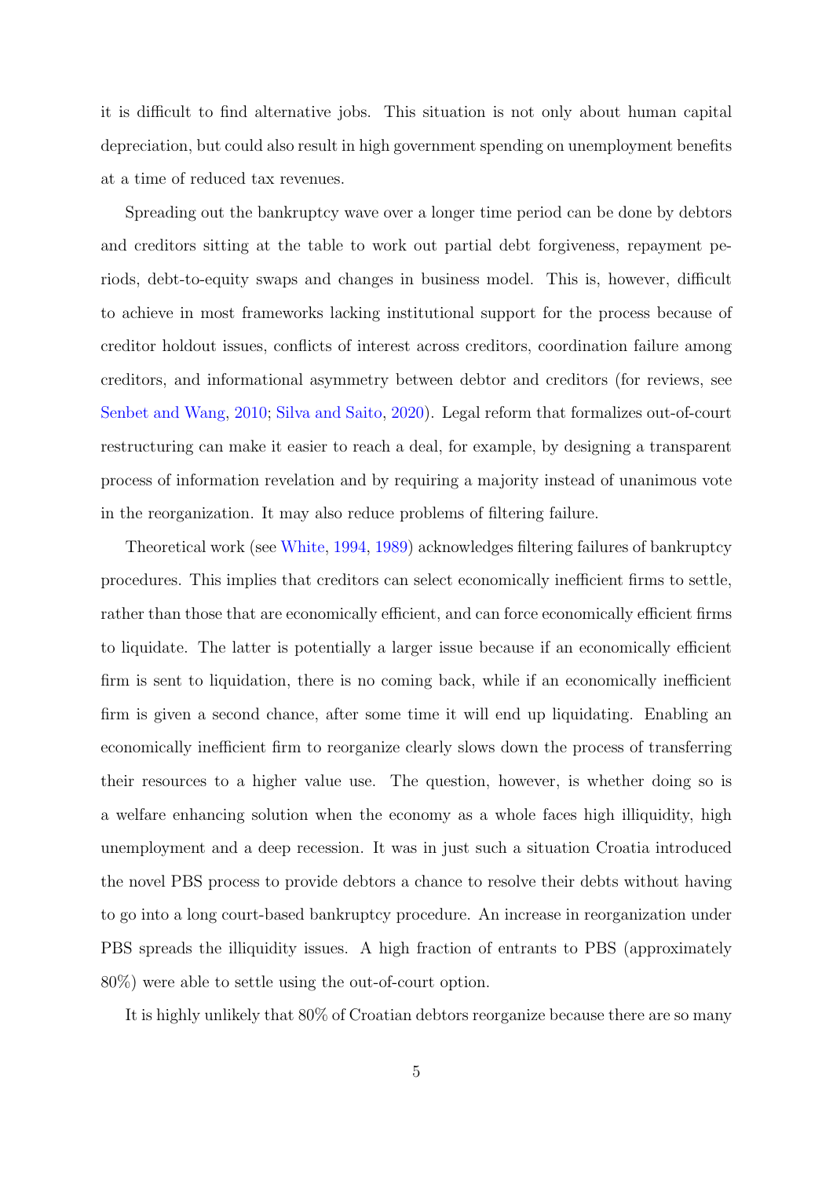it is difficult to find alternative jobs. This situation is not only about human capital depreciation, but could also result in high government spending on unemployment benefits at a time of reduced tax revenues.

Spreading out the bankruptcy wave over a longer time period can be done by debtors and creditors sitting at the table to work out partial debt forgiveness, repayment periods, debt-to-equity swaps and changes in business model. This is, however, difficult to achieve in most frameworks lacking institutional support for the process because of creditor holdout issues, conflicts of interest across creditors, coordination failure among creditors, and informational asymmetry between debtor and creditors (for reviews, see Senbet and Wang, 2010; Silva and Saito, 2020). Legal reform that formalizes out-of-court restructuring can make it easier to reach a deal, for example, by designing a transparent process of information revelation and by requiring a majority instead of unanimous vote in the reorganization. It may also reduce problems of filtering failure.

Theoretical work (see White, 1994, 1989) acknowledges filtering failures of bankruptcy procedures. This implies that creditors can select economically inefficient firms to settle, rather than those that are economically efficient, and can force economically efficient firms to liquidate. The latter is potentially a larger issue because if an economically efficient firm is sent to liquidation, there is no coming back, while if an economically inefficient firm is given a second chance, after some time it will end up liquidating. Enabling an economically inefficient firm to reorganize clearly slows down the process of transferring their resources to a higher value use. The question, however, is whether doing so is a welfare enhancing solution when the economy as a whole faces high illiquidity, high unemployment and a deep recession. It was in just such a situation Croatia introduced the novel PBS process to provide debtors a chance to resolve their debts without having to go into a long court-based bankruptcy procedure. An increase in reorganization under PBS spreads the illiquidity issues. A high fraction of entrants to PBS (approximately 80%) were able to settle using the out-of-court option.

It is highly unlikely that 80% of Croatian debtors reorganize because there are so many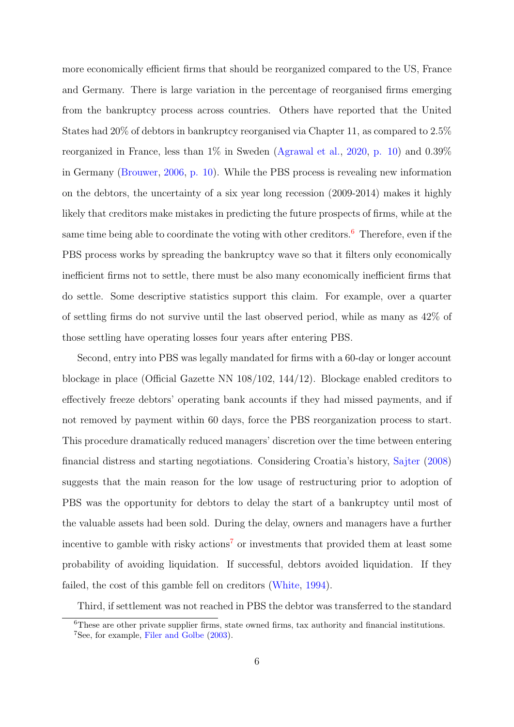more economically efficient firms that should be reorganized compared to the US, France and Germany. There is large variation in the percentage of reorganised firms emerging from the bankruptcy process across countries. Others have reported that the United States had 20% of debtors in bankruptcy reorganised via Chapter 11, as compared to 2.5% reorganized in France, less than 1% in Sweden (Agrawal et al., 2020, p. 10) and 0.39% in Germany (Brouwer, 2006, p. 10). While the PBS process is revealing new information on the debtors, the uncertainty of a six year long recession (2009-2014) makes it highly likely that creditors make mistakes in predicting the future prospects of firms, while at the same time being able to coordinate the voting with other creditors.[6] Therefore, even if the PBS process works by spreading the bankruptcy wave so that it filters only economically inefficient firms not to settle, there must be also many economically inefficient firms that do settle. Some descriptive statistics support this claim. For example, over a quarter of settling firms do not survive until the last observed period, while as many as 42% of those settling have operating losses four years after entering PBS.

Second, entry into PBS was legally mandated for firms with a 60-day or longer account blockage in place (Official Gazette NN 108/102, 144/12). Blockage enabled creditors to effectively freeze debtors' operating bank accounts if they had missed payments, and if not removed by payment within 60 days, force the PBS reorganization process to start. This procedure dramatically reduced managers' discretion over the time between entering financial distress and starting negotiations. Considering Croatia's history, Sajter (2008) suggests that the main reason for the low usage of restructuring prior to adoption of PBS was the opportunity for debtors to delay the start of a bankruptcy until most of the valuable assets had been sold. During the delay, owners and managers have a further incentive to gamble with risky actions[7] or investments that provided them at least some probability of avoiding liquidation. If successful, debtors avoided liquidation. If they failed, the cost of this gamble fell on creditors (White, 1994).

Third, if settlement was not reached in PBS the debtor was transferred to the standard

[6] These are other private supplier firms, state owned firms, tax authority and financial institutions.

[7] See, for example, Filer and Golbe (2003).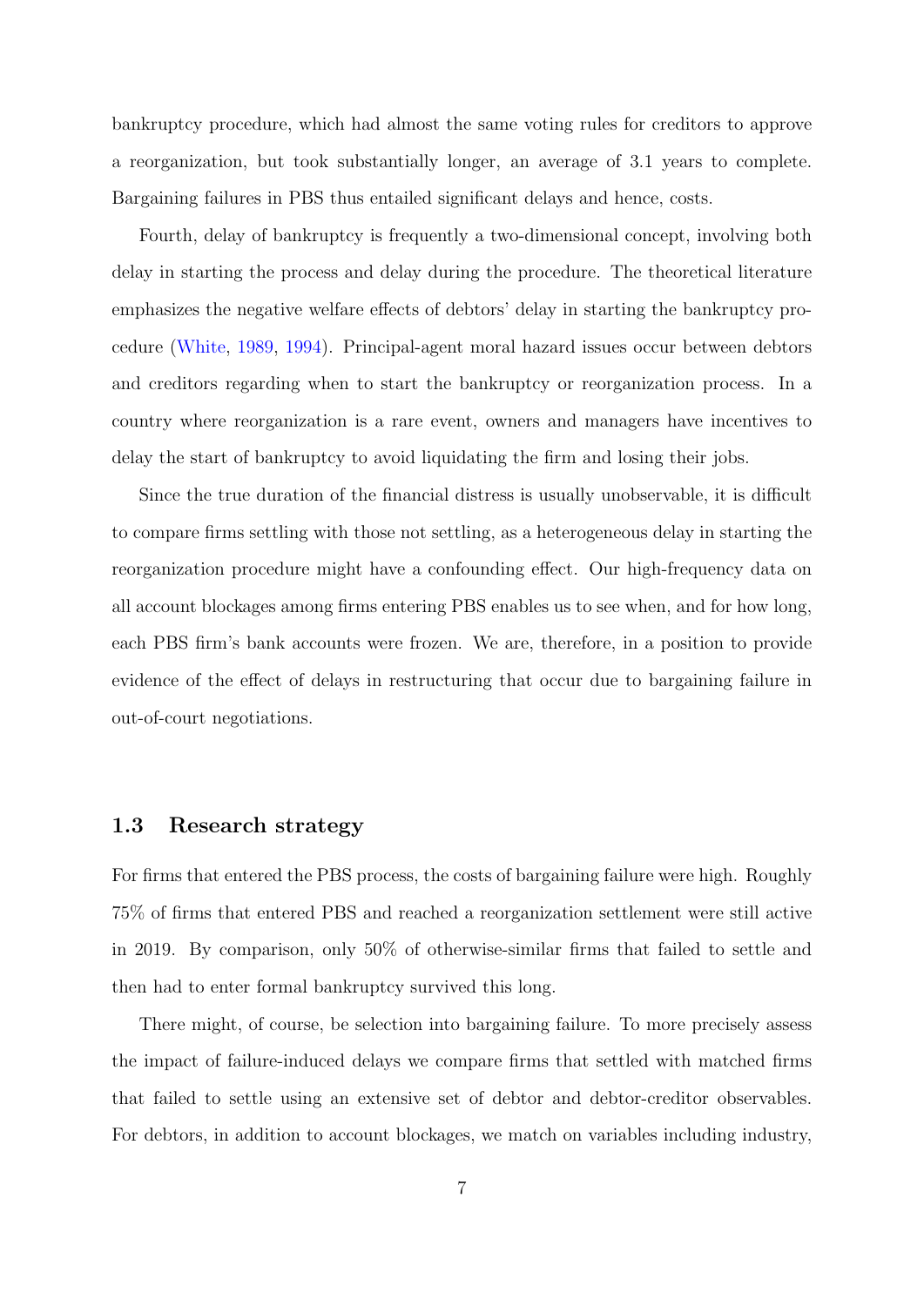bankruptcy procedure, which had almost the same voting rules for creditors to approve a reorganization, but took substantially longer, an average of 3.1 years to complete. Bargaining failures in PBS thus entailed significant delays and hence, costs.

Fourth, delay of bankruptcy is frequently a two-dimensional concept, involving both delay in starting the process and delay during the procedure. The theoretical literature emphasizes the negative welfare effects of debtors' delay in starting the bankruptcy procedure (White, 1989, 1994). Principal-agent moral hazard issues occur between debtors and creditors regarding when to start the bankruptcy or reorganization process. In a country where reorganization is a rare event, owners and managers have incentives to delay the start of bankruptcy to avoid liquidating the firm and losing their jobs.

Since the true duration of the financial distress is usually unobservable, it is difficult to compare firms settling with those not settling, as a heterogeneous delay in starting the reorganization procedure might have a confounding effect. Our high-frequency data on all account blockages among firms entering PBS enables us to see when, and for how long, each PBS firm's bank accounts were frozen. We are, therefore, in a position to provide evidence of the effect of delays in restructuring that occur due to bargaining failure in out-of-court negotiations.

### 1.3 Research strategy

For firms that entered the PBS process, the costs of bargaining failure were high. Roughly 75% of firms that entered PBS and reached a reorganization settlement were still active in 2019. By comparison, only 50% of otherwise-similar firms that failed to settle and then had to enter formal bankruptcy survived this long.

There might, of course, be selection into bargaining failure. To more precisely assess the impact of failure-induced delays we compare firms that settled with matched firms that failed to settle using an extensive set of debtor and debtor-creditor observables. For debtors, in addition to account blockages, we match on variables including industry,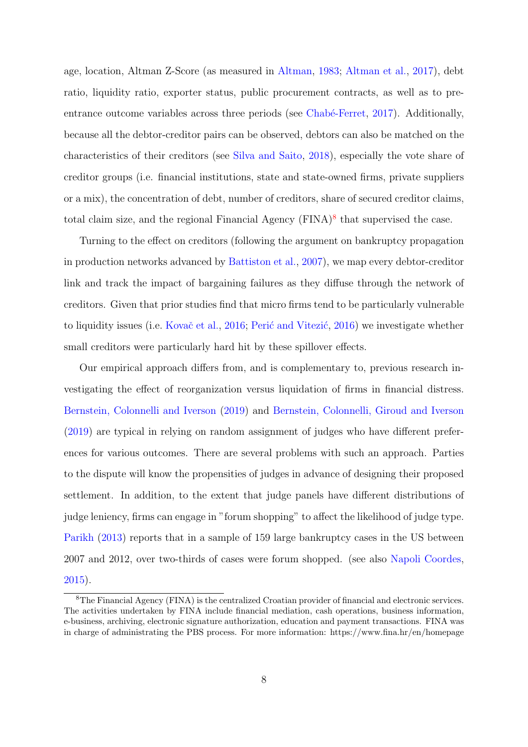age, location, Altman Z-Score (as measured in Altman, 1983; Altman et al., 2017), debt ratio, liquidity ratio, exporter status, public procurement contracts, as well as to pre-entrance outcome variables across three periods (see Chabé-Ferret, 2017). Additionally, because all the debtor-creditor pairs can be observed, debtors can also be matched on the characteristics of their creditors (see Silva and Saito, 2018), especially the vote share of creditor groups (i.e. financial institutions, state and state-owned firms, private suppliers or a mix), the concentration of debt, number of creditors, share of secured creditor claims, total claim size, and the regional Financial Agency (FINA)[8] that supervised the case.

Turning to the effect on creditors (following the argument on bankruptcy propagation in production networks advanced by Battiston et al., 2007), we map every debtor-creditor link and track the impact of bargaining failures as they diffuse through the network of creditors. Given that prior studies find that micro firms tend to be particularly vulnerable to liquidity issues (i.e. Kovač et al., 2016; Perić and Vitezić, 2016) we investigate whether small creditors were particularly hard hit by these spillover effects.

Our empirical approach differs from, and is complementary to, previous research investigating the effect of reorganization versus liquidation of firms in financial distress. Bernstein, Colonnelli and Iverson (2019) and Bernstein, Colonnelli, Giroud and Iverson (2019) are typical in relying on random assignment of judges who have different preferences for various outcomes. There are several problems with such an approach. Parties to the dispute will know the propensities of judges in advance of designing their proposed settlement. In addition, to the extent that judge panels have different distributions of judge leniency, firms can engage in "forum shopping" to affect the likelihood of judge type. Parikh (2013) reports that in a sample of 159 large bankruptcy cases in the US between 2007 and 2012, over two-thirds of cases were forum shopped. (see also Napoli Coordes, 2015).

[8]The Financial Agency (FINA) is the centralized Croatian provider of financial and electronic services. The activities undertaken by FINA include financial mediation, cash operations, business information, e-business, archiving, electronic signature authorization, education and payment transactions. FINA was in charge of administrating the PBS process. For more information: https://www.fina.hr/en/homepage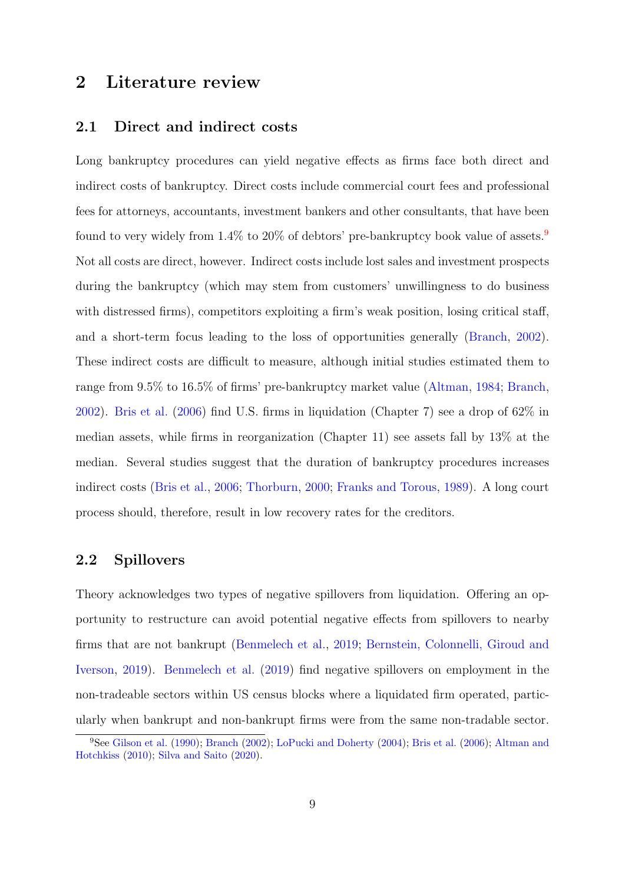# 2 Literature review

## 2.1 Direct and indirect costs

Long bankruptcy procedures can yield negative effects as firms face both direct and indirect costs of bankruptcy. Direct costs include commercial court fees and professional fees for attorneys, accountants, investment bankers and other consultants, that have been found to very widely from 1.4% to 20% of debtors' pre-bankruptcy book value of assets.[9] Not all costs are direct, however. Indirect costs include lost sales and investment prospects during the bankruptcy (which may stem from customers' unwillingness to do business with distressed firms), competitors exploiting a firm's weak position, losing critical staff, and a short-term focus leading to the loss of opportunities generally (Branch, 2002). These indirect costs are difficult to measure, although initial studies estimated them to range from 9.5% to 16.5% of firms' pre-bankruptcy market value (Altman, 1984; Branch, 2002). Bris et al. (2006) find U.S. firms in liquidation (Chapter 7) see a drop of 62% in median assets, while firms in reorganization (Chapter 11) see assets fall by 13% at the median. Several studies suggest that the duration of bankruptcy procedures increases indirect costs (Bris et al., 2006; Thorburn, 2000; Franks and Torous, 1989). A long court process should, therefore, result in low recovery rates for the creditors.

## 2.2 Spillovers

Theory acknowledges two types of negative spillovers from liquidation. Offering an opportunity to restructure can avoid potential negative effects from spillovers to nearby firms that are not bankrupt (Benmelech et al., 2019; Bernstein, Colonnelli, Giroud and Iverson, 2019). Benmelech et al. (2019) find negative spillovers on employment in the non-tradeable sectors within US census blocks where a liquidated firm operated, particularly when bankrupt and non-bankrupt firms were from the same non-tradable sector.

[9] See Gilson et al. (1990); Branch (2002); LoPucki and Doherty (2004); Bris et al. (2006); Altman and Hotchkiss (2010); Silva and Saito (2020).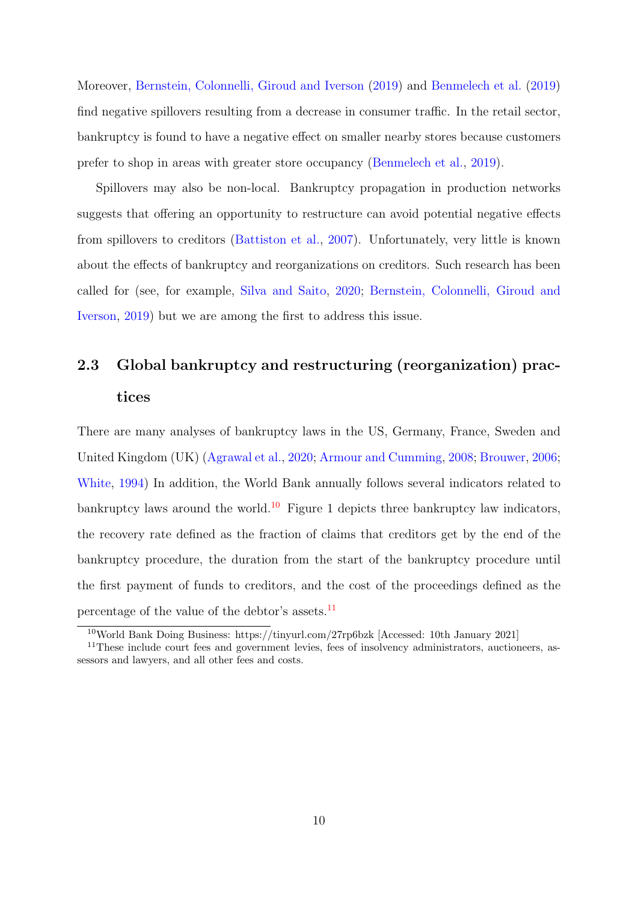Moreover, Bernstein, Colonnelli, Giroud and Iverson (2019) and Benmelech et al. (2019) find negative spillovers resulting from a decrease in consumer traffic. In the retail sector, bankruptcy is found to have a negative effect on smaller nearby stores because customers prefer to shop in areas with greater store occupancy (Benmelech et al., 2019).

Spillovers may also be non-local. Bankruptcy propagation in production networks suggests that offering an opportunity to restructure can avoid potential negative effects from spillovers to creditors (Battiston et al., 2007). Unfortunately, very little is known about the effects of bankruptcy and reorganizations on creditors. Such research has been called for (see, for example, Silva and Saito, 2020; Bernstein, Colonnelli, Giroud and Iverson, 2019) but we are among the first to address this issue.

## 2.3 Global bankruptcy and restructuring (reorganization) practices

There are many analyses of bankruptcy laws in the US, Germany, France, Sweden and United Kingdom (UK) (Agrawal et al., 2020; Armour and Cumming, 2008; Brouwer, 2006; White, 1994) In addition, the World Bank annually follows several indicators related to bankruptcy laws around the world.[10] Figure 1 depicts three bankruptcy law indicators, the recovery rate defined as the fraction of claims that creditors get by the end of the bankruptcy procedure, the duration from the start of the bankruptcy procedure until the first payment of funds to creditors, and the cost of the proceedings defined as the percentage of the value of the debtor's assets.[11]

[10] World Bank Doing Business: https://tinyurl.com/27rp6bzk [Accessed: 10th January 2021]

[11] These include court fees and government levies, fees of insolvency administrators, auctioneers, assessors and lawyers, and all other fees and costs.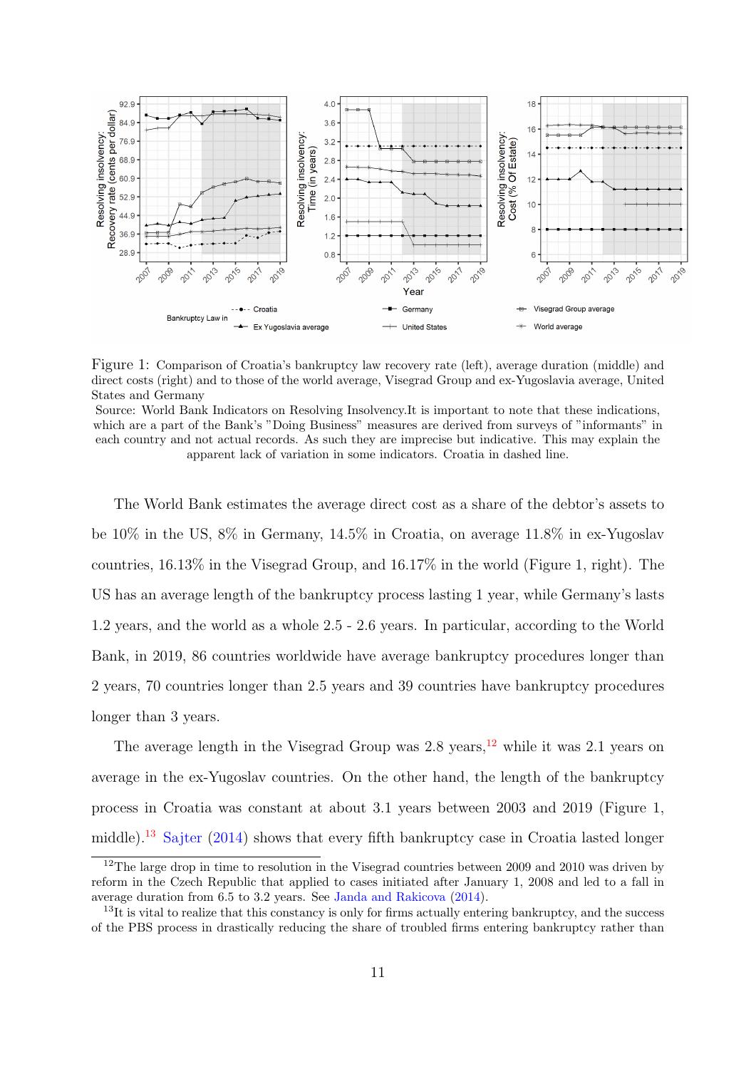Figure 1: Comparison of Croatia's bankruptcy law recovery rate (left), average duration (middle) and direct costs (right) and to those of the world average, Visegrad Group and ex-Yugoslavia average, United States and Germany

Source: World Bank Indicators on Resolving Insolvency.It is important to note that these indications, which are a part of the Bank's "Doing Business" measures are derived from surveys of "informants" in each country and not actual records. As such they are imprecise but indicative. This may explain the apparent lack of variation in some indicators. Croatia in dashed line.

The World Bank estimates the average direct cost as a share of the debtor's assets to be 10% in the US, 8% in Germany, 14.5% in Croatia, on average 11.8% in ex-Yugoslav countries, 16.13% in the Visegrad Group, and 16.17% in the world (Figure 1, right). The US has an average length of the bankruptcy process lasting 1 year, while Germany's lasts 1.2 years, and the world as a whole 2.5 - 2.6 years. In particular, according to the World Bank, in 2019, 86 countries worldwide have average bankruptcy procedures longer than 2 years, 70 countries longer than 2.5 years and 39 countries have bankruptcy procedures longer than 3 years.

The average length in the Visegrad Group was 2.8 years,[12] while it was 2.1 years on average in the ex-Yugoslav countries. On the other hand, the length of the bankruptcy process in Croatia was constant at about 3.1 years between 2003 and 2019 (Figure 1, middle).[13] Sajter (2014) shows that every fifth bankruptcy case in Croatia lasted longer

[12] The large drop in time to resolution in the Visegrad countries between 2009 and 2010 was driven by reform in the Czech Republic that applied to cases initiated after January 1, 2008 and led to a fall in average duration from 6.5 to 3.2 years. See Janda and Rakicova (2014).

[13] It is vital to realize that this constancy is only for firms actually entering bankruptcy, and the success of the PBS process in drastically reducing the share of troubled firms entering bankruptcy rather than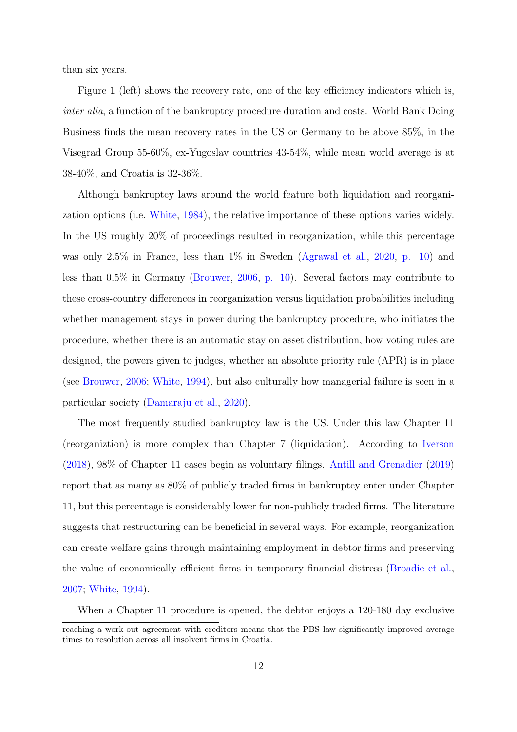than six years.

Figure 1 (left) shows the recovery rate, one of the key efficiency indicators which is, *inter alia*, a function of the bankruptcy procedure duration and costs. World Bank Doing Business finds the mean recovery rates in the US or Germany to be above 85%, in the Visegrad Group 55-60%, ex-Yugoslav countries 43-54%, while mean world average is at 38-40%, and Croatia is 32-36%.

Although bankruptcy laws around the world feature both liquidation and reorganization options (i.e. White, 1984), the relative importance of these options varies widely. In the US roughly 20% of proceedings resulted in reorganization, while this percentage was only 2.5% in France, less than 1% in Sweden (Agrawal et al., 2020, p. 10) and less than 0.5% in Germany (Brouwer, 2006, p. 10). Several factors may contribute to these cross-country differences in reorganization versus liquidation probabilities including whether management stays in power during the bankruptcy procedure, who initiates the procedure, whether there is an automatic stay on asset distribution, how voting rules are designed, the powers given to judges, whether an absolute priority rule (APR) is in place (see Brouwer, 2006; White, 1994), but also culturally how managerial failure is seen in a particular society (Damaraju et al., 2020).

The most frequently studied bankruptcy law is the US. Under this law Chapter 11 (reorganiztion) is more complex than Chapter 7 (liquidation). According to Iverson (2018), 98% of Chapter 11 cases begin as voluntary filings. Antill and Grenadier (2019) report that as many as 80% of publicly traded firms in bankruptcy enter under Chapter 11, but this percentage is considerably lower for non-publicly traded firms. The literature suggests that restructuring can be beneficial in several ways. For example, reorganization can create welfare gains through maintaining employment in debtor firms and preserving the value of economically efficient firms in temporary financial distress (Broadie et al., 2007; White, 1994).

When a Chapter 11 procedure is opened, the debtor enjoys a 120-180 day exclusive

reaching a work-out agreement with creditors means that the PBS law significantly improved average times to resolution across all insolvent firms in Croatia.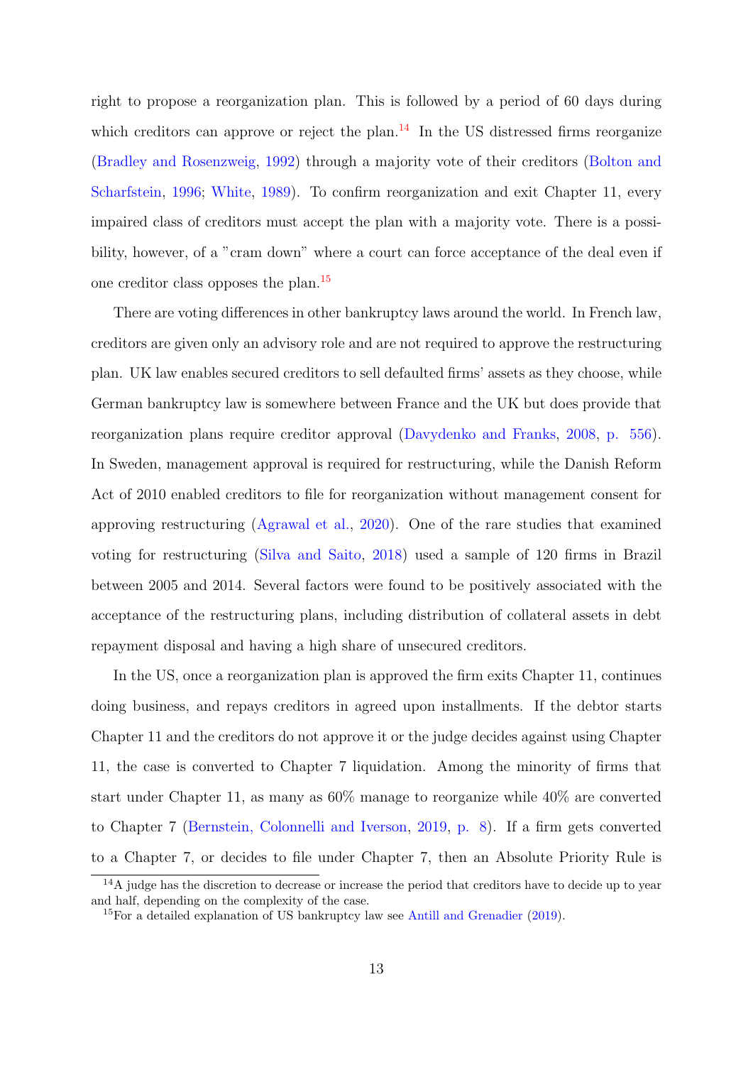right to propose a reorganization plan. This is followed by a period of 60 days during which creditors can approve or reject the plan.[14] In the US distressed firms reorganize (Bradley and Rosenzweig, 1992) through a majority vote of their creditors (Bolton and Scharfstein, 1996; White, 1989). To confirm reorganization and exit Chapter 11, every impaired class of creditors must accept the plan with a majority vote. There is a possibility, however, of a "cram down" where a court can force acceptance of the deal even if one creditor class opposes the plan.[15]

There are voting differences in other bankruptcy laws around the world. In French law, creditors are given only an advisory role and are not required to approve the restructuring plan. UK law enables secured creditors to sell defaulted firms' assets as they choose, while German bankruptcy law is somewhere between France and the UK but does provide that reorganization plans require creditor approval (Davydenko and Franks, 2008, p. 556). In Sweden, management approval is required for restructuring, while the Danish Reform Act of 2010 enabled creditors to file for reorganization without management consent for approving restructuring (Agrawal et al., 2020). One of the rare studies that examined voting for restructuring (Silva and Saito, 2018) used a sample of 120 firms in Brazil between 2005 and 2014. Several factors were found to be positively associated with the acceptance of the restructuring plans, including distribution of collateral assets in debt repayment disposal and having a high share of unsecured creditors.

In the US, once a reorganization plan is approved the firm exits Chapter 11, continues doing business, and repays creditors in agreed upon installments. If the debtor starts Chapter 11 and the creditors do not approve it or the judge decides against using Chapter 11, the case is converted to Chapter 7 liquidation. Among the minority of firms that start under Chapter 11, as many as 60% manage to reorganize while 40% are converted to Chapter 7 (Bernstein, Colonnelli and Iverson, 2019, p. 8). If a firm gets converted to a Chapter 7, or decides to file under Chapter 7, then an Absolute Priority Rule is

[14] A judge has the discretion to decrease or increase the period that creditors have to decide up to year and half, depending on the complexity of the case.

[15] For a detailed explanation of US bankruptcy law see Antill and Grenadier (2019).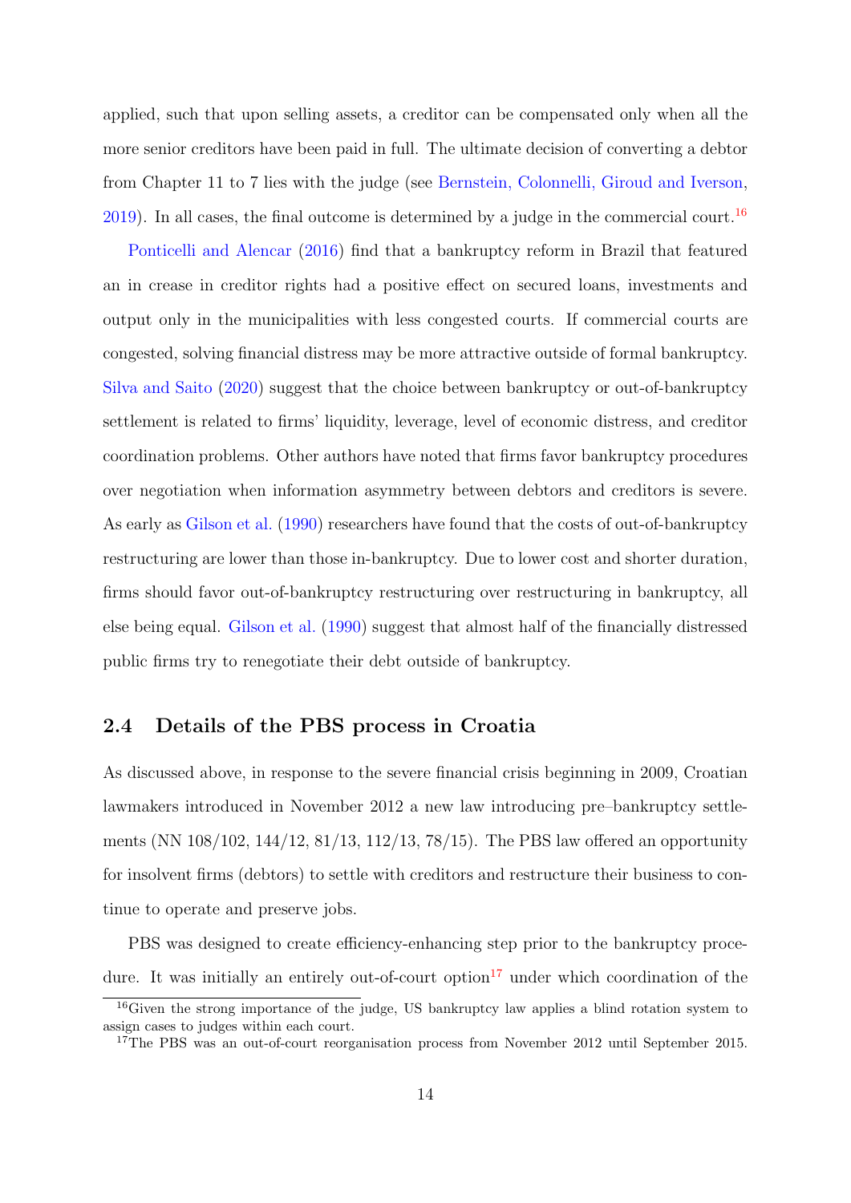applied, such that upon selling assets, a creditor can be compensated only when all the more senior creditors have been paid in full. The ultimate decision of converting a debtor from Chapter 11 to 7 lies with the judge (see Bernstein, Colonnelli, Giroud and Iverson, 2019). In all cases, the final outcome is determined by a judge in the commercial court.[16]

Ponticelli and Alencar (2016) find that a bankruptcy reform in Brazil that featured an in crease in creditor rights had a positive effect on secured loans, investments and output only in the municipalities with less congested courts. If commercial courts are congested, solving financial distress may be more attractive outside of formal bankruptcy. Silva and Saito (2020) suggest that the choice between bankruptcy or out-of-bankruptcy settlement is related to firms' liquidity, leverage, level of economic distress, and creditor coordination problems. Other authors have noted that firms favor bankruptcy procedures over negotiation when information asymmetry between debtors and creditors is severe. As early as Gilson et al. (1990) researchers have found that the costs of out-of-bankruptcy restructuring are lower than those in-bankruptcy. Due to lower cost and shorter duration, firms should favor out-of-bankruptcy restructuring over restructuring in bankruptcy, all else being equal. Gilson et al. (1990) suggest that almost half of the financially distressed public firms try to renegotiate their debt outside of bankruptcy.

## 2.4 Details of the PBS process in Croatia

As discussed above, in response to the severe financial crisis beginning in 2009, Croatian lawmakers introduced in November 2012 a new law introducing pre–bankruptcy settlements (NN 108/102, 144/12, 81/13, 112/13, 78/15). The PBS law offered an opportunity for insolvent firms (debtors) to settle with creditors and restructure their business to continue to operate and preserve jobs.

PBS was designed to create efficiency-enhancing step prior to the bankruptcy procedure. It was initially an entirely out-of-court option[17] under which coordination of the

[16] Given the strong importance of the judge, US bankruptcy law applies a blind rotation system to assign cases to judges within each court.

[17] The PBS was an out-of-court reorganisation process from November 2012 until September 2015.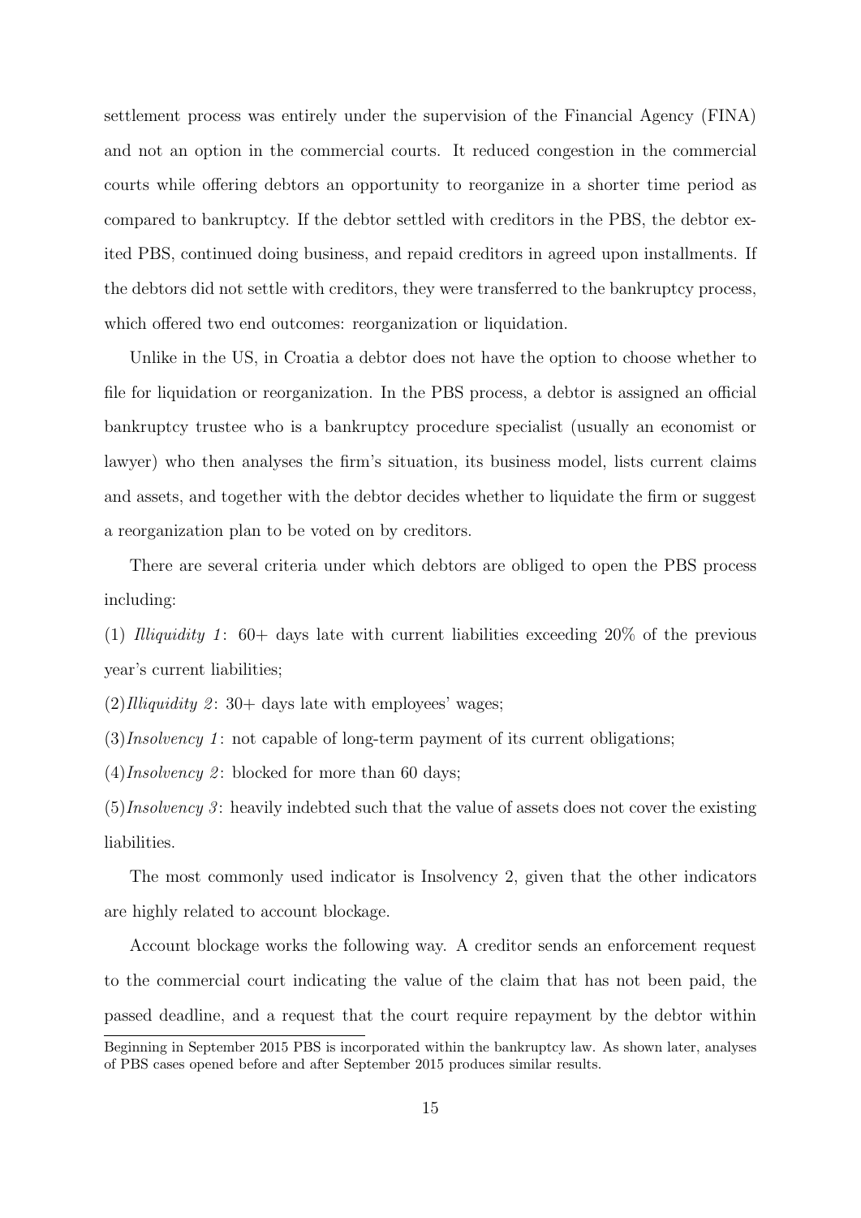settlement process was entirely under the supervision of the Financial Agency (FINA) and not an option in the commercial courts. It reduced congestion in the commercial courts while offering debtors an opportunity to reorganize in a shorter time period as compared to bankruptcy. If the debtor settled with creditors in the PBS, the debtor exited PBS, continued doing business, and repaid creditors in agreed upon installments. If the debtors did not settle with creditors, they were transferred to the bankruptcy process, which offered two end outcomes: reorganization or liquidation.

Unlike in the US, in Croatia a debtor does not have the option to choose whether to file for liquidation or reorganization. In the PBS process, a debtor is assigned an official bankruptcy trustee who is a bankruptcy procedure specialist (usually an economist or lawyer) who then analyses the firm's situation, its business model, lists current claims and assets, and together with the debtor decides whether to liquidate the firm or suggest a reorganization plan to be voted on by creditors.

There are several criteria under which debtors are obliged to open the PBS process including:

(1) *Illiquidity 1*: 60+ days late with current liabilities exceeding 20% of the previous year's current liabilities;

(2)*Illiquidity 2*: 30+ days late with employees' wages;

(3)*Insolvency 1*: not capable of long-term payment of its current obligations;

(4)*Insolvency 2*: blocked for more than 60 days;

(5)*Insolvency 3*: heavily indebted such that the value of assets does not cover the existing liabilities.

The most commonly used indicator is Insolvency 2, given that the other indicators are highly related to account blockage.

Account blockage works the following way. A creditor sends an enforcement request to the commercial court indicating the value of the claim that has not been paid, the passed deadline, and a request that the court require repayment by the debtor within

Beginning in September 2015 PBS is incorporated within the bankruptcy law. As shown later, analyses of PBS cases opened before and after September 2015 produces similar results.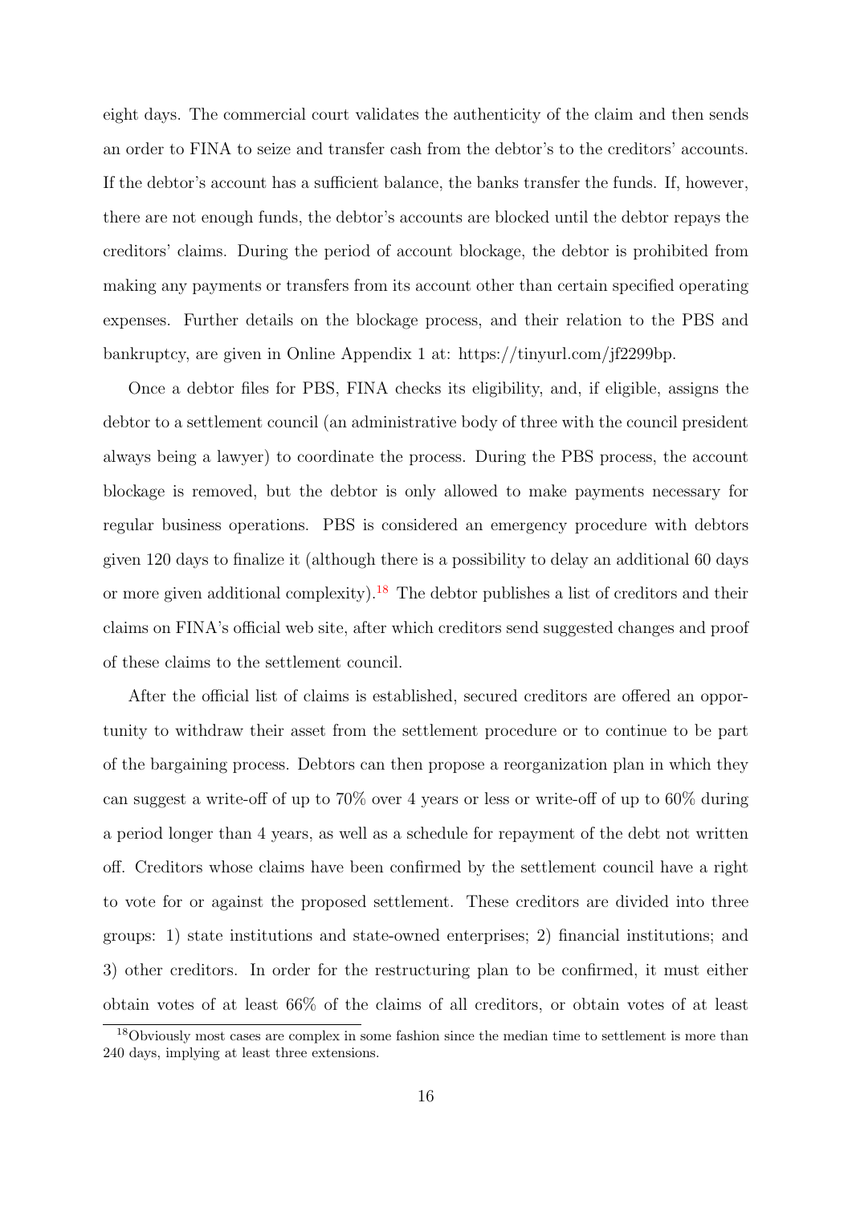eight days. The commercial court validates the authenticity of the claim and then sends an order to FINA to seize and transfer cash from the debtor's to the creditors' accounts. If the debtor's account has a sufficient balance, the banks transfer the funds. If, however, there are not enough funds, the debtor's accounts are blocked until the debtor repays the creditors' claims. During the period of account blockage, the debtor is prohibited from making any payments or transfers from its account other than certain specified operating expenses. Further details on the blockage process, and their relation to the PBS and bankruptcy, are given in Online Appendix 1 at: https://tinyurl.com/jf2299bp.

Once a debtor files for PBS, FINA checks its eligibility, and, if eligible, assigns the debtor to a settlement council (an administrative body of three with the council president always being a lawyer) to coordinate the process. During the PBS process, the account blockage is removed, but the debtor is only allowed to make payments necessary for regular business operations. PBS is considered an emergency procedure with debtors given 120 days to finalize it (although there is a possibility to delay an additional 60 days or more given additional complexity).[18] The debtor publishes a list of creditors and their claims on FINA's official web site, after which creditors send suggested changes and proof of these claims to the settlement council.

After the official list of claims is established, secured creditors are offered an opportunity to withdraw their asset from the settlement procedure or to continue to be part of the bargaining process. Debtors can then propose a reorganization plan in which they can suggest a write-off of up to 70% over 4 years or less or write-off of up to 60% during a period longer than 4 years, as well as a schedule for repayment of the debt not written off. Creditors whose claims have been confirmed by the settlement council have a right to vote for or against the proposed settlement. These creditors are divided into three groups: 1) state institutions and state-owned enterprises; 2) financial institutions; and 3) other creditors. In order for the restructuring plan to be confirmed, it must either obtain votes of at least 66% of the claims of all creditors, or obtain votes of at least

[18] Obviously most cases are complex in some fashion since the median time to settlement is more than 240 days, implying at least three extensions.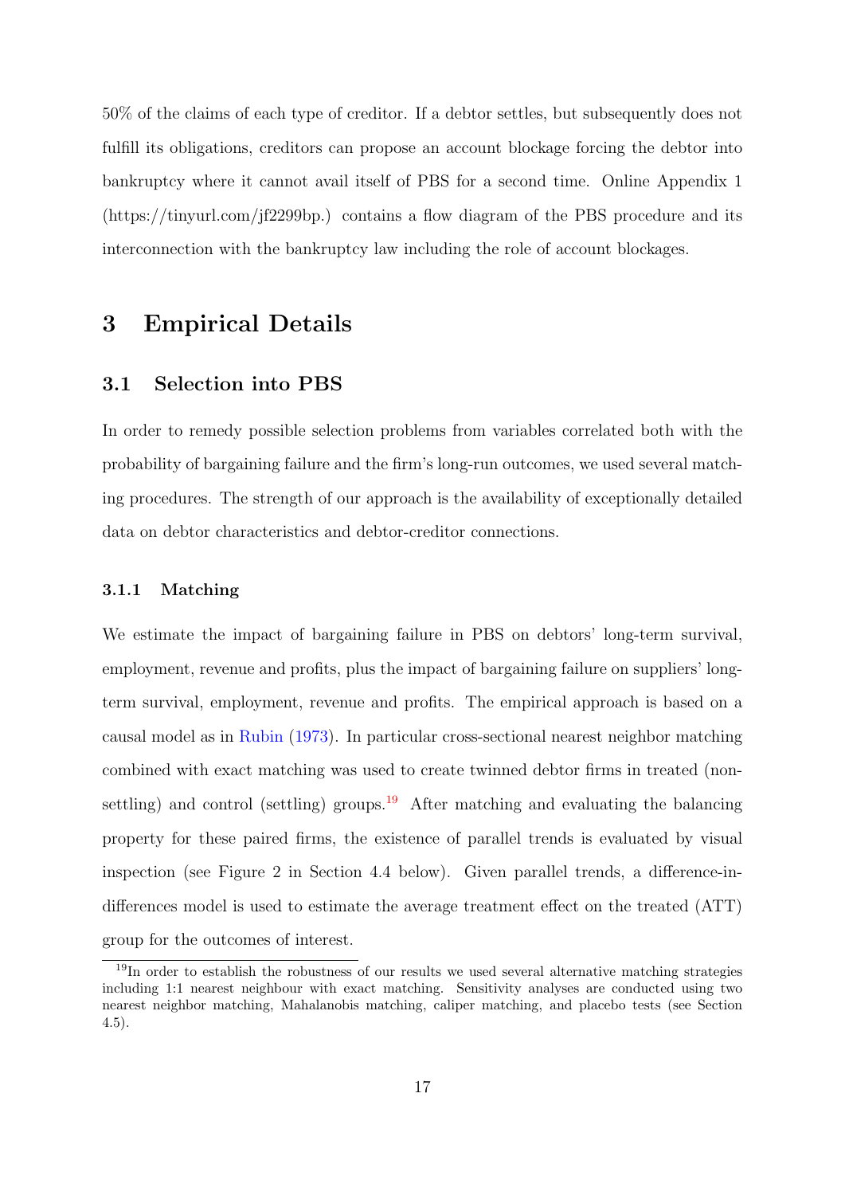50% of the claims of each type of creditor. If a debtor settles, but subsequently does not fulfill its obligations, creditors can propose an account blockage forcing the debtor into bankruptcy where it cannot avail itself of PBS for a second time. Online Appendix 1 (https://tinyurl.com/jf2299bp.) contains a flow diagram of the PBS procedure and its interconnection with the bankruptcy law including the role of account blockages.

# 3 Empirical Details

## 3.1 Selection into PBS

In order to remedy possible selection problems from variables correlated both with the probability of bargaining failure and the firm's long-run outcomes, we used several matching procedures. The strength of our approach is the availability of exceptionally detailed data on debtor characteristics and debtor-creditor connections.

### 3.1.1 Matching

We estimate the impact of bargaining failure in PBS on debtors' long-term survival, employment, revenue and profits, plus the impact of bargaining failure on suppliers' long-term survival, employment, revenue and profits. The empirical approach is based on a causal model as in Rubin (1973). In particular cross-sectional nearest neighbor matching combined with exact matching was used to create twinned debtor firms in treated (non-settling) and control (settling) groups.[19] After matching and evaluating the balancing property for these paired firms, the existence of parallel trends is evaluated by visual inspection (see Figure 2 in Section 4.4 below). Given parallel trends, a difference-in-differences model is used to estimate the average treatment effect on the treated (ATT) group for the outcomes of interest.

[19] In order to establish the robustness of our results we used several alternative matching strategies including 1:1 nearest neighbour with exact matching. Sensitivity analyses are conducted using two nearest neighbor matching, Mahalanobis matching, caliper matching, and placebo tests (see Section 4.5).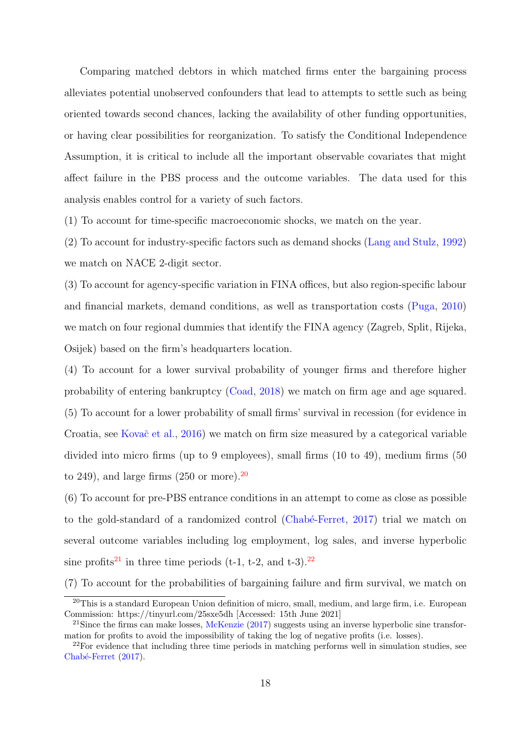Comparing matched debtors in which matched firms enter the bargaining process alleviates potential unobserved confounders that lead to attempts to settle such as being oriented towards second chances, lacking the availability of other funding opportunities, or having clear possibilities for reorganization. To satisfy the Conditional Independence Assumption, it is critical to include all the important observable covariates that might affect failure in the PBS process and the outcome variables. The data used for this analysis enables control for a variety of such factors.

(1) To account for time-specific macroeconomic shocks, we match on the year.

(2) To account for industry-specific factors such as demand shocks (Lang and Stulz, 1992) we match on NACE 2-digit sector.

(3) To account for agency-specific variation in FINA offices, but also region-specific labour and financial markets, demand conditions, as well as transportation costs (Puga, 2010) we match on four regional dummies that identify the FINA agency (Zagreb, Split, Rijeka, Osijek) based on the firm's headquarters location.

(4) To account for a lower survival probability of younger firms and therefore higher probability of entering bankruptcy (Coad, 2018) we match on firm age and age squared.

(5) To account for a lower probability of small firms' survival in recession (for evidence in Croatia, see Kovač et al., 2016) we match on firm size measured by a categorical variable divided into micro firms (up to 9 employees), small firms (10 to 49), medium firms (50 to 249), and large firms (250 or more).[20]

(6) To account for pre-PBS entrance conditions in an attempt to come as close as possible to the gold-standard of a randomized control (Chabé-Ferret, 2017) trial we match on several outcome variables including log employment, log sales, and inverse hyperbolic sine profits[21] in three time periods (t-1, t-2, and t-3).[22]

(7) To account for the probabilities of bargaining failure and firm survival, we match on

---

[20] This is a standard European Union definition of micro, small, medium, and large firm, i.e. European Commission: https://tinyurl.com/25sxe5dh [Accessed: 15th June 2021]

[21] Since the firms can make losses, McKenzie (2017) suggests using an inverse hyperbolic sine transformation for profits to avoid the impossibility of taking the log of negative profits (i.e. losses).

[22] For evidence that including three time periods in matching performs well in simulation studies, see Chabé-Ferret (2017).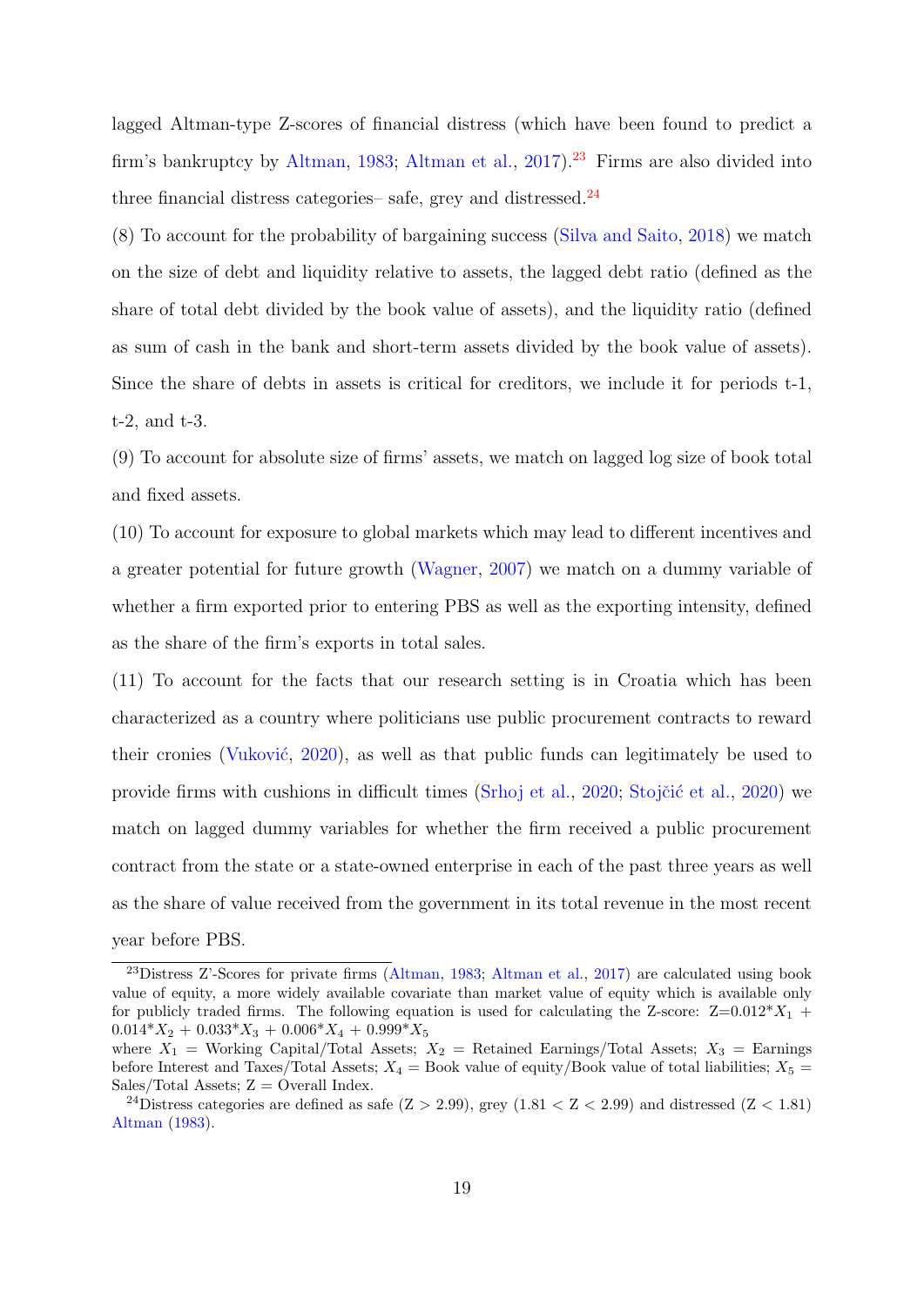lagged Altman-type Z-scores of financial distress (which have been found to predict a firm's bankruptcy by Altman, 1983; Altman et al., 2017).[23] Firms are also divided into three financial distress categories– safe, grey and distressed.[24]

(8) To account for the probability of bargaining success (Silva and Saito, 2018) we match on the size of debt and liquidity relative to assets, the lagged debt ratio (defined as the share of total debt divided by the book value of assets), and the liquidity ratio (defined as sum of cash in the bank and short-term assets divided by the book value of assets). Since the share of debts in assets is critical for creditors, we include it for periods t-1, t-2, and t-3.

(9) To account for absolute size of firms' assets, we match on lagged log size of book total and fixed assets.

(10) To account for exposure to global markets which may lead to different incentives and a greater potential for future growth (Wagner, 2007) we match on a dummy variable of whether a firm exported prior to entering PBS as well as the exporting intensity, defined as the share of the firm's exports in total sales.

(11) To account for the facts that our research setting is in Croatia which has been characterized as a country where politicians use public procurement contracts to reward their cronies (Vuković, 2020), as well as that public funds can legitimately be used to provide firms with cushions in difficult times (Srhoj et al., 2020; Stojčić et al., 2020) we match on lagged dummy variables for whether the firm received a public procurement contract from the state or a state-owned enterprise in each of the past three years as well as the share of value received from the government in its total revenue in the most recent year before PBS.

---

[23] Distress Z'-Scores for private firms (Altman, 1983; Altman et al., 2017) are calculated using book value of equity, a more widely available covariate than market value of equity which is available only for publicly traded firms. The following equation is used for calculating the Z-score: $Z=0.012*X_1 + 0.014*X_2 + 0.033*X_3 + 0.006*X_4 + 0.999*X_5$

where $X_1$ = Working Capital/Total Assets; $X_2$ = Retained Earnings/Total Assets; $X_3$ = Earnings before Interest and Taxes/Total Assets; $X_4$ = Book value of equity/Book value of total liabilities; $X_5$ = Sales/Total Assets; Z = Overall Index.

[24] Distress categories are defined as safe ($Z > 2.99$), grey ($1.81 < Z < 2.99$) and distressed ($Z < 1.81$) Altman (1983).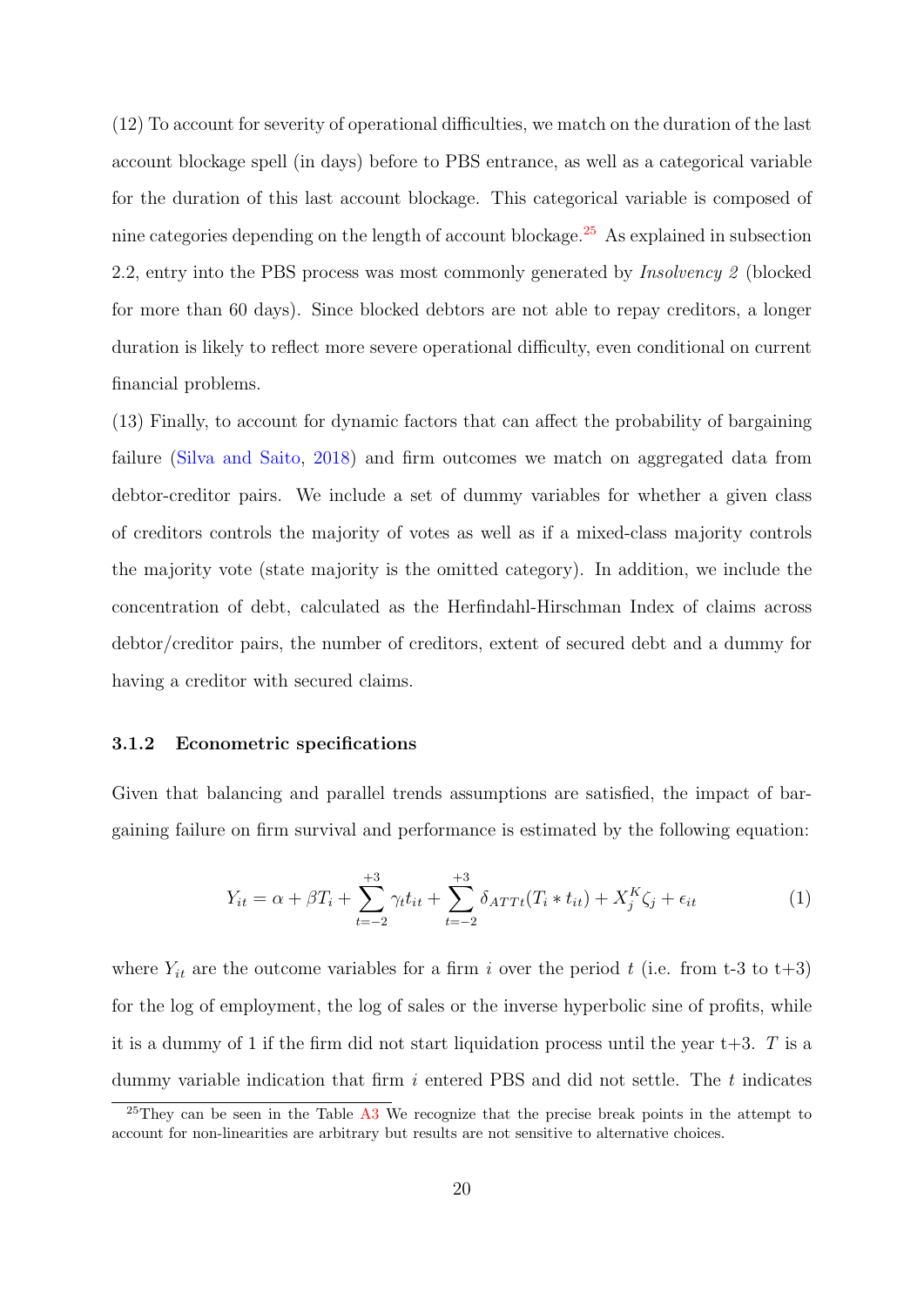(12) To account for severity of operational difficulties, we match on the duration of the last account blockage spell (in days) before to PBS entrance, as well as a categorical variable for the duration of this last account blockage. This categorical variable is composed of nine categories depending on the length of account blockage.[25] As explained in subsection 2.2, entry into the PBS process was most commonly generated by *Insolvency 2* (blocked for more than 60 days). Since blocked debtors are not able to repay creditors, a longer duration is likely to reflect more severe operational difficulty, even conditional on current financial problems.

(13) Finally, to account for dynamic factors that can affect the probability of bargaining failure (Silva and Saito, 2018) and firm outcomes we match on aggregated data from debtor-creditor pairs. We include a set of dummy variables for whether a given class of creditors controls the majority of votes as well as if a mixed-class majority controls the majority vote (state majority is the omitted category). In addition, we include the concentration of debt, calculated as the Herfindahl-Hirschman Index of claims across debtor/creditor pairs, the number of creditors, extent of secured debt and a dummy for having a creditor with secured claims.

### 3.1.2 Econometric specifications

Given that balancing and parallel trends assumptions are satisfied, the impact of bargaining failure on firm survival and performance is estimated by the following equation:

$$Y_{it} = \alpha + \beta T_i + \sum_{t=-2}^{+3} \gamma_t t_{it} + \sum_{t=-2}^{+3} \delta_{ATTt}(T_i * t_{it}) + X_j^K \zeta_j + \epsilon_{it} \tag{1}$$

where $Y_{it}$ are the outcome variables for a firm $i$ over the period $t$ (i.e. from t-3 to t+3) for the log of employment, the log of sales or the inverse hyperbolic sine of profits, while it is a dummy of 1 if the firm did not start liquidation process until the year t+3. $T$ is a dummy variable indication that firm $i$ entered PBS and did not settle. The $t$ indicates

[25] They can be seen in the Table A3 We recognize that the precise break points in the attempt to account for non-linearities are arbitrary but results are not sensitive to alternative choices.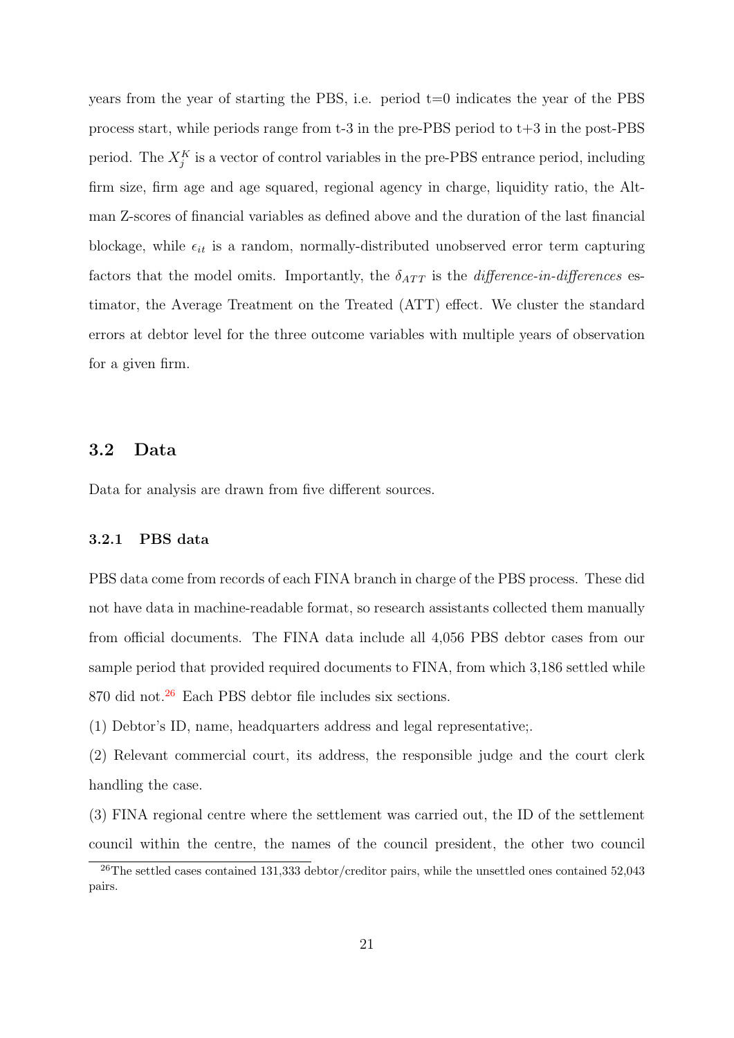years from the year of starting the PBS, i.e. period t=0 indicates the year of the PBS process start, while periods range from t-3 in the pre-PBS period to t+3 in the post-PBS period. The $X_j^K$ is a vector of control variables in the pre-PBS entrance period, including firm size, firm age and age squared, regional agency in charge, liquidity ratio, the Altman Z-scores of financial variables as defined above and the duration of the last financial blockage, while $\epsilon_{it}$ is a random, normally-distributed unobserved error term capturing factors that the model omits. Importantly, the $\delta_{ATT}$ is the *difference-in-differences* estimator, the Average Treatment on the Treated (ATT) effect. We cluster the standard errors at debtor level for the three outcome variables with multiple years of observation for a given firm.

## 3.2 Data

Data for analysis are drawn from five different sources.

### 3.2.1 PBS data

PBS data come from records of each FINA branch in charge of the PBS process. These did not have data in machine-readable format, so research assistants collected them manually from official documents. The FINA data include all 4,056 PBS debtor cases from our sample period that provided required documents to FINA, from which 3,186 settled while 870 did not.[26] Each PBS debtor file includes six sections.

(1) Debtor's ID, name, headquarters address and legal representative;.

(2) Relevant commercial court, its address, the responsible judge and the court clerk handling the case.

(3) FINA regional centre where the settlement was carried out, the ID of the settlement council within the centre, the names of the council president, the other two council

[26] The settled cases contained 131,333 debtor/creditor pairs, while the unsettled ones contained 52,043 pairs.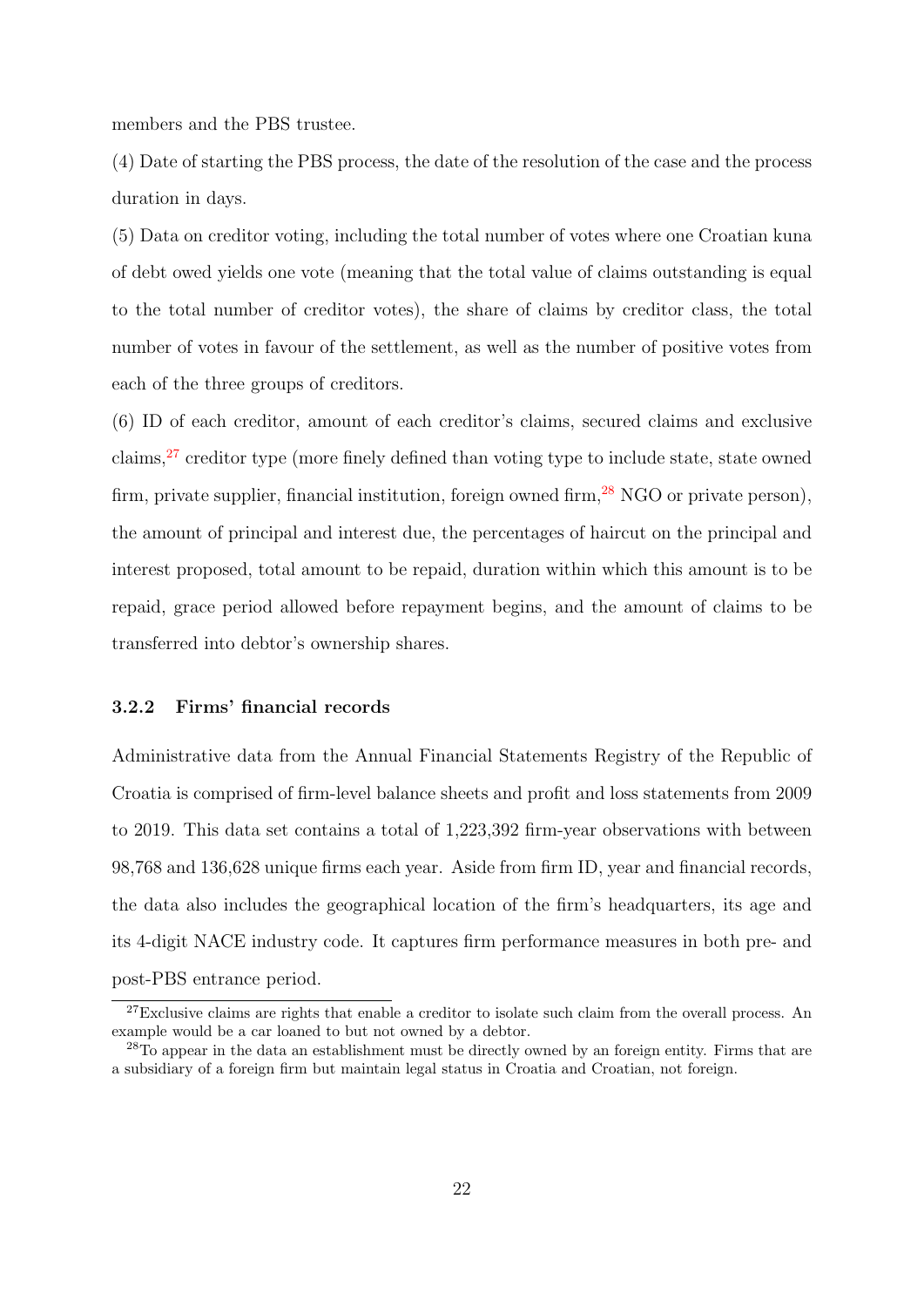members and the PBS trustee.

(4) Date of starting the PBS process, the date of the resolution of the case and the process duration in days.

(5) Data on creditor voting, including the total number of votes where one Croatian kuna of debt owed yields one vote (meaning that the total value of claims outstanding is equal to the total number of creditor votes), the share of claims by creditor class, the total number of votes in favour of the settlement, as well as the number of positive votes from each of the three groups of creditors.

(6) ID of each creditor, amount of each creditor's claims, secured claims and exclusive claims,[27] creditor type (more finely defined than voting type to include state, state owned firm, private supplier, financial institution, foreign owned firm,[28] NGO or private person), the amount of principal and interest due, the percentages of haircut on the principal and interest proposed, total amount to be repaid, duration within which this amount is to be repaid, grace period allowed before repayment begins, and the amount of claims to be transferred into debtor's ownership shares.

### 3.2.2 Firms' financial records

Administrative data from the Annual Financial Statements Registry of the Republic of Croatia is comprised of firm-level balance sheets and profit and loss statements from 2009 to 2019. This data set contains a total of 1,223,392 firm-year observations with between 98,768 and 136,628 unique firms each year. Aside from firm ID, year and financial records, the data also includes the geographical location of the firm's headquarters, its age and its 4-digit NACE industry code. It captures firm performance measures in both pre- and post-PBS entrance period.

[27] Exclusive claims are rights that enable a creditor to isolate such claim from the overall process. An example would be a car loaned to but not owned by a debtor.

[28] To appear in the data an establishment must be directly owned by an foreign entity. Firms that are a subsidiary of a foreign firm but maintain legal status in Croatia and Croatian, not foreign.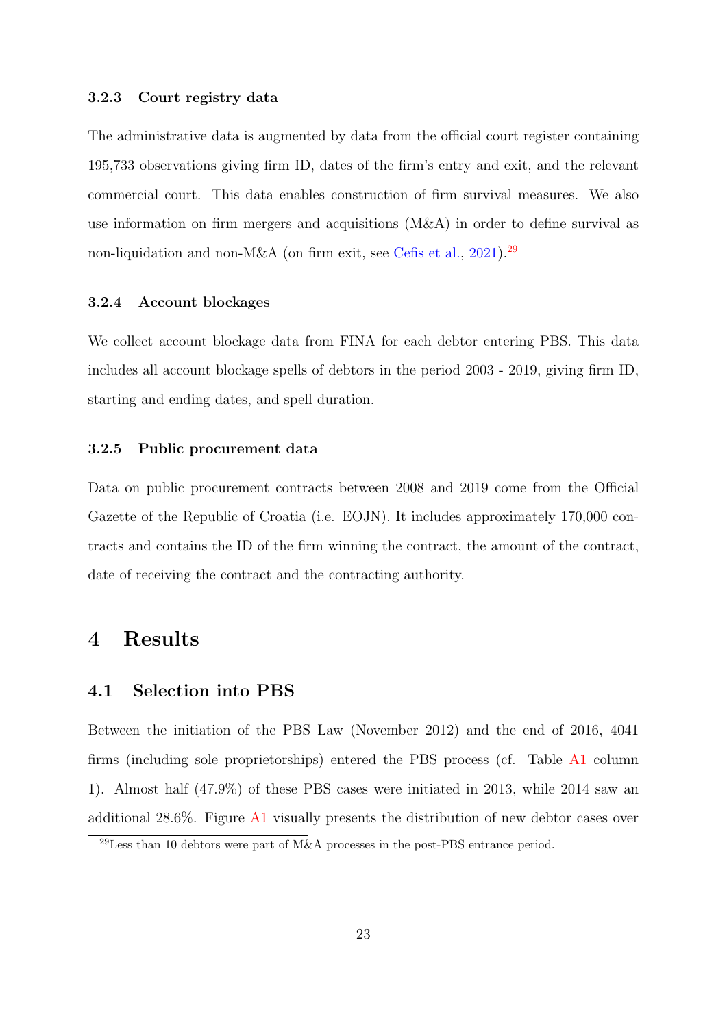#### 3.2.3 Court registry data

The administrative data is augmented by data from the official court register containing 195,733 observations giving firm ID, dates of the firm's entry and exit, and the relevant commercial court. This data enables construction of firm survival measures. We also use information on firm mergers and acquisitions (M&A) in order to define survival as non-liquidation and non-M&A (on firm exit, see Cefis et al., 2021).[29]

#### 3.2.4 Account blockages

We collect account blockage data from FINA for each debtor entering PBS. This data includes all account blockage spells of debtors in the period 2003 - 2019, giving firm ID, starting and ending dates, and spell duration.

#### 3.2.5 Public procurement data

Data on public procurement contracts between 2008 and 2019 come from the Official Gazette of the Republic of Croatia (i.e. EOJN). It includes approximately 170,000 contracts and contains the ID of the firm winning the contract, the amount of the contract, date of receiving the contract and the contracting authority.

# 4 Results

## 4.1 Selection into PBS

Between the initiation of the PBS Law (November 2012) and the end of 2016, 4041 firms (including sole proprietorships) entered the PBS process (cf. Table A1 column 1). Almost half (47.9%) of these PBS cases were initiated in 2013, while 2014 saw an additional 28.6%. Figure A1 visually presents the distribution of new debtor cases over

[29] Less than 10 debtors were part of M&A processes in the post-PBS entrance period.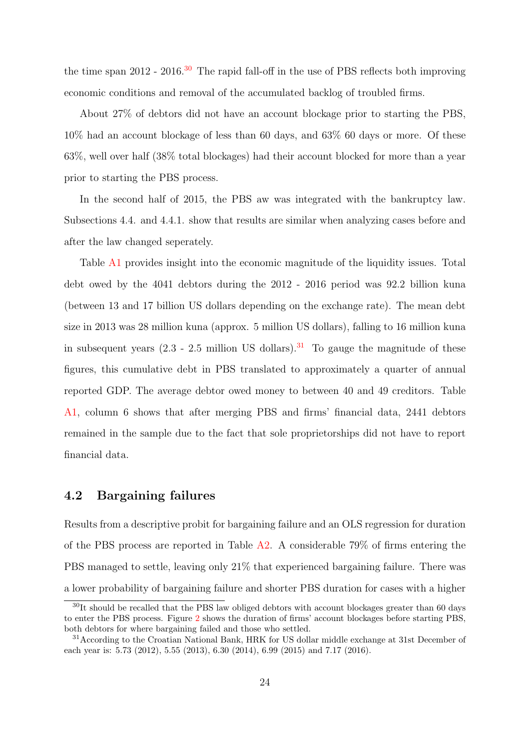the time span 2012 - 2016.[30] The rapid fall-off in the use of PBS reflects both improving economic conditions and removal of the accumulated backlog of troubled firms.

About 27% of debtors did not have an account blockage prior to starting the PBS, 10% had an account blockage of less than 60 days, and 63% 60 days or more. Of these 63%, well over half (38% total blockages) had their account blocked for more than a year prior to starting the PBS process.

In the second half of 2015, the PBS aw was integrated with the bankruptcy law. Subsections 4.4. and 4.4.1. show that results are similar when analyzing cases before and after the law changed seperately.

Table A1 provides insight into the economic magnitude of the liquidity issues. Total debt owed by the 4041 debtors during the 2012 - 2016 period was 92.2 billion kuna (between 13 and 17 billion US dollars depending on the exchange rate). The mean debt size in 2013 was 28 million kuna (approx. 5 million US dollars), falling to 16 million kuna in subsequent years (2.3 - 2.5 million US dollars).[31] To gauge the magnitude of these figures, this cumulative debt in PBS translated to approximately a quarter of annual reported GDP. The average debtor owed money to between 40 and 49 creditors. Table A1, column 6 shows that after merging PBS and firms' financial data, 2441 debtors remained in the sample due to the fact that sole proprietorships did not have to report financial data.

## 4.2 Bargaining failures

Results from a descriptive probit for bargaining failure and an OLS regression for duration of the PBS process are reported in Table A2. A considerable 79% of firms entering the PBS managed to settle, leaving only 21% that experienced bargaining failure. There was a lower probability of bargaining failure and shorter PBS duration for cases with a higher

[30] It should be recalled that the PBS law obliged debtors with account blockages greater than 60 days to enter the PBS process. Figure 2 shows the duration of firms' account blockages before starting PBS, both debtors for where bargaining failed and those who settled.

[31] According to the Croatian National Bank, HRK for US dollar middle exchange at 31st December of each year is: 5.73 (2012), 5.55 (2013), 6.30 (2014), 6.99 (2015) and 7.17 (2016).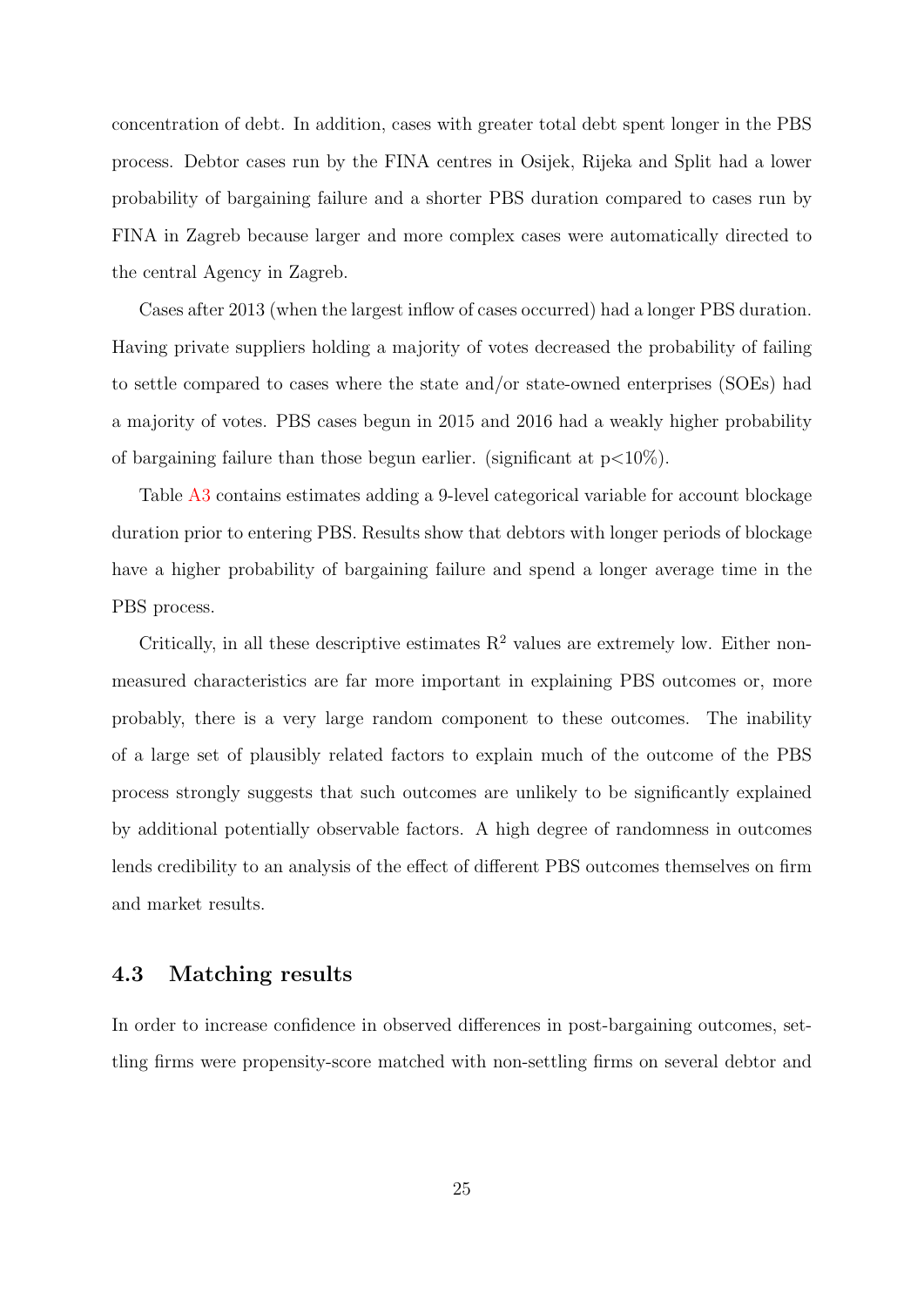concentration of debt. In addition, cases with greater total debt spent longer in the PBS process. Debtor cases run by the FINA centres in Osijek, Rijeka and Split had a lower probability of bargaining failure and a shorter PBS duration compared to cases run by FINA in Zagreb because larger and more complex cases were automatically directed to the central Agency in Zagreb.

Cases after 2013 (when the largest inflow of cases occurred) had a longer PBS duration. Having private suppliers holding a majority of votes decreased the probability of failing to settle compared to cases where the state and/or state-owned enterprises (SOEs) had a majority of votes. PBS cases begun in 2015 and 2016 had a weakly higher probability of bargaining failure than those begun earlier. (significant at $p<10\%$).

Table A3 contains estimates adding a 9-level categorical variable for account blockage duration prior to entering PBS. Results show that debtors with longer periods of blockage have a higher probability of bargaining failure and spend a longer average time in the PBS process.

Critically, in all these descriptive estimates $R^2$ values are extremely low. Either non-measured characteristics are far more important in explaining PBS outcomes or, more probably, there is a very large random component to these outcomes. The inability of a large set of plausibly related factors to explain much of the outcome of the PBS process strongly suggests that such outcomes are unlikely to be significantly explained by additional potentially observable factors. A high degree of randomness in outcomes lends credibility to an analysis of the effect of different PBS outcomes themselves on firm and market results.

### 4.3 Matching results

In order to increase confidence in observed differences in post-bargaining outcomes, settling firms were propensity-score matched with non-settling firms on several debtor and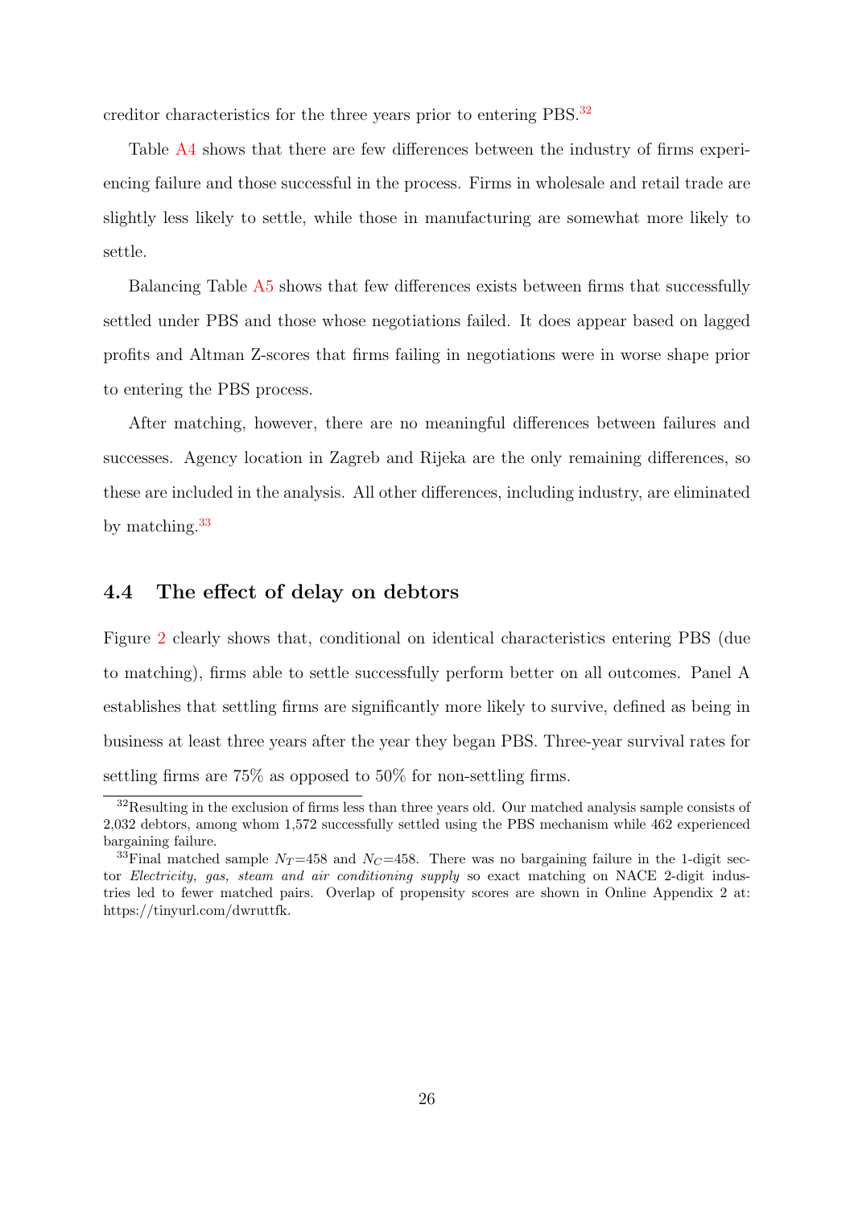creditor characteristics for the three years prior to entering PBS.[32]

Table A4 shows that there are few differences between the industry of firms experiencing failure and those successful in the process. Firms in wholesale and retail trade are slightly less likely to settle, while those in manufacturing are somewhat more likely to settle.

Balancing Table A5 shows that few differences exists between firms that successfully settled under PBS and those whose negotiations failed. It does appear based on lagged profits and Altman Z-scores that firms failing in negotiations were in worse shape prior to entering the PBS process.

After matching, however, there are no meaningful differences between failures and successes. Agency location in Zagreb and Rijeka are the only remaining differences, so these are included in the analysis. All other differences, including industry, are eliminated by matching.[33]

### 4.4 The effect of delay on debtors

Figure 2 clearly shows that, conditional on identical characteristics entering PBS (due to matching), firms able to settle successfully perform better on all outcomes. Panel A establishes that settling firms are significantly more likely to survive, defined as being in business at least three years after the year they began PBS. Three-year survival rates for settling firms are 75% as opposed to 50% for non-settling firms.

---

[32] Resulting in the exclusion of firms less than three years old. Our matched analysis sample consists of 2,032 debtors, among whom 1,572 successfully settled using the PBS mechanism while 462 experienced bargaining failure.

[33] Final matched sample $N_T$=458 and $N_C$=458. There was no bargaining failure in the 1-digit sector *Electricity, gas, steam and air conditioning supply* so exact matching on NACE 2-digit industries led to fewer matched pairs. Overlap of propensity scores are shown in Online Appendix 2 at: https://tinyurl.com/dwruttfk.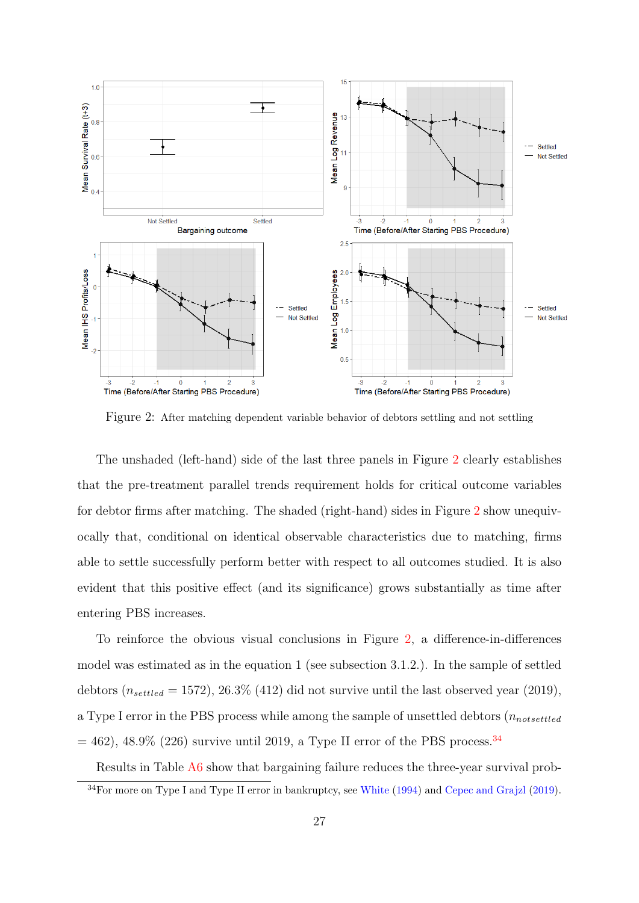Figure 2: After matching dependent variable behavior of debtors settling and not settling

The unshaded (left-hand) side of the last three panels in Figure 2 clearly establishes that the pre-treatment parallel trends requirement holds for critical outcome variables for debtor firms after matching. The shaded (right-hand) sides in Figure 2 show unequivocally that, conditional on identical observable characteristics due to matching, firms able to settle successfully perform better with respect to all outcomes studied. It is also evident that this positive effect (and its significance) grows substantially as time after entering PBS increases.

To reinforce the obvious visual conclusions in Figure 2, a difference-in-differences model was estimated as in the equation 1 (see subsection 3.1.2.). In the sample of settled debtors ($n_{settled}$ = 1572), 26.3% (412) did not survive until the last observed year (2019), a Type I error in the PBS process while among the sample of unsettled debtors ($n_{notsettled}$ = 462), 48.9% (226) survive until 2019, a Type II error of the PBS process.[34]

Results in Table A6 show that bargaining failure reduces the three-year survival prob-

[34] For more on Type I and Type II error in bankruptcy, see White (1994) and Cepec and Grajzl (2019).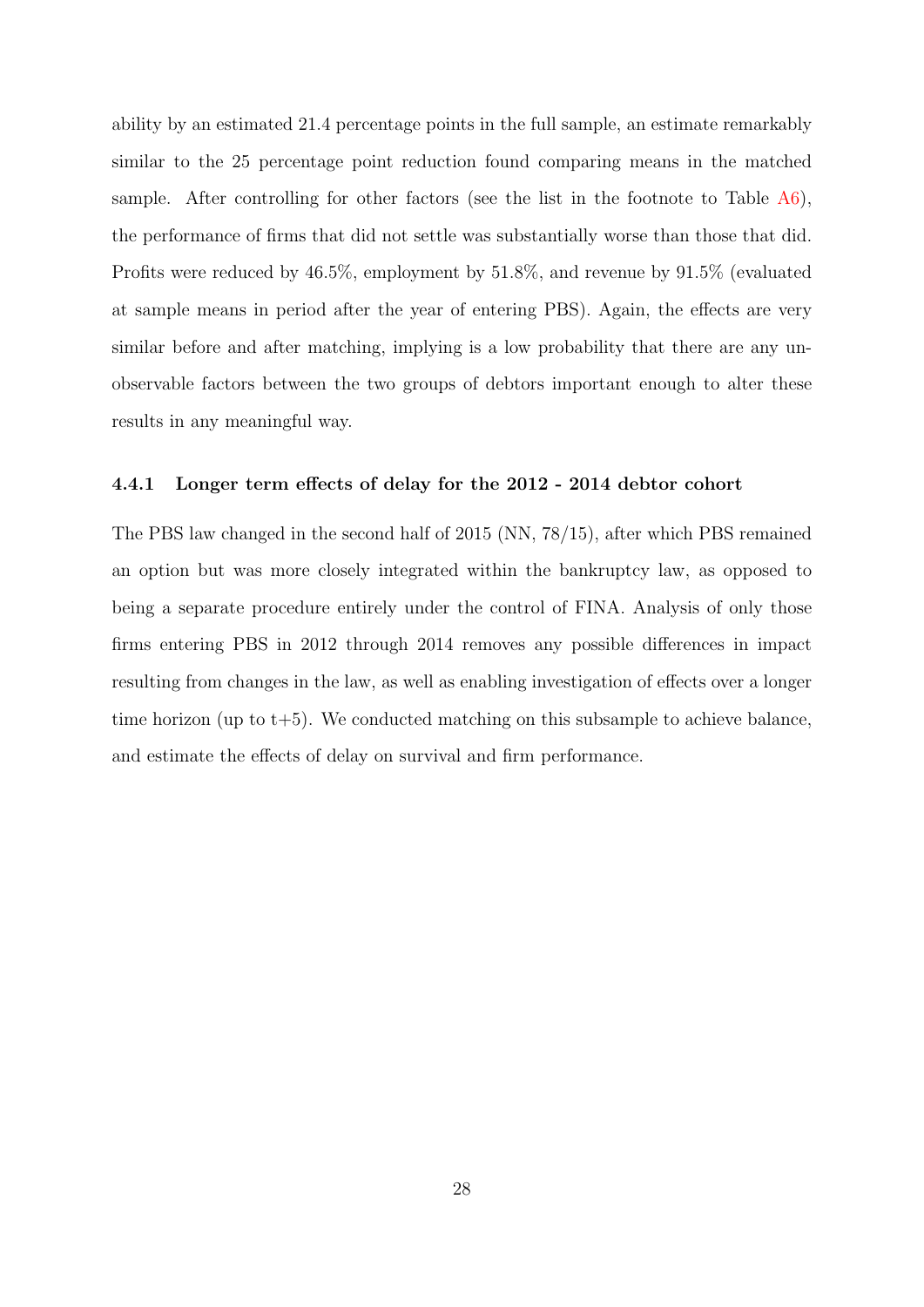ability by an estimated 21.4 percentage points in the full sample, an estimate remarkably similar to the 25 percentage point reduction found comparing means in the matched sample. After controlling for other factors (see the list in the footnote to Table A6), the performance of firms that did not settle was substantially worse than those that did. Profits were reduced by 46.5%, employment by 51.8%, and revenue by 91.5% (evaluated at sample means in period after the year of entering PBS). Again, the effects are very similar before and after matching, implying is a low probability that there are any unobservable factors between the two groups of debtors important enough to alter these results in any meaningful way.

### 4.4.1 Longer term effects of delay for the 2012 - 2014 debtor cohort

The PBS law changed in the second half of 2015 (NN, 78/15), after which PBS remained an option but was more closely integrated within the bankruptcy law, as opposed to being a separate procedure entirely under the control of FINA. Analysis of only those firms entering PBS in 2012 through 2014 removes any possible differences in impact resulting from changes in the law, as well as enabling investigation of effects over a longer time horizon (up to t+5). We conducted matching on this subsample to achieve balance, and estimate the effects of delay on survival and firm performance.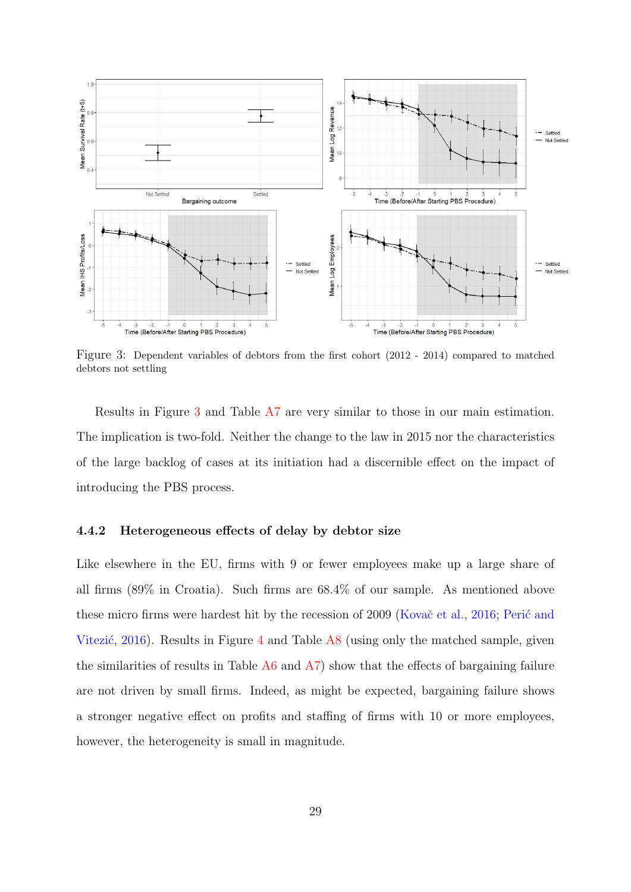Figure 3: Dependent variables of debtors from the first cohort (2012 - 2014) compared to matched debtors not settling

Results in Figure 3 and Table A7 are very similar to those in our main estimation. The implication is two-fold. Neither the change to the law in 2015 nor the characteristics of the large backlog of cases at its initiation had a discernible effect on the impact of introducing the PBS process.

### 4.4.2 Heterogeneous effects of delay by debtor size

Like elsewhere in the EU, firms with 9 or fewer employees make up a large share of all firms (89% in Croatia). Such firms are 68.4% of our sample. As mentioned above these micro firms were hardest hit by the recession of 2009 (Kovač et al., 2016; Perić and Vitezić, 2016). Results in Figure 4 and Table A8 (using only the matched sample, given the similarities of results in Table A6 and A7) show that the effects of bargaining failure are not driven by small firms. Indeed, as might be expected, bargaining failure shows a stronger negative effect on profits and staffing of firms with 10 or more employees, however, the heterogeneity is small in magnitude.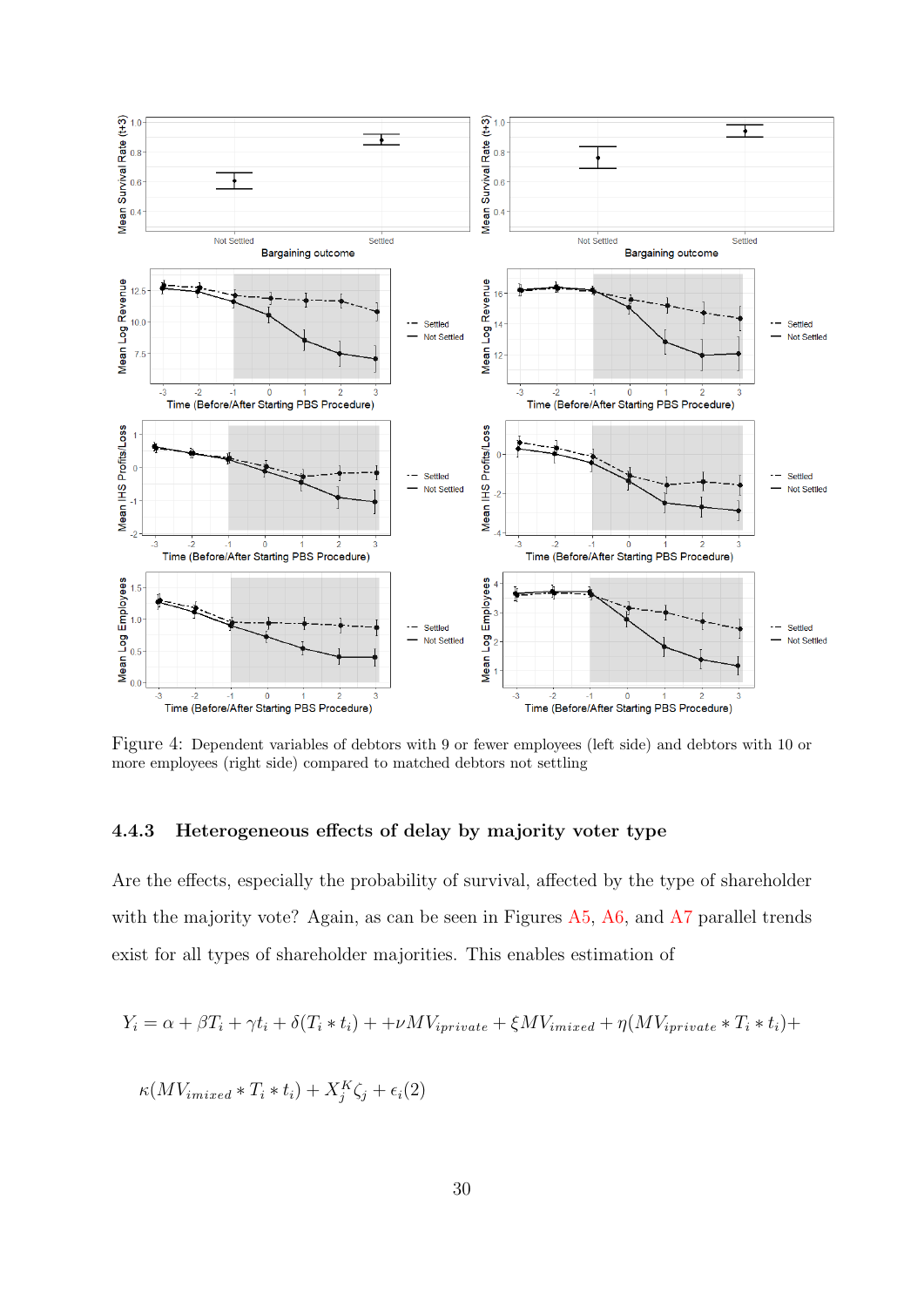Figure 4: Dependent variables of debtors with 9 or fewer employees (left side) and debtors with 10 or more employees (right side) compared to matched debtors not settling

### 4.4.3 Heterogeneous effects of delay by majority voter type

Are the effects, especially the probability of survival, affected by the type of shareholder with the majority vote? Again, as can be seen in Figures A5, A6, and A7 parallel trends exist for all types of shareholder majorities. This enables estimation of

$$Y_i = \alpha + \beta T_i + \gamma t_i + \delta(T_i * t_i) + +\nu MV_{iprivate} + \xi MV_{imixed} + \eta(MV_{iprivate} * T_i * t_i)+$$

$$\kappa(MV_{imixed} * T_i * t_i) + X_j^K \zeta_j + \epsilon_i(2)$$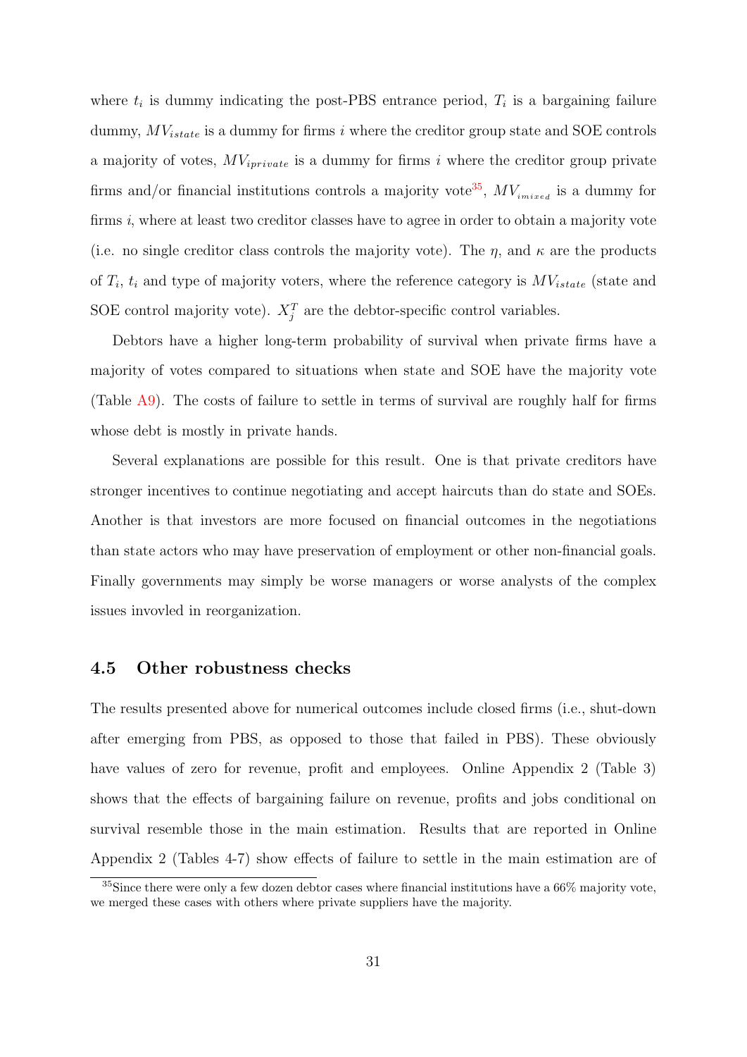where $t_i$ is dummy indicating the post-PBS entrance period, $T_i$ is a bargaining failure dummy, $MV_{istate}$ is a dummy for firms $i$ where the creditor group state and SOE controls a majority of votes, $MV_{iprivate}$ is a dummy for firms $i$ where the creditor group private firms and/or financial institutions controls a majority vote[35], $MV_{imixed}$ is a dummy for firms $i$, where at least two creditor classes have to agree in order to obtain a majority vote (i.e. no single creditor class controls the majority vote). The $\eta$, and $\kappa$ are the products of $T_i$, $t_i$ and type of majority voters, where the reference category is $MV_{istate}$ (state and SOE control majority vote). $X_j^T$ are the debtor-specific control variables.

Debtors have a higher long-term probability of survival when private firms have a majority of votes compared to situations when state and SOE have the majority vote (Table A9). The costs of failure to settle in terms of survival are roughly half for firms whose debt is mostly in private hands.

Several explanations are possible for this result. One is that private creditors have stronger incentives to continue negotiating and accept haircuts than do state and SOEs. Another is that investors are more focused on financial outcomes in the negotiations than state actors who may have preservation of employment or other non-financial goals. Finally governments may simply be worse managers or worse analysts of the complex issues invovled in reorganization.

## 4.5 Other robustness checks

The results presented above for numerical outcomes include closed firms (i.e., shut-down after emerging from PBS, as opposed to those that failed in PBS). These obviously have values of zero for revenue, profit and employees. Online Appendix 2 (Table 3) shows that the effects of bargaining failure on revenue, profits and jobs conditional on survival resemble those in the main estimation. Results that are reported in Online Appendix 2 (Tables 4-7) show effects of failure to settle in the main estimation are of

[35] Since there were only a few dozen debtor cases where financial institutions have a 66% majority vote, we merged these cases with others where private suppliers have the majority.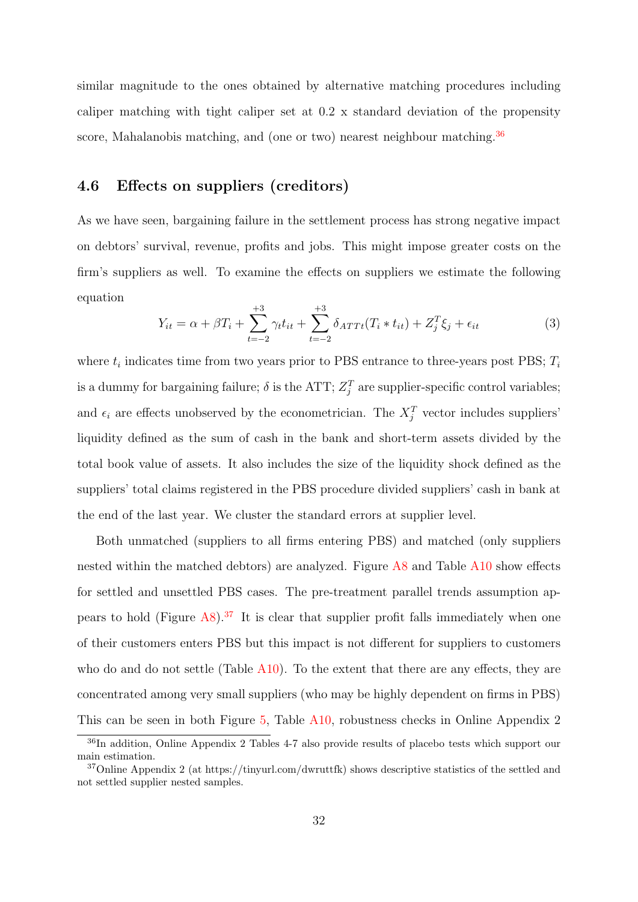similar magnitude to the ones obtained by alternative matching procedures including caliper matching with tight caliper set at 0.2 x standard deviation of the propensity score, Mahalanobis matching, and (one or two) nearest neighbour matching.[36]

### 4.6 Effects on suppliers (creditors)

As we have seen, bargaining failure in the settlement process has strong negative impact on debtors' survival, revenue, profits and jobs. This might impose greater costs on the firm's suppliers as well. To examine the effects on suppliers we estimate the following equation

$$Y_{it} = \alpha + \beta T_i + \sum_{t=-2}^{+3} \gamma_t t_{it} + \sum_{t=-2}^{+3} \delta_{ATTt}(T_i * t_{it}) + Z_j^T \xi_j + \epsilon_{it} \tag{3}$$

where $t_i$ indicates time from two years prior to PBS entrance to three-years post PBS; $T_i$ is a dummy for bargaining failure; $\delta$ is the ATT; $Z_j^T$ are supplier-specific control variables; and $\epsilon_i$ are effects unobserved by the econometrician. The $X_j^T$ vector includes suppliers' liquidity defined as the sum of cash in the bank and short-term assets divided by the total book value of assets. It also includes the size of the liquidity shock defined as the suppliers' total claims registered in the PBS procedure divided suppliers' cash in bank at the end of the last year. We cluster the standard errors at supplier level.

Both unmatched (suppliers to all firms entering PBS) and matched (only suppliers nested within the matched debtors) are analyzed. Figure A8 and Table A10 show effects for settled and unsettled PBS cases. The pre-treatment parallel trends assumption appears to hold (Figure A8).[37] It is clear that supplier profit falls immediately when one of their customers enters PBS but this impact is not different for suppliers to customers who do and do not settle (Table A10). To the extent that there are any effects, they are concentrated among very small suppliers (who may be highly dependent on firms in PBS) This can be seen in both Figure 5, Table A10, robustness checks in Online Appendix 2

[36] In addition, Online Appendix 2 Tables 4-7 also provide results of placebo tests which support our main estimation.

[37] Online Appendix 2 (at https://tinyurl.com/dwruttfk) shows descriptive statistics of the settled and not settled supplier nested samples.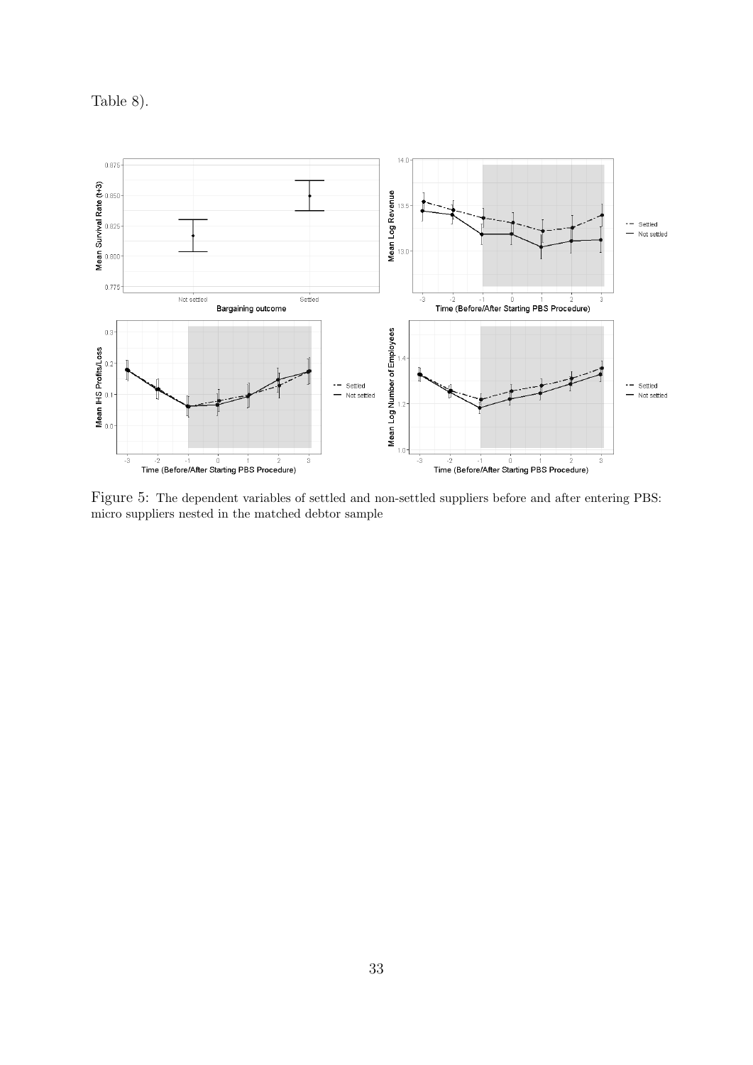Table 8).

Figure 5: The dependent variables of settled and non-settled suppliers before and after entering PBS: micro suppliers nested in the matched debtor sample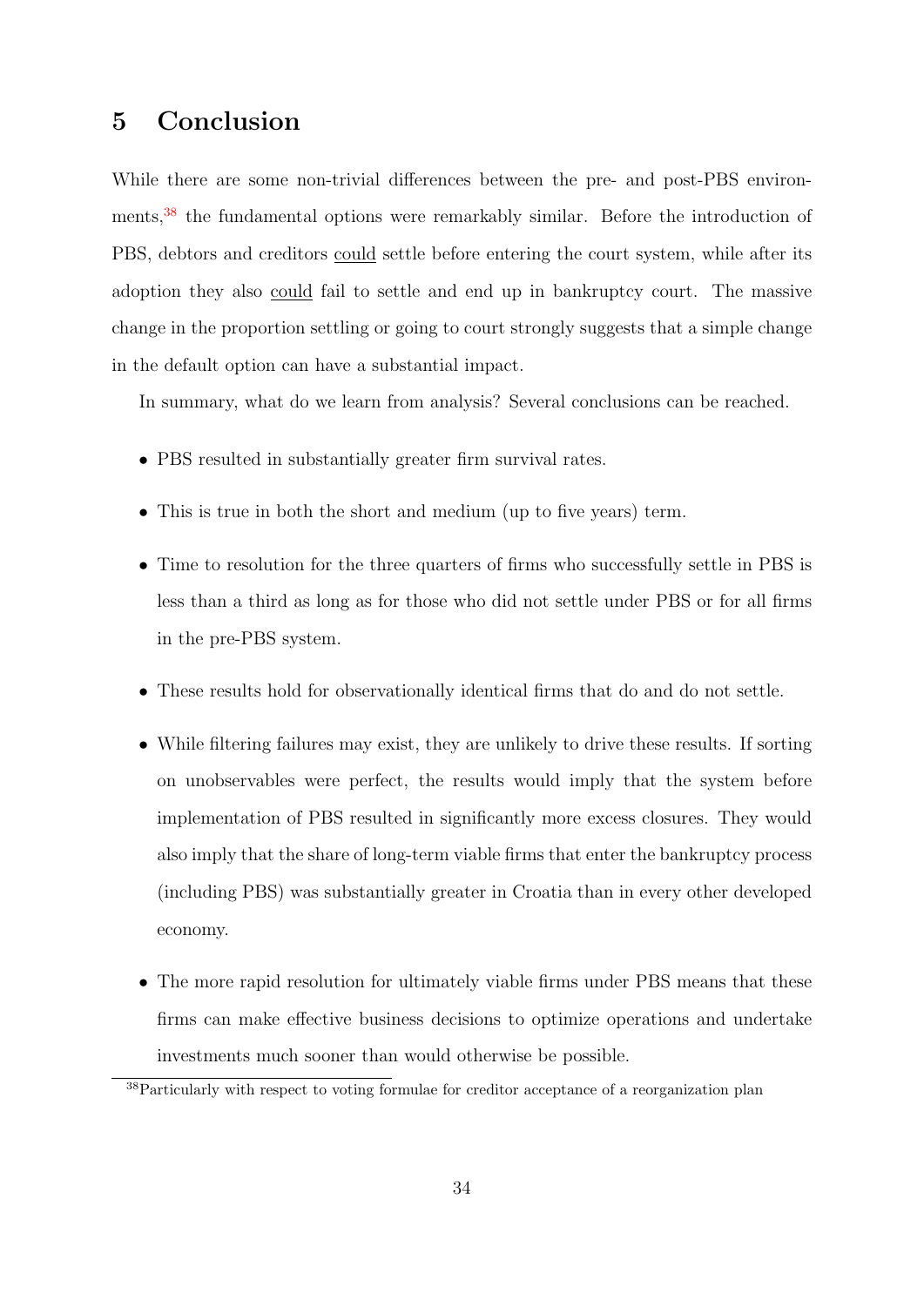## 5 Conclusion

While there are some non-trivial differences between the pre- and post-PBS environments,[38] the fundamental options were remarkably similar. Before the introduction of PBS, debtors and creditors could settle before entering the court system, while after its adoption they also could fail to settle and end up in bankruptcy court. The massive change in the proportion settling or going to court strongly suggests that a simple change in the default option can have a substantial impact.

In summary, what do we learn from analysis? Several conclusions can be reached.

- PBS resulted in substantially greater firm survival rates.
- This is true in both the short and medium (up to five years) term.
- Time to resolution for the three quarters of firms who successfully settle in PBS is less than a third as long as for those who did not settle under PBS or for all firms in the pre-PBS system.
- These results hold for observationally identical firms that do and do not settle.
- While filtering failures may exist, they are unlikely to drive these results. If sorting on unobservables were perfect, the results would imply that the system before implementation of PBS resulted in significantly more excess closures. They would also imply that the share of long-term viable firms that enter the bankruptcy process (including PBS) was substantially greater in Croatia than in every other developed economy.
- The more rapid resolution for ultimately viable firms under PBS means that these firms can make effective business decisions to optimize operations and undertake investments much sooner than would otherwise be possible.

[38] Particularly with respect to voting formulae for creditor acceptance of a reorganization plan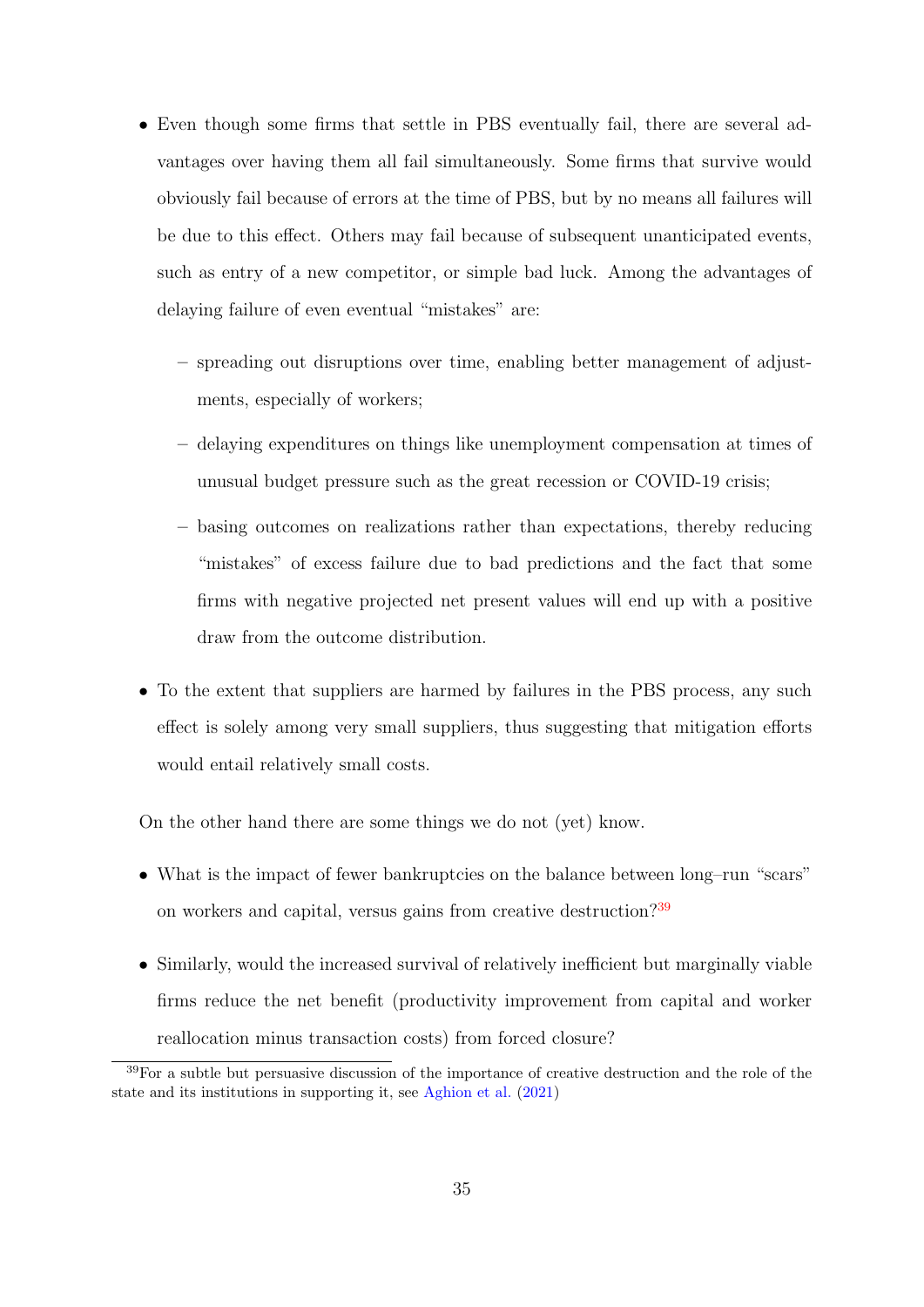- Even though some firms that settle in PBS eventually fail, there are several advantages over having them all fail simultaneously. Some firms that survive would obviously fail because of errors at the time of PBS, but by no means all failures will be due to this effect. Others may fail because of subsequent unanticipated events, such as entry of a new competitor, or simple bad luck. Among the advantages of delaying failure of even eventual "mistakes" are:
  - spreading out disruptions over time, enabling better management of adjustments, especially of workers;
  - delaying expenditures on things like unemployment compensation at times of unusual budget pressure such as the great recession or COVID-19 crisis;
  - basing outcomes on realizations rather than expectations, thereby reducing "mistakes" of excess failure due to bad predictions and the fact that some firms with negative projected net present values will end up with a positive draw from the outcome distribution.
- To the extent that suppliers are harmed by failures in the PBS process, any such effect is solely among very small suppliers, thus suggesting that mitigation efforts would entail relatively small costs.

On the other hand there are some things we do not (yet) know.

- What is the impact of fewer bankruptcies on the balance between long–run "scars" on workers and capital, versus gains from creative destruction?[39]
- Similarly, would the increased survival of relatively inefficient but marginally viable firms reduce the net benefit (productivity improvement from capital and worker reallocation minus transaction costs) from forced closure?

[39] For a subtle but persuasive discussion of the importance of creative destruction and the role of the state and its institutions in supporting it, see Aghion et al. (2021)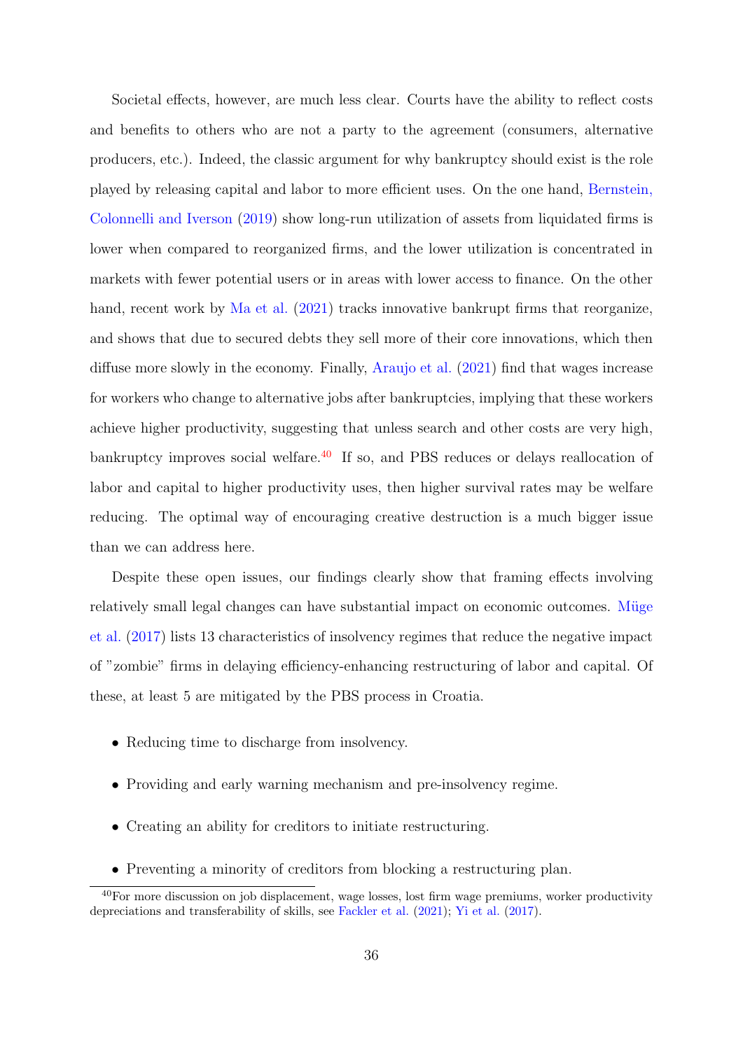Societal effects, however, are much less clear. Courts have the ability to reflect costs and benefits to others who are not a party to the agreement (consumers, alternative producers, etc.). Indeed, the classic argument for why bankruptcy should exist is the role played by releasing capital and labor to more efficient uses. On the one hand, Bernstein, Colonnelli and Iverson (2019) show long-run utilization of assets from liquidated firms is lower when compared to reorganized firms, and the lower utilization is concentrated in markets with fewer potential users or in areas with lower access to finance. On the other hand, recent work by Ma et al. (2021) tracks innovative bankrupt firms that reorganize, and shows that due to secured debts they sell more of their core innovations, which then diffuse more slowly in the economy. Finally, Araujo et al. (2021) find that wages increase for workers who change to alternative jobs after bankruptcies, implying that these workers achieve higher productivity, suggesting that unless search and other costs are very high, bankruptcy improves social welfare.[40] If so, and PBS reduces or delays reallocation of labor and capital to higher productivity uses, then higher survival rates may be welfare reducing. The optimal way of encouraging creative destruction is a much bigger issue than we can address here.

Despite these open issues, our findings clearly show that framing effects involving relatively small legal changes can have substantial impact on economic outcomes. Müge et al. (2017) lists 13 characteristics of insolvency regimes that reduce the negative impact of "zombie" firms in delaying efficiency-enhancing restructuring of labor and capital. Of these, at least 5 are mitigated by the PBS process in Croatia.

- Reducing time to discharge from insolvency.
- Providing and early warning mechanism and pre-insolvency regime.
- Creating an ability for creditors to initiate restructuring.
- Preventing a minority of creditors from blocking a restructuring plan.

[40] For more discussion on job displacement, wage losses, lost firm wage premiums, worker productivity depreciations and transferability of skills, see Fackler et al. (2021); Yi et al. (2017).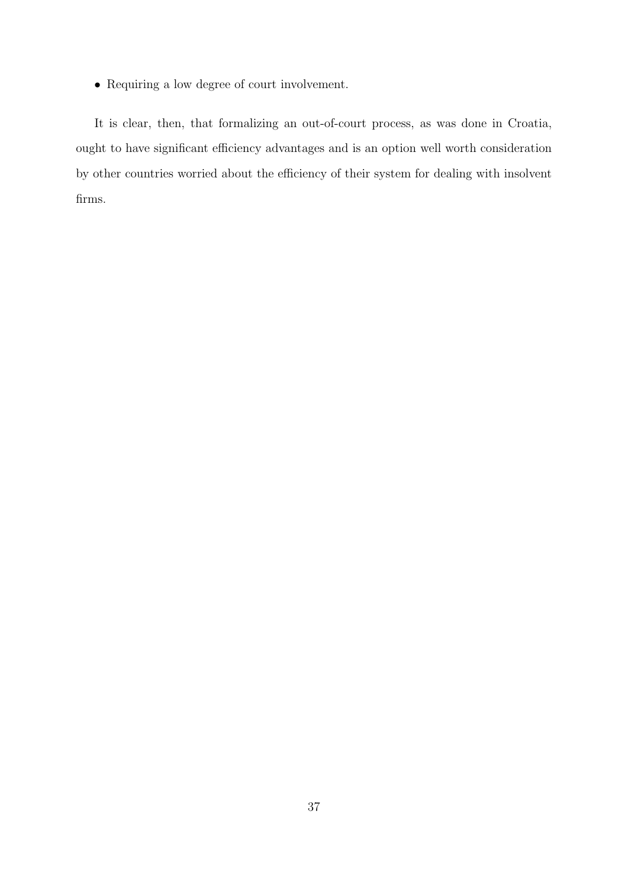- Requiring a low degree of court involvement.

It is clear, then, that formalizing an out-of-court process, as was done in Croatia, ought to have significant efficiency advantages and is an option well worth consideration by other countries worried about the efficiency of their system for dealing with insolvent firms.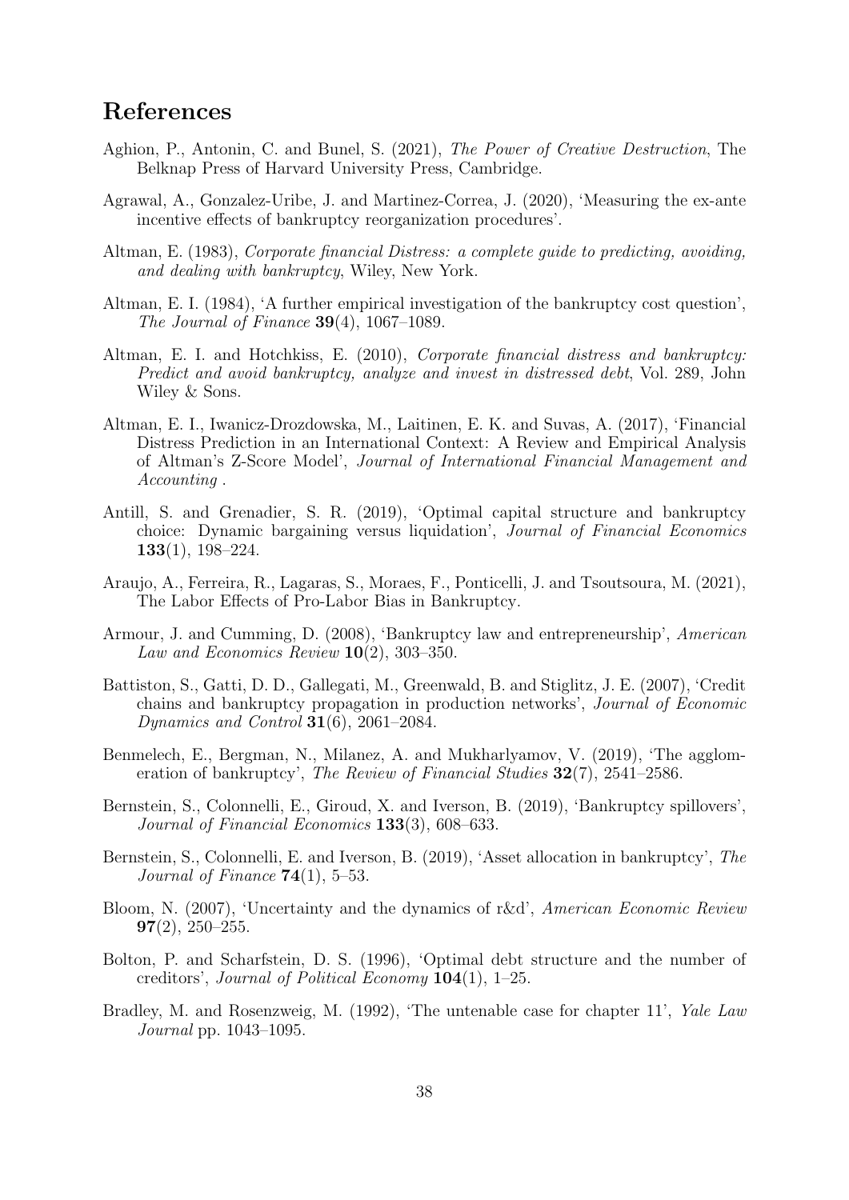# References

Aghion, P., Antonin, C. and Bunel, S. (2021), *The Power of Creative Destruction*, The Belknap Press of Harvard University Press, Cambridge.

Agrawal, A., Gonzalez-Uribe, J. and Martinez-Correa, J. (2020), 'Measuring the ex-ante incentive effects of bankruptcy reorganization procedures'.

Altman, E. (1983), *Corporate financial Distress: a complete guide to predicting, avoiding, and dealing with bankruptcy*, Wiley, New York.

Altman, E. I. (1984), 'A further empirical investigation of the bankruptcy cost question', *The Journal of Finance* **39**(4), 1067–1089.

Altman, E. I. and Hotchkiss, E. (2010), *Corporate financial distress and bankruptcy: Predict and avoid bankruptcy, analyze and invest in distressed debt*, Vol. 289, John Wiley & Sons.

Altman, E. I., Iwanicz-Drozdowska, M., Laitinen, E. K. and Suvas, A. (2017), 'Financial Distress Prediction in an International Context: A Review and Empirical Analysis of Altman's Z-Score Model', *Journal of International Financial Management and Accounting* .

Antill, S. and Grenadier, S. R. (2019), 'Optimal capital structure and bankruptcy choice: Dynamic bargaining versus liquidation', *Journal of Financial Economics* **133**(1), 198–224.

Araujo, A., Ferreira, R., Lagaras, S., Moraes, F., Ponticelli, J. and Tsoutsoura, M. (2021), The Labor Effects of Pro-Labor Bias in Bankruptcy.

Armour, J. and Cumming, D. (2008), 'Bankruptcy law and entrepreneurship', *American Law and Economics Review* **10**(2), 303–350.

Battiston, S., Gatti, D. D., Gallegati, M., Greenwald, B. and Stiglitz, J. E. (2007), 'Credit chains and bankruptcy propagation in production networks', *Journal of Economic Dynamics and Control* **31**(6), 2061–2084.

Benmelech, E., Bergman, N., Milanez, A. and Mukharlyamov, V. (2019), 'The agglomeration of bankruptcy', *The Review of Financial Studies* **32**(7), 2541–2586.

Bernstein, S., Colonnelli, E., Giroud, X. and Iverson, B. (2019), 'Bankruptcy spillovers', *Journal of Financial Economics* **133**(3), 608–633.

Bernstein, S., Colonnelli, E. and Iverson, B. (2019), 'Asset allocation in bankruptcy', *The Journal of Finance* **74**(1), 5–53.

Bloom, N. (2007), 'Uncertainty and the dynamics of r&d', *American Economic Review* **97**(2), 250–255.

Bolton, P. and Scharfstein, D. S. (1996), 'Optimal debt structure and the number of creditors', *Journal of Political Economy* **104**(1), 1–25.

Bradley, M. and Rosenzweig, M. (1992), 'The untenable case for chapter 11', *Yale Law Journal* pp. 1043–1095.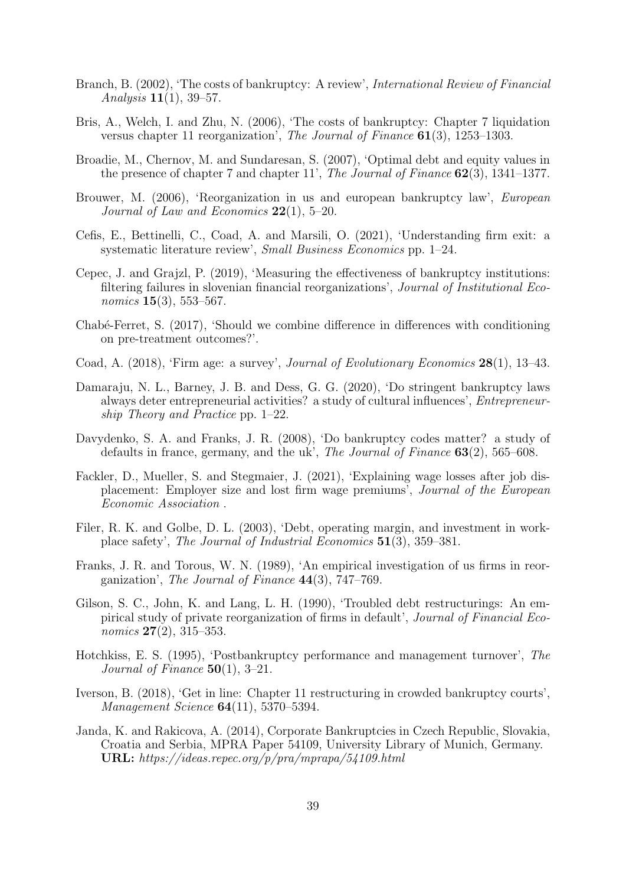Branch, B. (2002), 'The costs of bankruptcy: A review', *International Review of Financial Analysis* **11**(1), 39–57.

Bris, A., Welch, I. and Zhu, N. (2006), 'The costs of bankruptcy: Chapter 7 liquidation versus chapter 11 reorganization', *The Journal of Finance* **61**(3), 1253–1303.

Broadie, M., Chernov, M. and Sundaresan, S. (2007), 'Optimal debt and equity values in the presence of chapter 7 and chapter 11', *The Journal of Finance* **62**(3), 1341–1377.

Brouwer, M. (2006), 'Reorganization in us and european bankruptcy law', *European Journal of Law and Economics* **22**(1), 5–20.

Cefis, E., Bettinelli, C., Coad, A. and Marsili, O. (2021), 'Understanding firm exit: a systematic literature review', *Small Business Economics* pp. 1–24.

Cepec, J. and Grajzl, P. (2019), 'Measuring the effectiveness of bankruptcy institutions: filtering failures in slovenian financial reorganizations', *Journal of Institutional Economics* **15**(3), 553–567.

Chabé-Ferret, S. (2017), 'Should we combine difference in differences with conditioning on pre-treatment outcomes?'.

Coad, A. (2018), 'Firm age: a survey', *Journal of Evolutionary Economics* **28**(1), 13–43.

Damaraju, N. L., Barney, J. B. and Dess, G. G. (2020), 'Do stringent bankruptcy laws always deter entrepreneurial activities? a study of cultural influences', *Entrepreneurship Theory and Practice* pp. 1–22.

Davydenko, S. A. and Franks, J. R. (2008), 'Do bankruptcy codes matter? a study of defaults in france, germany, and the uk', *The Journal of Finance* **63**(2), 565–608.

Fackler, D., Mueller, S. and Stegmaier, J. (2021), 'Explaining wage losses after job displacement: Employer size and lost firm wage premiums', *Journal of the European Economic Association* .

Filer, R. K. and Golbe, D. L. (2003), 'Debt, operating margin, and investment in workplace safety', *The Journal of Industrial Economics* **51**(3), 359–381.

Franks, J. R. and Torous, W. N. (1989), 'An empirical investigation of us firms in reorganization', *The Journal of Finance* **44**(3), 747–769.

Gilson, S. C., John, K. and Lang, L. H. (1990), 'Troubled debt restructurings: An empirical study of private reorganization of firms in default', *Journal of Financial Economics* **27**(2), 315–353.

Hotchkiss, E. S. (1995), 'Postbankruptcy performance and management turnover', *The Journal of Finance* **50**(1), 3–21.

Iverson, B. (2018), 'Get in line: Chapter 11 restructuring in crowded bankruptcy courts', *Management Science* **64**(11), 5370–5394.

Janda, K. and Rakicova, A. (2014), Corporate Bankruptcies in Czech Republic, Slovakia, Croatia and Serbia, MPRA Paper 54109, University Library of Munich, Germany. **URL:** *https://ideas.repec.org/p/pra/mprapa/54109.html*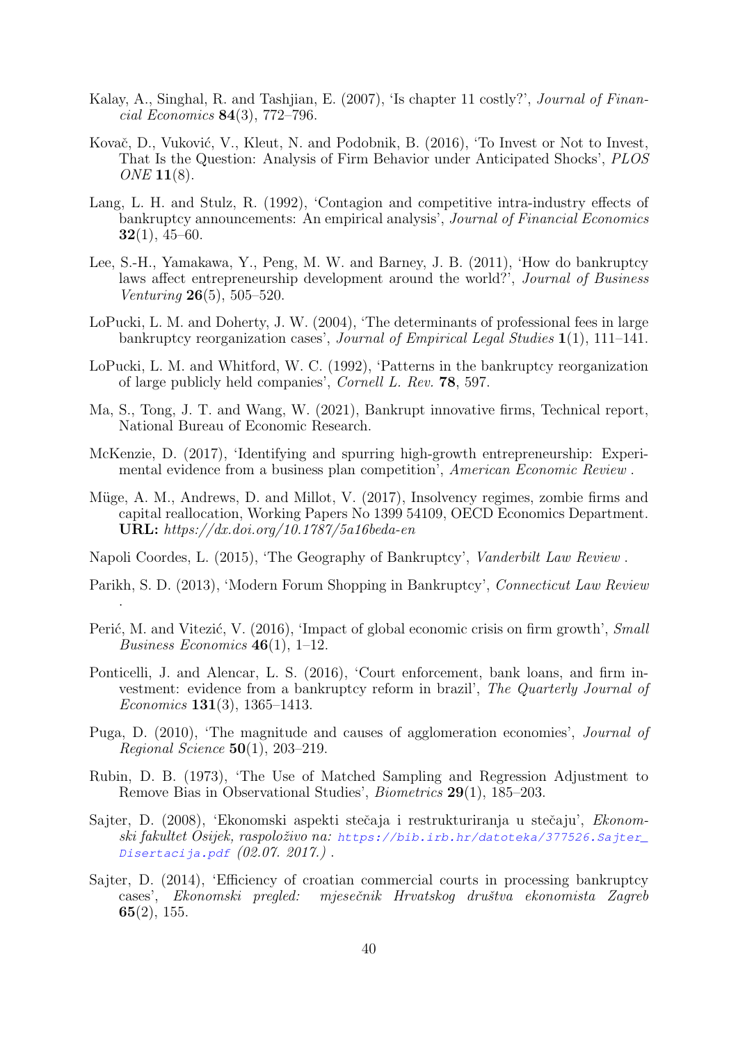Kalay, A., Singhal, R. and Tashjian, E. (2007), 'Is chapter 11 costly?', *Journal of Financial Economics* **84**(3), 772–796.

Kovač, D., Vuković, V., Kleut, N. and Podobnik, B. (2016), 'To Invest or Not to Invest, That Is the Question: Analysis of Firm Behavior under Anticipated Shocks', *PLOS ONE* **11**(8).

Lang, L. H. and Stulz, R. (1992), 'Contagion and competitive intra-industry effects of bankruptcy announcements: An empirical analysis', *Journal of Financial Economics* **32**(1), 45–60.

Lee, S.-H., Yamakawa, Y., Peng, M. W. and Barney, J. B. (2011), 'How do bankruptcy laws affect entrepreneurship development around the world?', *Journal of Business Venturing* **26**(5), 505–520.

LoPucki, L. M. and Doherty, J. W. (2004), 'The determinants of professional fees in large bankruptcy reorganization cases', *Journal of Empirical Legal Studies* **1**(1), 111–141.

LoPucki, L. M. and Whitford, W. C. (1992), 'Patterns in the bankruptcy reorganization of large publicly held companies', *Cornell L. Rev.* **78**, 597.

Ma, S., Tong, J. T. and Wang, W. (2021), Bankrupt innovative firms, Technical report, National Bureau of Economic Research.

McKenzie, D. (2017), 'Identifying and spurring high-growth entrepreneurship: Experimental evidence from a business plan competition', *American Economic Review* .

Müge, A. M., Andrews, D. and Millot, V. (2017), Insolvency regimes, zombie firms and capital reallocation, Working Papers No 1399 54109, OECD Economics Department. **URL:** *https://dx.doi.org/10.1787/5a16beda-en*

Napoli Coordes, L. (2015), 'The Geography of Bankruptcy', *Vanderbilt Law Review* .

Parikh, S. D. (2013), 'Modern Forum Shopping in Bankruptcy', *Connecticut Law Review* .

Perić, M. and Vitezić, V. (2016), 'Impact of global economic crisis on firm growth', *Small Business Economics* **46**(1), 1–12.

Ponticelli, J. and Alencar, L. S. (2016), 'Court enforcement, bank loans, and firm investment: evidence from a bankruptcy reform in brazil', *The Quarterly Journal of Economics* **131**(3), 1365–1413.

Puga, D. (2010), 'The magnitude and causes of agglomeration economies', *Journal of Regional Science* **50**(1), 203–219.

Rubin, D. B. (1973), 'The Use of Matched Sampling and Regression Adjustment to Remove Bias in Observational Studies', *Biometrics* **29**(1), 185–203.

Sajter, D. (2008), 'Ekonomski aspekti stečaja i restrukturiranja u stečaju', *Ekonomski fakultet Osijek, raspoloživo na:* `https://bib.irb.hr/datoteka/377526.Sajter_Disertacija.pdf` *(02.07. 2017.)* .

Sajter, D. (2014), 'Efficiency of croatian commercial courts in processing bankruptcy cases', *Ekonomski pregled: mjesečnik Hrvatskog društva ekonomista Zagreb* **65**(2), 155.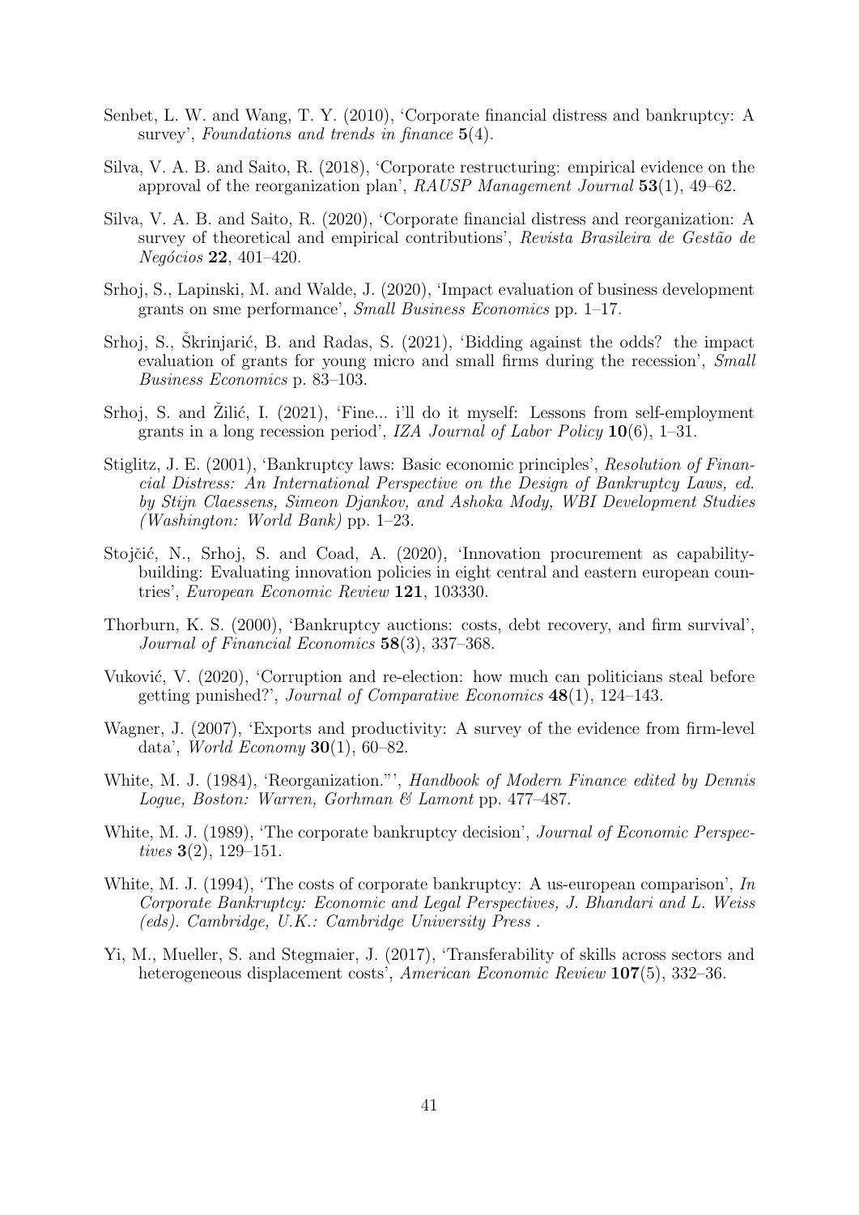Senbet, L. W. and Wang, T. Y. (2010), 'Corporate financial distress and bankruptcy: A survey', *Foundations and trends in finance* **5**(4).

Silva, V. A. B. and Saito, R. (2018), 'Corporate restructuring: empirical evidence on the approval of the reorganization plan', *RAUSP Management Journal* **53**(1), 49–62.

Silva, V. A. B. and Saito, R. (2020), 'Corporate financial distress and reorganization: A survey of theoretical and empirical contributions', *Revista Brasileira de Gestão de Negócios* **22**, 401–420.

Srhoj, S., Lapinski, M. and Walde, J. (2020), 'Impact evaluation of business development grants on sme performance', *Small Business Economics* pp. 1–17.

Srhoj, S., Škrinjarić, B. and Radas, S. (2021), 'Bidding against the odds? the impact evaluation of grants for young micro and small firms during the recession', *Small Business Economics* p. 83–103.

Srhoj, S. and Žilić, I. (2021), 'Fine... i'll do it myself: Lessons from self-employment grants in a long recession period', *IZA Journal of Labor Policy* **10**(6), 1–31.

Stiglitz, J. E. (2001), 'Bankruptcy laws: Basic economic principles', *Resolution of Financial Distress: An International Perspective on the Design of Bankruptcy Laws, ed. by Stijn Claessens, Simeon Djankov, and Ashoka Mody, WBI Development Studies (Washington: World Bank)* pp. 1–23.

Stojčić, N., Srhoj, S. and Coad, A. (2020), 'Innovation procurement as capability-building: Evaluating innovation policies in eight central and eastern european countries', *European Economic Review* **121**, 103330.

Thorburn, K. S. (2000), 'Bankruptcy auctions: costs, debt recovery, and firm survival', *Journal of Financial Economics* **58**(3), 337–368.

Vuković, V. (2020), 'Corruption and re-election: how much can politicians steal before getting punished?', *Journal of Comparative Economics* **48**(1), 124–143.

Wagner, J. (2007), 'Exports and productivity: A survey of the evidence from firm-level data', *World Economy* **30**(1), 60–82.

White, M. J. (1984), 'Reorganization."', *Handbook of Modern Finance edited by Dennis Logue, Boston: Warren, Gorhman & Lamont* pp. 477–487.

White, M. J. (1989), 'The corporate bankruptcy decision', *Journal of Economic Perspectives* **3**(2), 129–151.

White, M. J. (1994), 'The costs of corporate bankruptcy: A us-european comparison', *In Corporate Bankruptcy: Economic and Legal Perspectives, J. Bhandari and L. Weiss (eds). Cambridge, U.K.: Cambridge University Press* .

Yi, M., Mueller, S. and Stegmaier, J. (2017), 'Transferability of skills across sectors and heterogeneous displacement costs', *American Economic Review* **107**(5), 332–36.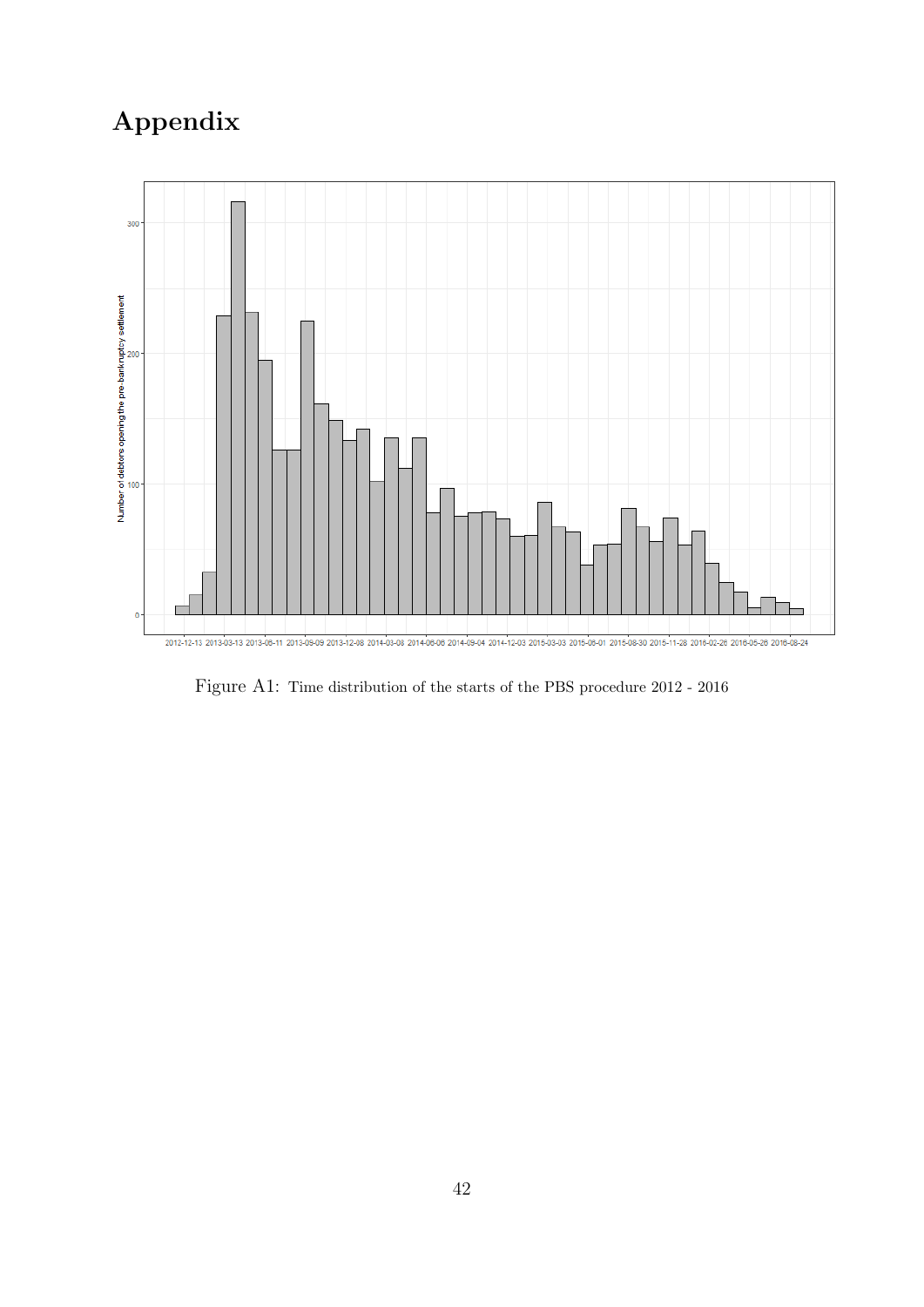# Appendix

Figure A1: Time distribution of the starts of the PBS procedure 2012 - 2016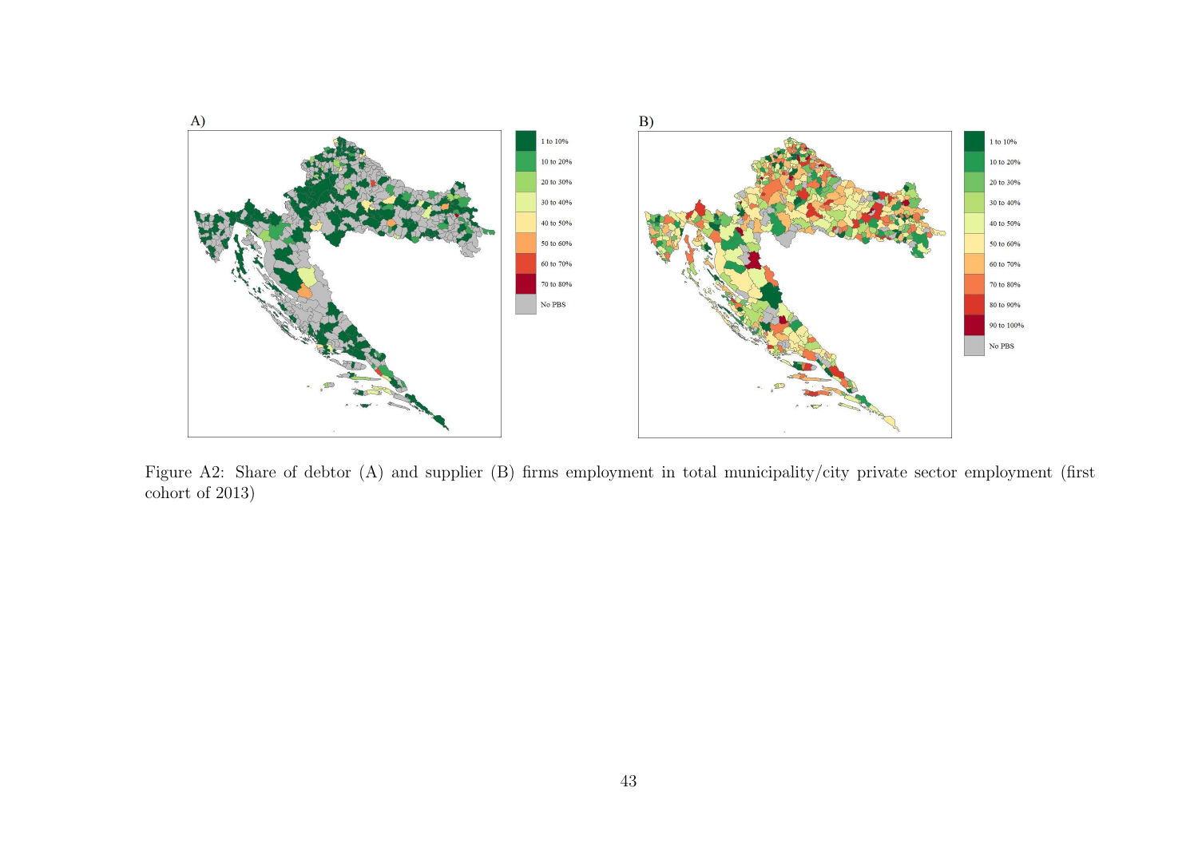Figure A2: Share of debtor (A) and supplier (B) firms employment in total municipality/city private sector employment (first cohort of 2013)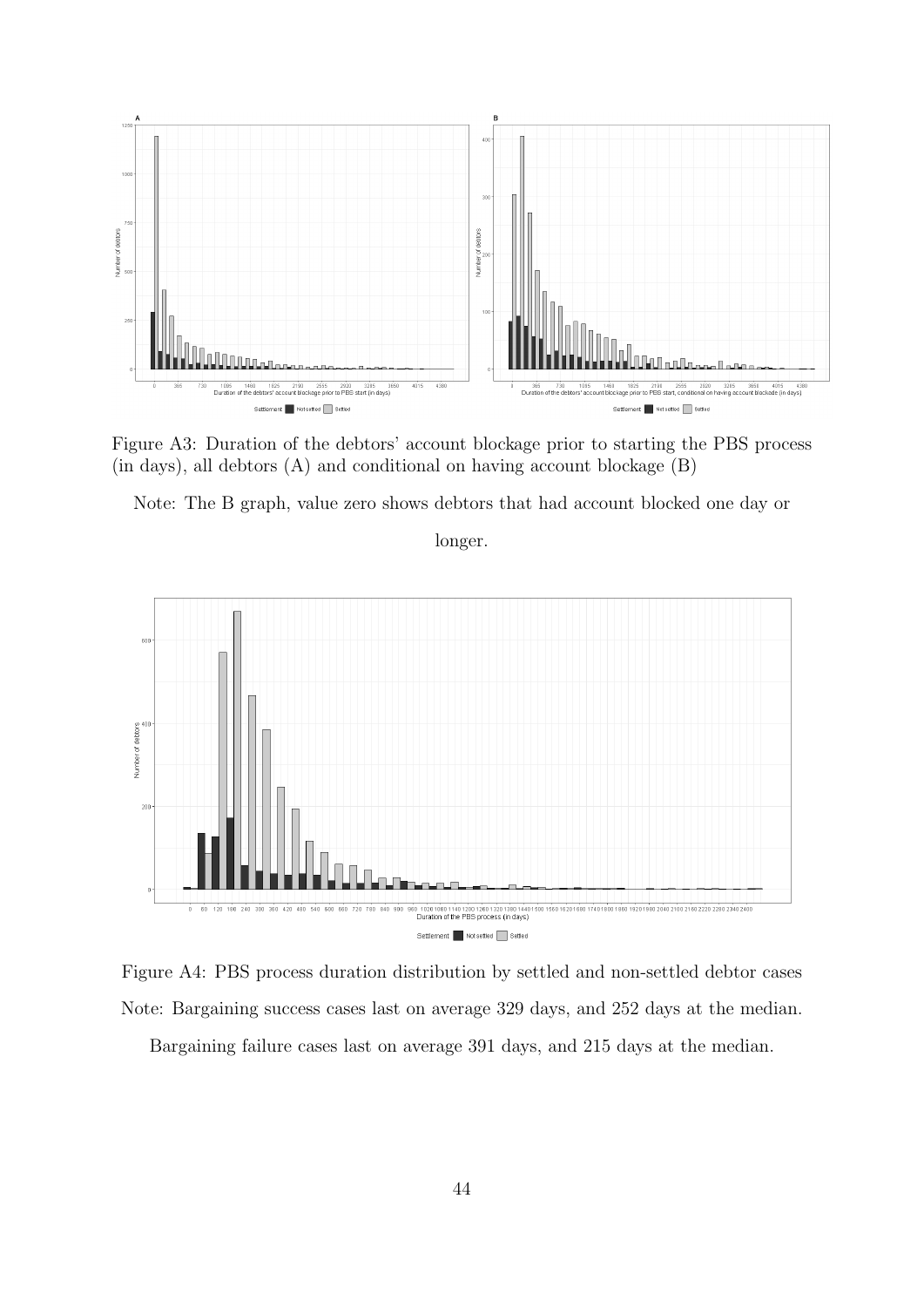Figure A3: Duration of the debtors' account blockage prior to starting the PBS process (in days), all debtors (A) and conditional on having account blockage (B)

Note: The B graph, value zero shows debtors that had account blocked one day or longer.

Figure A4: PBS process duration distribution by settled and non-settled debtor cases

Note: Bargaining success cases last on average 329 days, and 252 days at the median. Bargaining failure cases last on average 391 days, and 215 days at the median.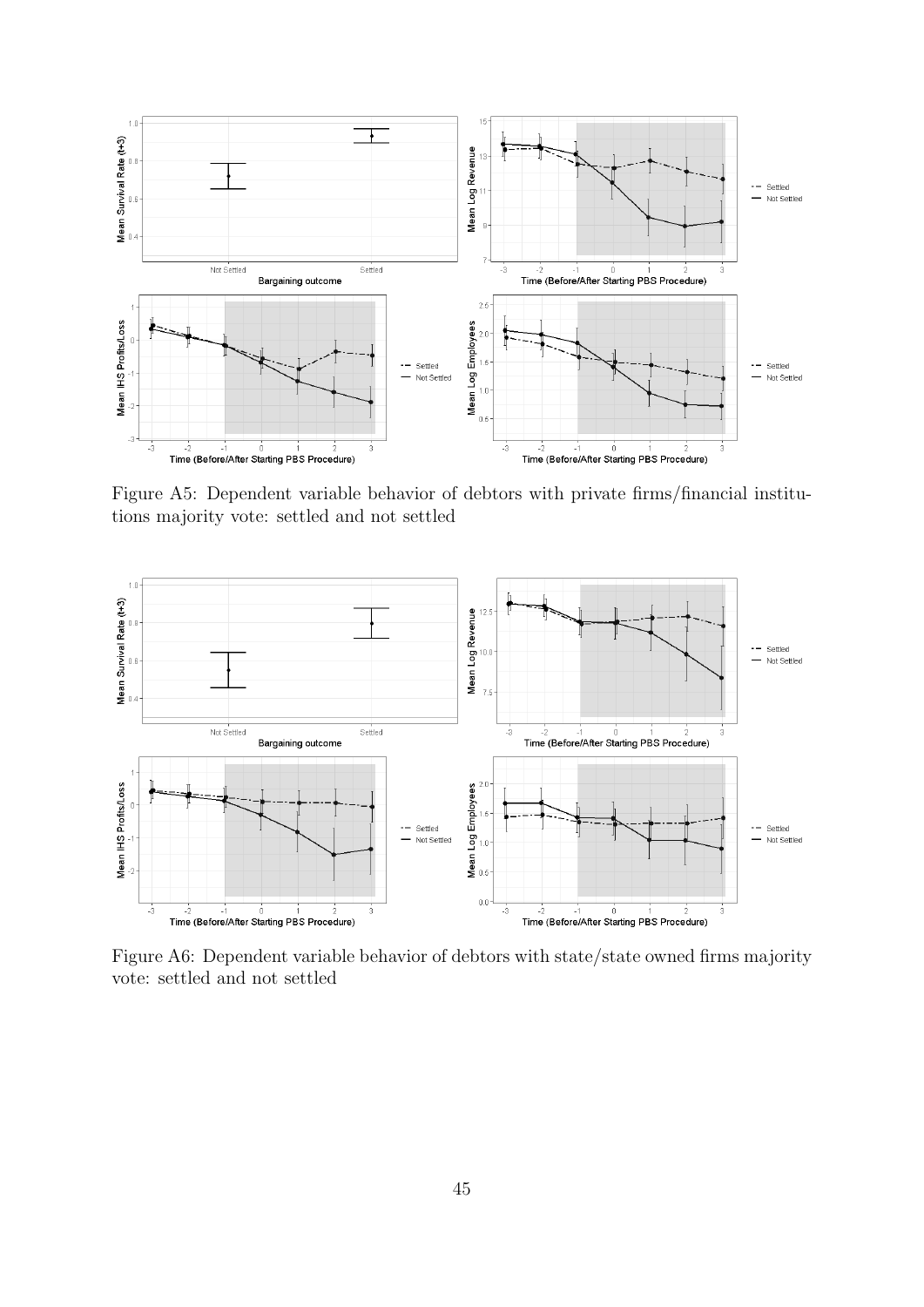Figure A5: Dependent variable behavior of debtors with private firms/financial institutions majority vote: settled and not settled

Figure A6: Dependent variable behavior of debtors with state/state owned firms majority vote: settled and not settled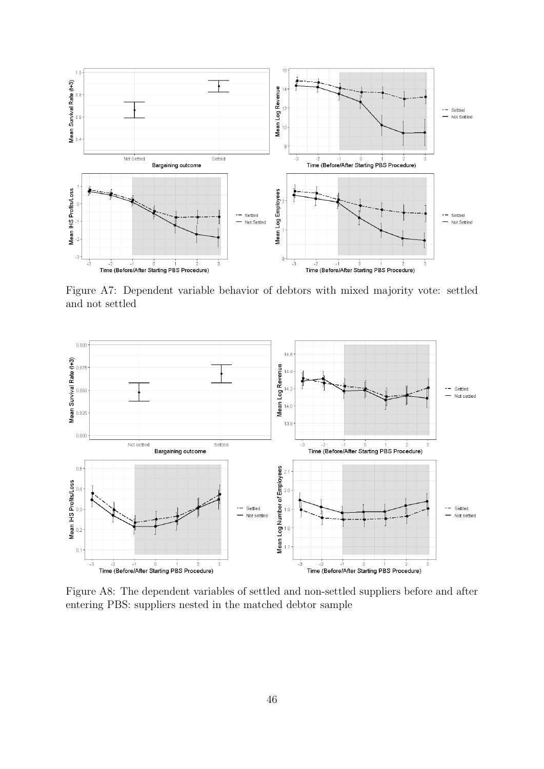Figure A7: Dependent variable behavior of debtors with mixed majority vote: settled and not settled

Figure A8: The dependent variables of settled and non-settled suppliers before and after entering PBS: suppliers nested in the matched debtor sample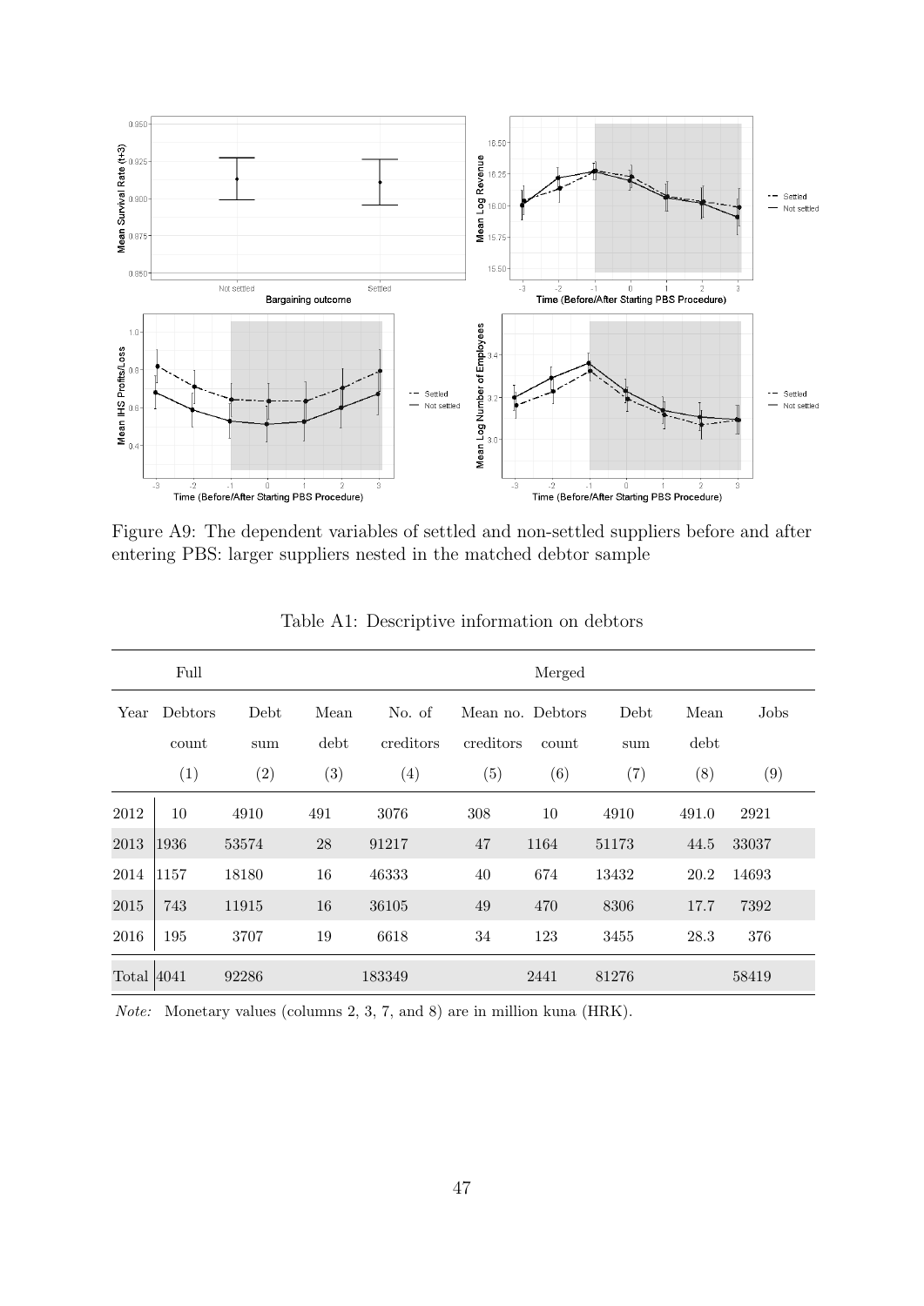Figure A9: The dependent variables of settled and non-settled suppliers before and after entering PBS: larger suppliers nested in the matched debtor sample

Table A1: Descriptive information on debtors

| | Full | | | | Merged | | | | |
|---|---|---|---|---|---|---|---|---|---|
| Year | Debtors count | Debt sum | Mean debt | No. of creditors | Mean no. creditors | Debtors count | Debt sum | Mean debt | Jobs |
| | (1) | (2) | (3) | (4) | (5) | (6) | (7) | (8) | (9) |
| 2012 | 10 | 4910 | 491 | 3076 | 308 | 10 | 4910 | 491.0 | 2921 |
| 2013 | 1936 | 53574 | 28 | 91217 | 47 | 1164 | 51173 | 44.5 | 33037 |
| 2014 | 1157 | 18180 | 16 | 46333 | 40 | 674 | 13432 | 20.2 | 14693 |
| 2015 | 743 | 11915 | 16 | 36105 | 49 | 470 | 8306 | 17.7 | 7392 |
| 2016 | 195 | 3707 | 19 | 6618 | 34 | 123 | 3455 | 28.3 | 376 |
| Total | 4041 | 92286 | | 183349 | | 2441 | 81276 | | 58419 |

*Note:* Monetary values (columns 2, 3, 7, and 8) are in million kuna (HRK).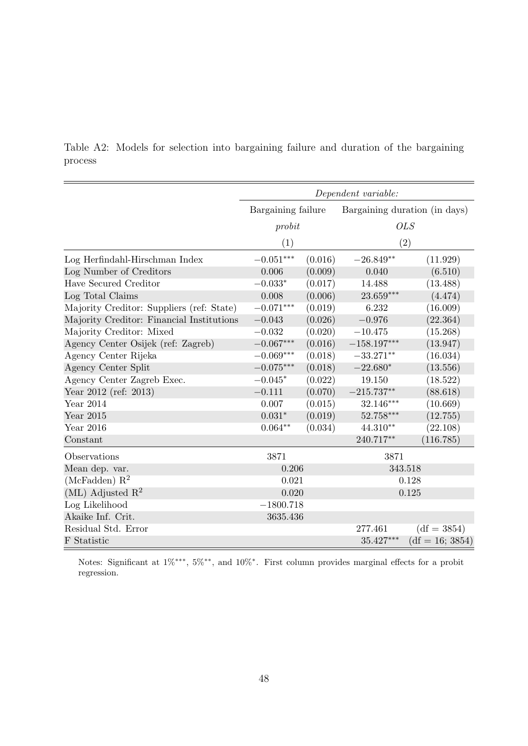Table A2: Models for selection into bargaining failure and duration of the bargaining process

| | *Dependent variable:* | | | |
|---|---|---|---|---|
| | Bargaining failure | | Bargaining duration (in days) | |
| | *probit* | | *OLS* | |
| | (1) | | (2) | |
| Log Herfindahl-Hirschman Index | $-0.051^{***}$ | (0.016) | $-26.849^{**}$ | (11.929) |
| Log Number of Creditors | 0.006 | (0.009) | 0.040 | (6.510) |
| Have Secured Creditor | $-0.033^{*}$ | (0.017) | 14.488 | (13.488) |
| Log Total Claims | 0.008 | (0.006) | $23.659^{***}$ | (4.474) |
| Majority Creditor: Suppliers (ref: State) | $-0.071^{***}$ | (0.019) | 6.232 | (16.009) |
| Majority Creditor: Financial Institutions | $-0.043$ | (0.026) | $-0.976$ | (22.364) |
| Majority Creditor: Mixed | $-0.032$ | (0.020) | $-10.475$ | (15.268) |
| Agency Center Osijek (ref: Zagreb) | $-0.067^{***}$ | (0.016) | $-158.197^{***}$ | (13.947) |
| Agency Center Rijeka | $-0.069^{***}$ | (0.018) | $-33.271^{**}$ | (16.034) |
| Agency Center Split | $-0.075^{***}$ | (0.018) | $-22.680^{*}$ | (13.556) |
| Agency Center Zagreb Exec. | $-0.045^{*}$ | (0.022) | 19.150 | (18.522) |
| Year 2012 (ref: 2013) | $-0.111$ | (0.070) | $-215.737^{**}$ | (88.618) |
| Year 2014 | 0.007 | (0.015) | $32.146^{***}$ | (10.669) |
| Year 2015 | $0.031^{*}$ | (0.019) | $52.758^{***}$ | (12.755) |
| Year 2016 | $0.064^{**}$ | (0.034) | $44.310^{**}$ | (22.108) |
| Constant | | | $240.717^{**}$ | (116.785) |
| Observations | 3871 | | 3871 | |
| Mean dep. var. | 0.206 | | 343.518 | |
| (McFadden) $R^2$ | 0.021 | | 0.128 | |
| (ML) Adjusted $R^2$ | 0.020 | | 0.125 | |
| Log Likelihood | $-1800.718$ | | | |
| Akaike Inf. Crit. | 3635.436 | | | |
| Residual Std. Error | | | 277.461 | (df = 3854) |
| F Statistic | | | $35.427^{***}$ | (df = 16; 3854) |

Notes: Significant at $1\%^{***}$, $5\%^{**}$, and $10\%^{*}$. First column provides marginal effects for a probit regression.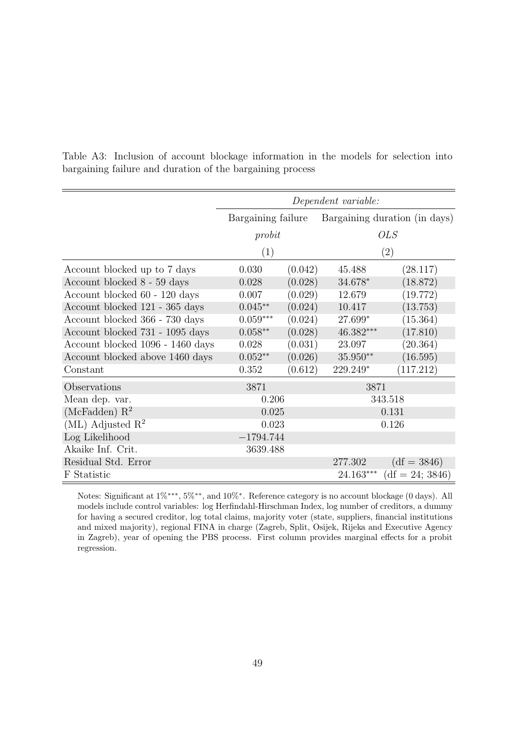Table A3: Inclusion of account blockage information in the models for selection into bargaining failure and duration of the bargaining process

| | *Dependent variable:* | | | |
|---|---|---|---|---|
| | Bargaining failure | | Bargaining duration (in days) | |
| | *probit* | | *OLS* | |
| | (1) | | (2) | |
| Account blocked up to 7 days | 0.030 | (0.042) | 45.488 | (28.117) |
| Account blocked 8 - 59 days | 0.028 | (0.028) | 34.678* | (18.872) |
| Account blocked 60 - 120 days | 0.007 | (0.029) | 12.679 | (19.772) |
| Account blocked 121 - 365 days | 0.045** | (0.024) | 10.417 | (13.753) |
| Account blocked 366 - 730 days | 0.059*** | (0.024) | 27.699* | (15.364) |
| Account blocked 731 - 1095 days | 0.058** | (0.028) | 46.382*** | (17.810) |
| Account blocked 1096 - 1460 days | 0.028 | (0.031) | 23.097 | (20.364) |
| Account blocked above 1460 days | 0.052** | (0.026) | 35.950** | (16.595) |
| Constant | 0.352 | (0.612) | 229.249* | (117.212) |
| Observations | 3871 | | 3871 | |
| Mean dep. var. | 0.206 | | 343.518 | |
| (McFadden) $R^2$ | 0.025 | | 0.131 | |
| (ML) Adjusted $R^2$ | 0.023 | | 0.126 | |
| Log Likelihood | −1794.744 | | | |
| Akaike Inf. Crit. | 3639.488 | | | |
| Residual Std. Error | | | 277.302 | (df = 3846) |
| F Statistic | | | 24.163*** | (df = 24; 3846) |

Notes: Significant at 1%***, 5%**, and 10%*. Reference category is no account blockage (0 days). All models include control variables: log Herfindahl-Hirschman Index, log number of creditors, a dummy for having a secured creditor, log total claims, majority voter (state, suppliers, financial institutions and mixed majority), regional FINA in charge (Zagreb, Split, Osijek, Rijeka and Executive Agency in Zagreb), year of opening the PBS process. First column provides marginal effects for a probit regression.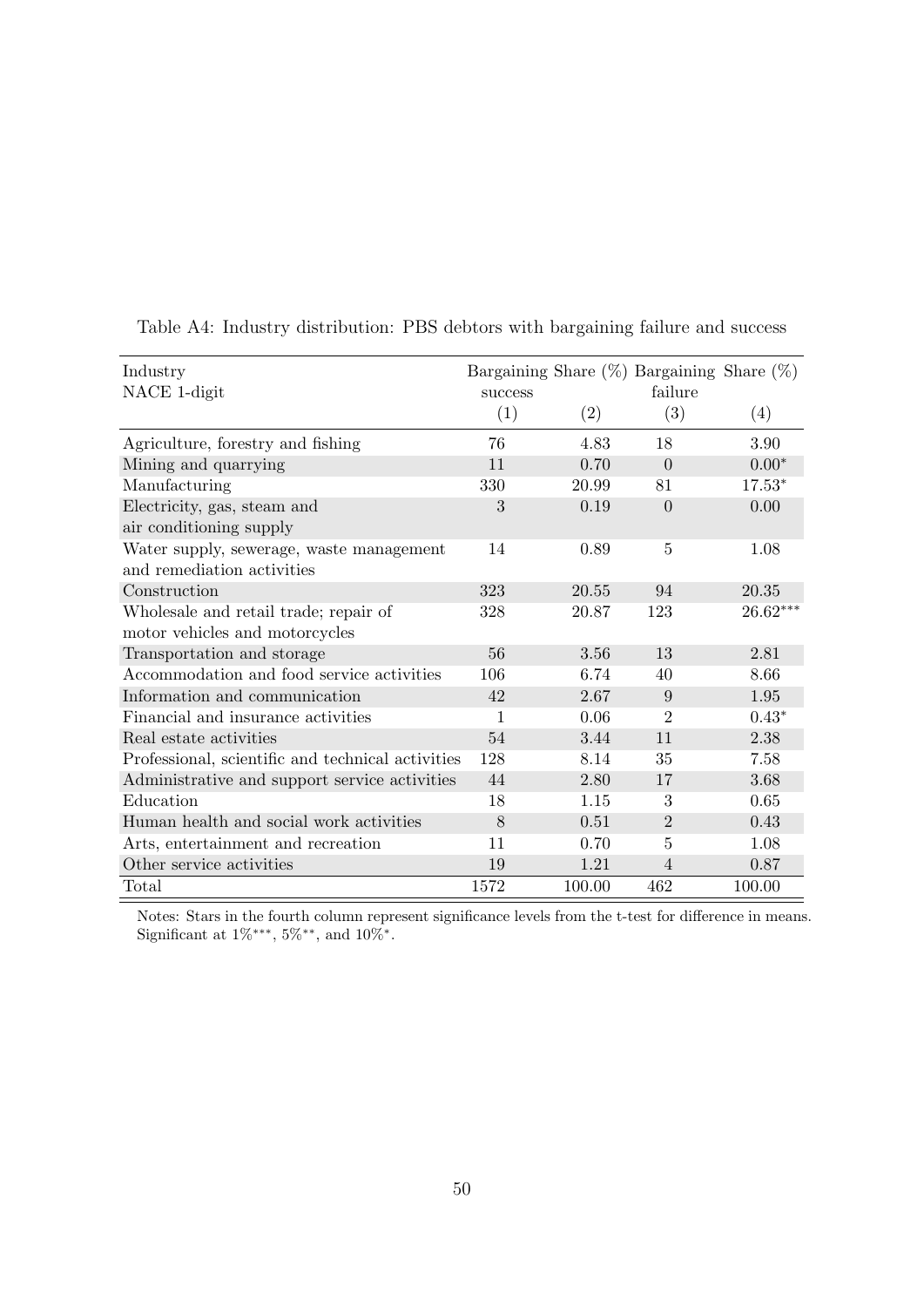Table A4: Industry distribution: PBS debtors with bargaining failure and success

| Industry NACE 1-digit | Bargaining success | Share (%) | Bargaining failure | Share (%) |
|---|---|---|---|---|
| | (1) | (2) | (3) | (4) |
| Agriculture, forestry and fishing | 76 | 4.83 | 18 | 3.90 |
| Mining and quarrying | 11 | 0.70 | 0 | $0.00^{*}$ |
| Manufacturing | 330 | 20.99 | 81 | $17.53^{*}$ |
| Electricity, gas, steam and air conditioning supply | 3 | 0.19 | 0 | 0.00 |
| Water supply, sewerage, waste management and remediation activities | 14 | 0.89 | 5 | 1.08 |
| Construction | 323 | 20.55 | 94 | 20.35 |
| Wholesale and retail trade; repair of motor vehicles and motorcycles | 328 | 20.87 | 123 | $26.62^{***}$ |
| Transportation and storage | 56 | 3.56 | 13 | 2.81 |
| Accommodation and food service activities | 106 | 6.74 | 40 | 8.66 |
| Information and communication | 42 | 2.67 | 9 | 1.95 |
| Financial and insurance activities | 1 | 0.06 | 2 | $0.43^{*}$ |
| Real estate activities | 54 | 3.44 | 11 | 2.38 |
| Professional, scientific and technical activities | 128 | 8.14 | 35 | 7.58 |
| Administrative and support service activities | 44 | 2.80 | 17 | 3.68 |
| Education | 18 | 1.15 | 3 | 0.65 |
| Human health and social work activities | 8 | 0.51 | 2 | 0.43 |
| Arts, entertainment and recreation | 11 | 0.70 | 5 | 1.08 |
| Other service activities | 19 | 1.21 | 4 | 0.87 |
| Total | 1572 | 100.00 | 462 | 100.00 |

Notes: Stars in the fourth column represent significance levels from the t-test for difference in means. Significant at $1\%^{***}$, $5\%^{**}$, and $10\%^{*}$.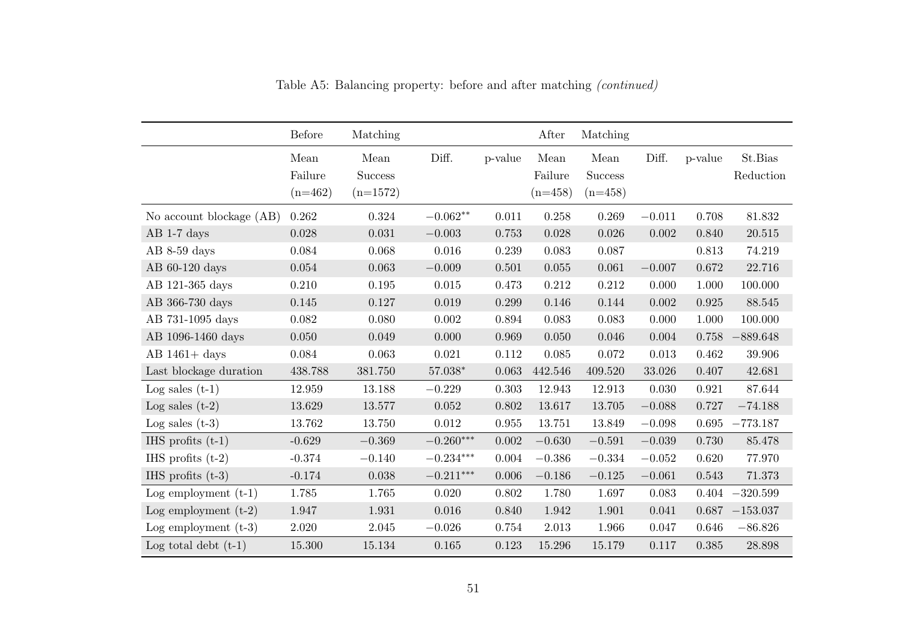Table A5: Balancing property: before and after matching *(continued)*

| | Before | Matching | | | After | Matching | | | |
|---|---|---|---|---|---|---|---|---|---|
| | Mean Failure (n=462) | Mean Success (n=1572) | Diff. | p-value | Mean Failure (n=458) | Mean Success (n=458) | Diff. | p-value | St.Bias Reduction |
| No account blockage (AB) | 0.262 | 0.324 | $-0.062^{**}$ | 0.011 | 0.258 | 0.269 | $-0.011$ | 0.708 | 81.832 |
| AB 1-7 days | 0.028 | 0.031 | $-0.003$ | 0.753 | 0.028 | 0.026 | 0.002 | 0.840 | 20.515 |
| AB 8-59 days | 0.084 | 0.068 | 0.016 | 0.239 | 0.083 | 0.087 | | 0.813 | 74.219 |
| AB 60-120 days | 0.054 | 0.063 | $-0.009$ | 0.501 | 0.055 | 0.061 | $-0.007$ | 0.672 | 22.716 |
| AB 121-365 days | 0.210 | 0.195 | 0.015 | 0.473 | 0.212 | 0.212 | 0.000 | 1.000 | 100.000 |
| AB 366-730 days | 0.145 | 0.127 | 0.019 | 0.299 | 0.146 | 0.144 | 0.002 | 0.925 | 88.545 |
| AB 731-1095 days | 0.082 | 0.080 | 0.002 | 0.894 | 0.083 | 0.083 | 0.000 | 1.000 | 100.000 |
| AB 1096-1460 days | 0.050 | 0.049 | 0.000 | 0.969 | 0.050 | 0.046 | 0.004 | 0.758 | $-889.648$ |
| AB 1461+ days | 0.084 | 0.063 | 0.021 | 0.112 | 0.085 | 0.072 | 0.013 | 0.462 | 39.906 |
| Last blockage duration | 438.788 | 381.750 | $57.038^{*}$ | 0.063 | 442.546 | 409.520 | 33.026 | 0.407 | 42.681 |
| Log sales (t-1) | 12.959 | 13.188 | $-0.229$ | 0.303 | 12.943 | 12.913 | 0.030 | 0.921 | 87.644 |
| Log sales (t-2) | 13.629 | 13.577 | 0.052 | 0.802 | 13.617 | 13.705 | $-0.088$ | 0.727 | $-74.188$ |
| Log sales (t-3) | 13.762 | 13.750 | 0.012 | 0.955 | 13.751 | 13.849 | $-0.098$ | 0.695 | $-773.187$ |
| IHS profits (t-1) | -0.629 | $-0.369$ | $-0.260^{***}$ | 0.002 | $-0.630$ | $-0.591$ | $-0.039$ | 0.730 | 85.478 |
| IHS profits (t-2) | -0.374 | $-0.140$ | $-0.234^{***}$ | 0.004 | $-0.386$ | $-0.334$ | $-0.052$ | 0.620 | 77.970 |
| IHS profits (t-3) | -0.174 | 0.038 | $-0.211^{***}$ | 0.006 | $-0.186$ | $-0.125$ | $-0.061$ | 0.543 | 71.373 |
| Log employment (t-1) | 1.785 | 1.765 | 0.020 | 0.802 | 1.780 | 1.697 | 0.083 | 0.404 | $-320.599$ |
| Log employment (t-2) | 1.947 | 1.931 | 0.016 | 0.840 | 1.942 | 1.901 | 0.041 | 0.687 | $-153.037$ |
| Log employment (t-3) | 2.020 | 2.045 | $-0.026$ | 0.754 | 2.013 | 1.966 | 0.047 | 0.646 | $-86.826$ |
| Log total debt (t-1) | 15.300 | 15.134 | 0.165 | 0.123 | 15.296 | 15.179 | 0.117 | 0.385 | 28.898 |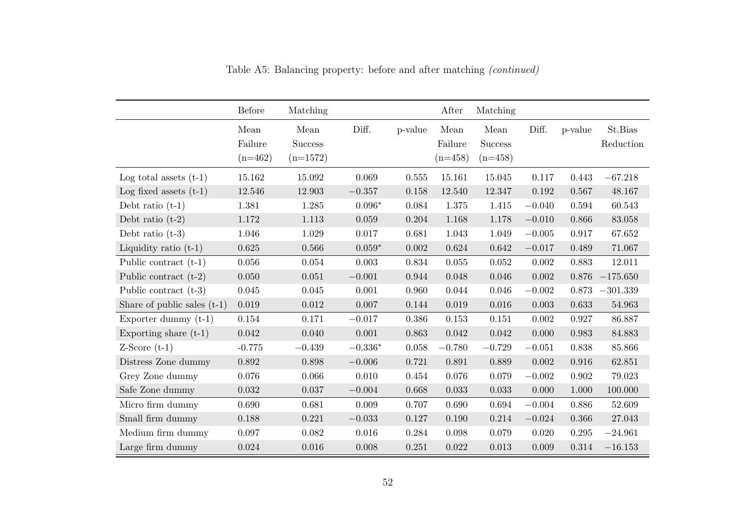Table A5: Balancing property: before and after matching *(continued)*

| | Before | Matching | | | After | Matching | | | |
|---|---|---|---|---|---|---|---|---|---|
| | Mean Failure (n=462) | Mean Success (n=1572) | Diff. | p-value | Mean Failure (n=458) | Mean Success (n=458) | Diff. | p-value | St.Bias Reduction |
| Log total assets (t-1) | 15.162 | 15.092 | 0.069 | 0.555 | 15.161 | 15.045 | 0.117 | 0.443 | −67.218 |
| Log fixed assets (t-1) | 12.546 | 12.903 | −0.357 | 0.158 | 12.540 | 12.347 | 0.192 | 0.567 | 48.167 |
| Debt ratio (t-1) | 1.381 | 1.285 | 0.096* | 0.084 | 1.375 | 1.415 | −0.040 | 0.594 | 60.543 |
| Debt ratio (t-2) | 1.172 | 1.113 | 0.059 | 0.204 | 1.168 | 1.178 | −0.010 | 0.866 | 83.058 |
| Debt ratio (t-3) | 1.046 | 1.029 | 0.017 | 0.681 | 1.043 | 1.049 | −0.005 | 0.917 | 67.652 |
| Liquidity ratio (t-1) | 0.625 | 0.566 | 0.059* | 0.002 | 0.624 | 0.642 | −0.017 | 0.489 | 71.067 |
| Public contract (t-1) | 0.056 | 0.054 | 0.003 | 0.834 | 0.055 | 0.052 | 0.002 | 0.883 | 12.011 |
| Public contract (t-2) | 0.050 | 0.051 | −0.001 | 0.944 | 0.048 | 0.046 | 0.002 | 0.876 | −175.650 |
| Public contract (t-3) | 0.045 | 0.045 | 0.001 | 0.960 | 0.044 | 0.046 | −0.002 | 0.873 | −301.339 |
| Share of public sales (t-1) | 0.019 | 0.012 | 0.007 | 0.144 | 0.019 | 0.016 | 0.003 | 0.633 | 54.963 |
| Exporter dummy (t-1) | 0.154 | 0.171 | −0.017 | 0.386 | 0.153 | 0.151 | 0.002 | 0.927 | 86.887 |
| Exporting share (t-1) | 0.042 | 0.040 | 0.001 | 0.863 | 0.042 | 0.042 | 0.000 | 0.983 | 84.883 |
| Z-Score (t-1) | -0.775 | −0.439 | −0.336* | 0.058 | −0.780 | −0.729 | −0.051 | 0.838 | 85.866 |
| Distress Zone dummy | 0.892 | 0.898 | −0.006 | 0.721 | 0.891 | 0.889 | 0.002 | 0.916 | 62.851 |
| Grey Zone dummy | 0.076 | 0.066 | 0.010 | 0.454 | 0.076 | 0.079 | −0.002 | 0.902 | 79.023 |
| Safe Zone dummy | 0.032 | 0.037 | −0.004 | 0.668 | 0.033 | 0.033 | 0.000 | 1.000 | 100.000 |
| Micro firm dummy | 0.690 | 0.681 | 0.009 | 0.707 | 0.690 | 0.694 | −0.004 | 0.886 | 52.609 |
| Small firm dummy | 0.188 | 0.221 | −0.033 | 0.127 | 0.190 | 0.214 | −0.024 | 0.366 | 27.043 |
| Medium firm dummy | 0.097 | 0.082 | 0.016 | 0.284 | 0.098 | 0.079 | 0.020 | 0.295 | −24.961 |
| Large firm dummy | 0.024 | 0.016 | 0.008 | 0.251 | 0.022 | 0.013 | 0.009 | 0.314 | −16.153 |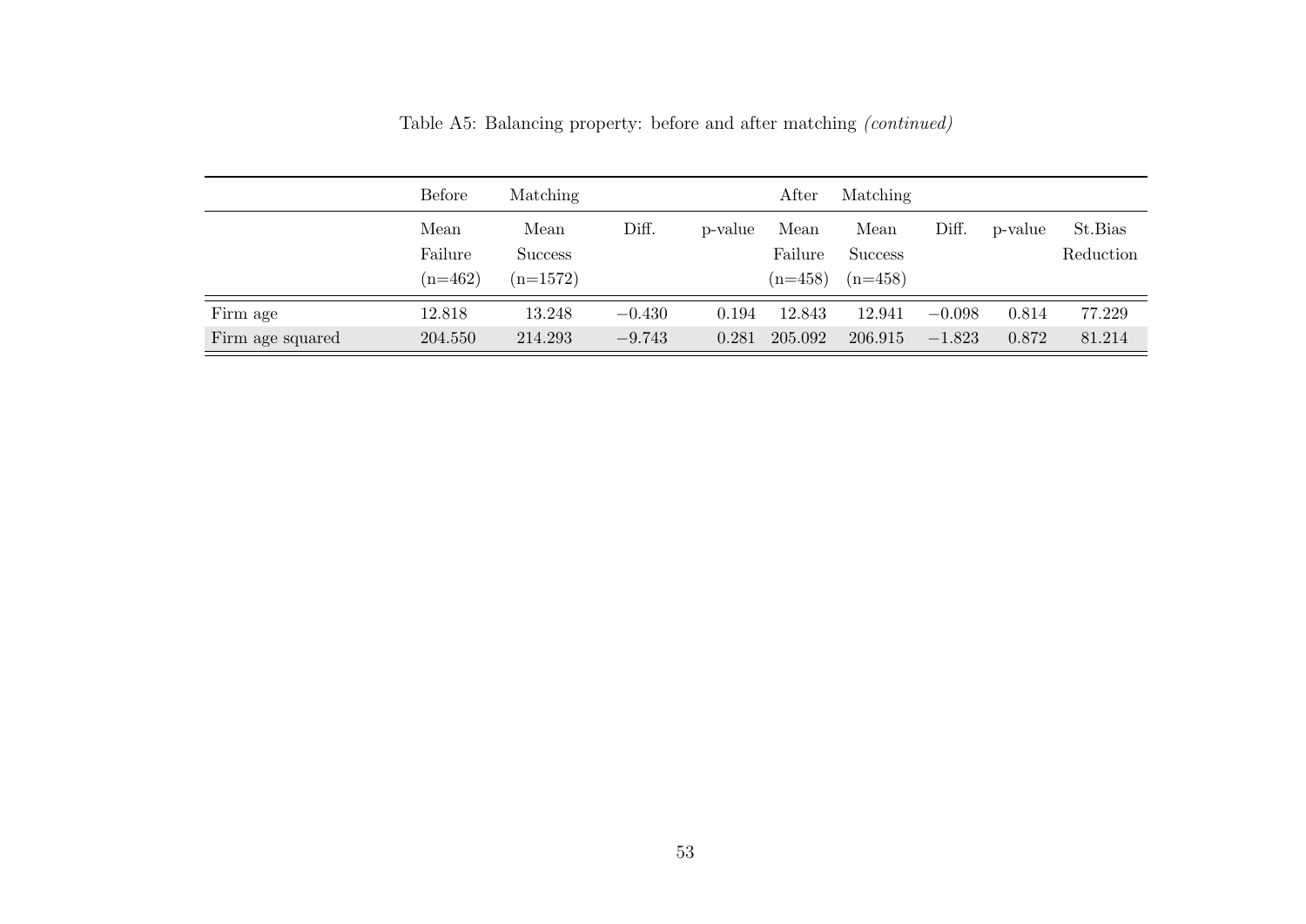Table A5: Balancing property: before and after matching *(continued)*

| | Before | Matching | | | After | Matching | | | |
|---|---|---|---|---|---|---|---|---|---|
| | Mean Failure (n=462) | Mean Success (n=1572) | Diff. | p-value | Mean Failure (n=458) | Mean Success (n=458) | Diff. | p-value | St.Bias Reduction |
| Firm age | 12.818 | 13.248 | −0.430 | 0.194 | 12.843 | 12.941 | −0.098 | 0.814 | 77.229 |
| Firm age squared | 204.550 | 214.293 | −9.743 | 0.281 | 205.092 | 206.915 | −1.823 | 0.872 | 81.214 |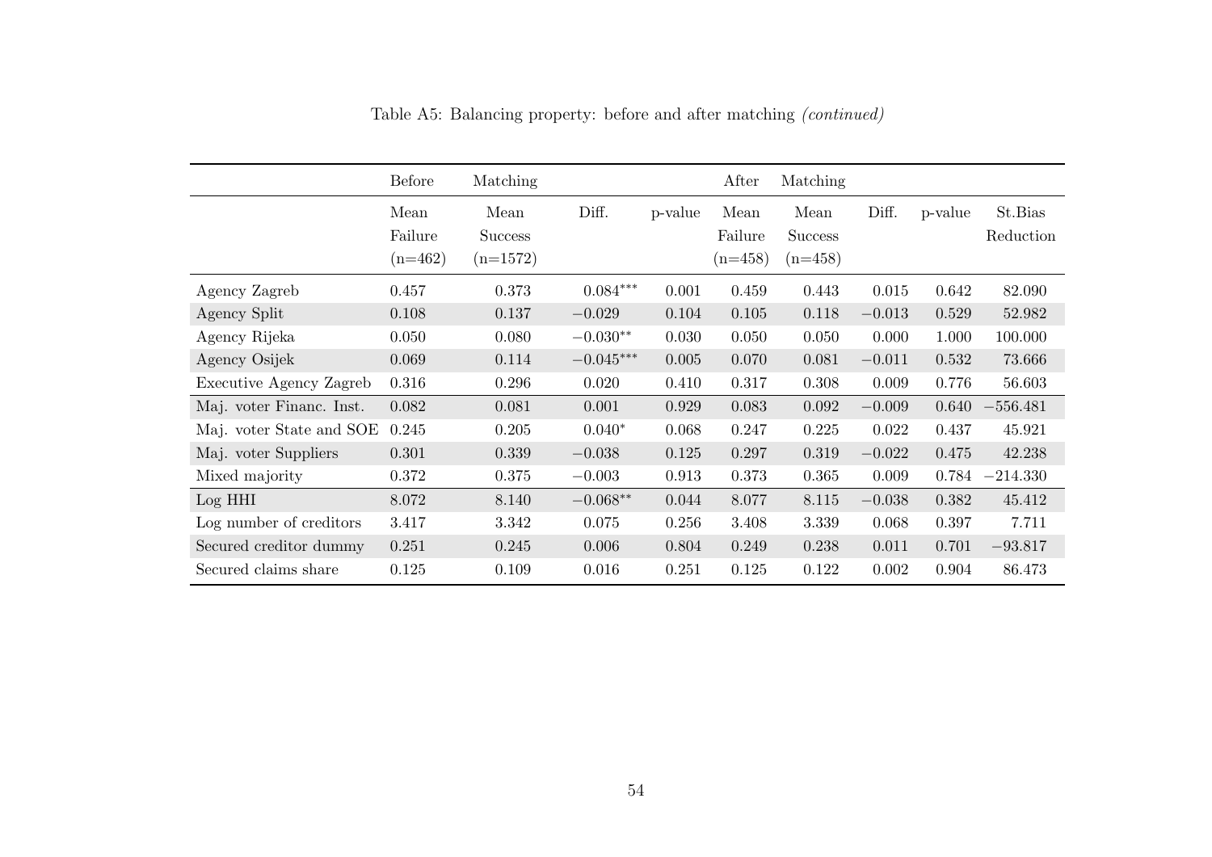Table A5: Balancing property: before and after matching *(continued)*

| | Before | Matching | | | After | Matching | | | |
|---|---|---|---|---|---|---|---|---|---|
| | Mean Failure (n=462) | Mean Success (n=1572) | Diff. | p-value | Mean Failure (n=458) | Mean Success (n=458) | Diff. | p-value | St.Bias Reduction |
| Agency Zagreb | 0.457 | 0.373 | $0.084^{***}$ | 0.001 | 0.459 | 0.443 | 0.015 | 0.642 | 82.090 |
| Agency Split | 0.108 | 0.137 | $-0.029$ | 0.104 | 0.105 | 0.118 | $-0.013$ | 0.529 | 52.982 |
| Agency Rijeka | 0.050 | 0.080 | $-0.030^{**}$ | 0.030 | 0.050 | 0.050 | 0.000 | 1.000 | 100.000 |
| Agency Osijek | 0.069 | 0.114 | $-0.045^{***}$ | 0.005 | 0.070 | 0.081 | $-0.011$ | 0.532 | 73.666 |
| Executive Agency Zagreb | 0.316 | 0.296 | 0.020 | 0.410 | 0.317 | 0.308 | 0.009 | 0.776 | 56.603 |
| Maj. voter Financ. Inst. | 0.082 | 0.081 | 0.001 | 0.929 | 0.083 | 0.092 | $-0.009$ | 0.640 | $-556.481$ |
| Maj. voter State and SOE | 0.245 | 0.205 | $0.040^{*}$ | 0.068 | 0.247 | 0.225 | 0.022 | 0.437 | 45.921 |
| Maj. voter Suppliers | 0.301 | 0.339 | $-0.038$ | 0.125 | 0.297 | 0.319 | $-0.022$ | 0.475 | 42.238 |
| Mixed majority | 0.372 | 0.375 | $-0.003$ | 0.913 | 0.373 | 0.365 | 0.009 | 0.784 | $-214.330$ |
| Log HHI | 8.072 | 8.140 | $-0.068^{**}$ | 0.044 | 8.077 | 8.115 | $-0.038$ | 0.382 | 45.412 |
| Log number of creditors | 3.417 | 3.342 | 0.075 | 0.256 | 3.408 | 3.339 | 0.068 | 0.397 | 7.711 |
| Secured creditor dummy | 0.251 | 0.245 | 0.006 | 0.804 | 0.249 | 0.238 | 0.011 | 0.701 | $-93.817$ |
| Secured claims share | 0.125 | 0.109 | 0.016 | 0.251 | 0.125 | 0.122 | 0.002 | 0.904 | 86.473 |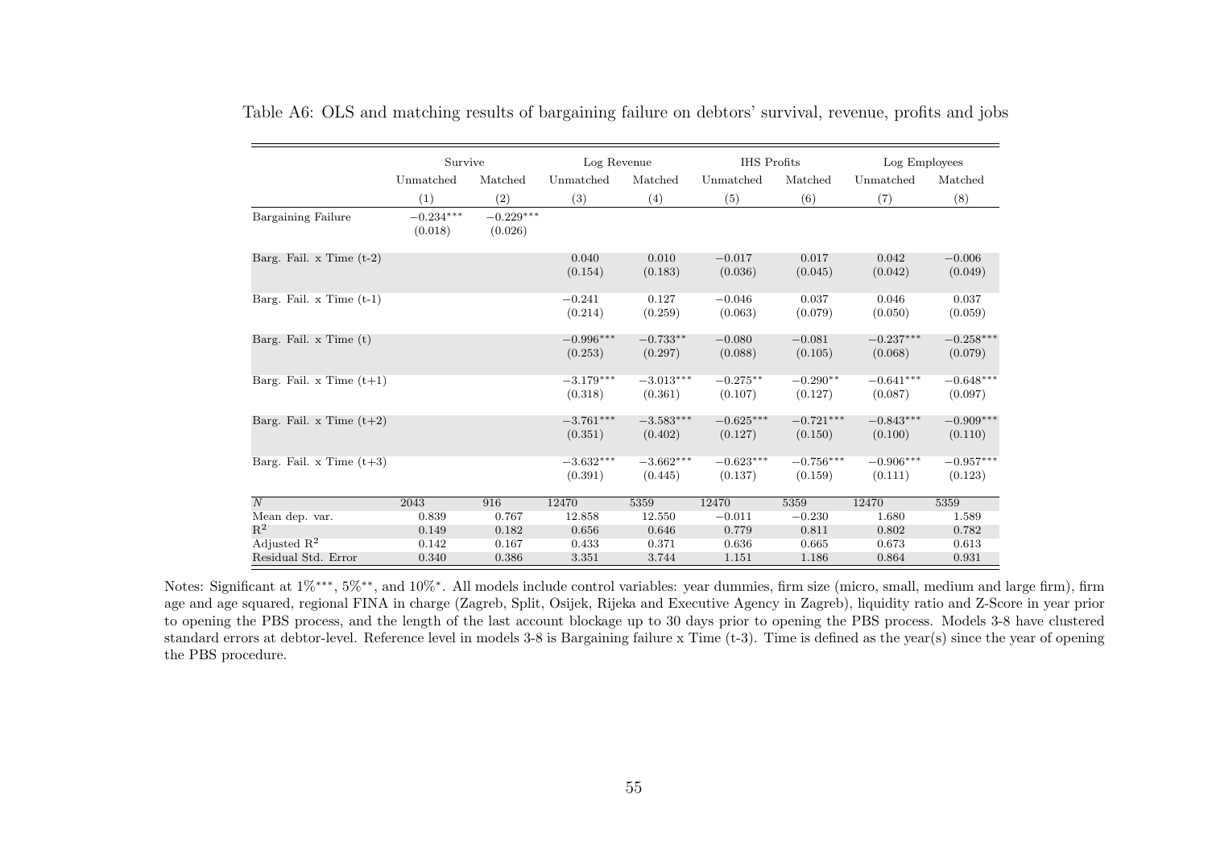Table A6: OLS and matching results of bargaining failure on debtors' survival, revenue, profits and jobs

| | Survive | | Log Revenue | | IHS Profits | | Log Employees | |
|---|---|---|---|---|---|---|---|---|
| | Unmatched | Matched | Unmatched | Matched | Unmatched | Matched | Unmatched | Matched |
| | (1) | (2) | (3) | (4) | (5) | (6) | (7) | (8) |
| Bargaining Failure | $-0.234^{***}$ | $-0.229^{***}$ | | | | | | |
| | (0.018) | (0.026) | | | | | | |
| Barg. Fail. x Time (t-2) | | | 0.040 | 0.010 | $-0.017$ | 0.017 | 0.042 | $-0.006$ |
| | | | (0.154) | (0.183) | (0.036) | (0.045) | (0.042) | (0.049) |
| Barg. Fail. x Time (t-1) | | | $-0.241$ | 0.127 | $-0.046$ | 0.037 | 0.046 | 0.037 |
| | | | (0.214) | (0.259) | (0.063) | (0.079) | (0.050) | (0.059) |
| Barg. Fail. x Time (t) | | | $-0.996^{***}$ | $-0.733^{**}$ | $-0.080$ | $-0.081$ | $-0.237^{***}$ | $-0.258^{***}$ |
| | | | (0.253) | (0.297) | (0.088) | (0.105) | (0.068) | (0.079) |
| Barg. Fail. x Time (t+1) | | | $-3.179^{***}$ | $-3.013^{***}$ | $-0.275^{**}$ | $-0.290^{**}$ | $-0.641^{***}$ | $-0.648^{***}$ |
| | | | (0.318) | (0.361) | (0.107) | (0.127) | (0.087) | (0.097) |
| Barg. Fail. x Time (t+2) | | | $-3.761^{***}$ | $-3.583^{***}$ | $-0.625^{***}$ | $-0.721^{***}$ | $-0.843^{***}$ | $-0.909^{***}$ |
| | | | (0.351) | (0.402) | (0.127) | (0.150) | (0.100) | (0.110) |
| Barg. Fail. x Time (t+3) | | | $-3.632^{***}$ | $-3.662^{***}$ | $-0.623^{***}$ | $-0.756^{***}$ | $-0.906^{***}$ | $-0.957^{***}$ |
| | | | (0.391) | (0.445) | (0.137) | (0.159) | (0.111) | (0.123) |
| $N$ | 2043 | 916 | 12470 | 5359 | 12470 | 5359 | 12470 | 5359 |
| Mean dep. var. | 0.839 | 0.767 | 12.858 | 12.550 | $-0.011$ | $-0.230$ | 1.680 | 1.589 |
| $R^2$ | 0.149 | 0.182 | 0.656 | 0.646 | 0.779 | 0.811 | 0.802 | 0.782 |
| Adjusted $R^2$ | 0.142 | 0.167 | 0.433 | 0.371 | 0.636 | 0.665 | 0.673 | 0.613 |
| Residual Std. Error | 0.340 | 0.386 | 3.351 | 3.744 | 1.151 | 1.186 | 0.864 | 0.931 |

Notes: Significant at 1%***, 5%**, and 10%*. All models include control variables: year dummies, firm size (micro, small, medium and large firm), firm age and age squared, regional FINA in charge (Zagreb, Split, Osijek, Rijeka and Executive Agency in Zagreb), liquidity ratio and Z-Score in year prior to opening the PBS process, and the length of the last account blockage up to 30 days prior to opening the PBS process. Models 3-8 have clustered standard errors at debtor-level. Reference level in models 3-8 is Bargaining failure x Time (t-3). Time is defined as the year(s) since the year of opening the PBS procedure.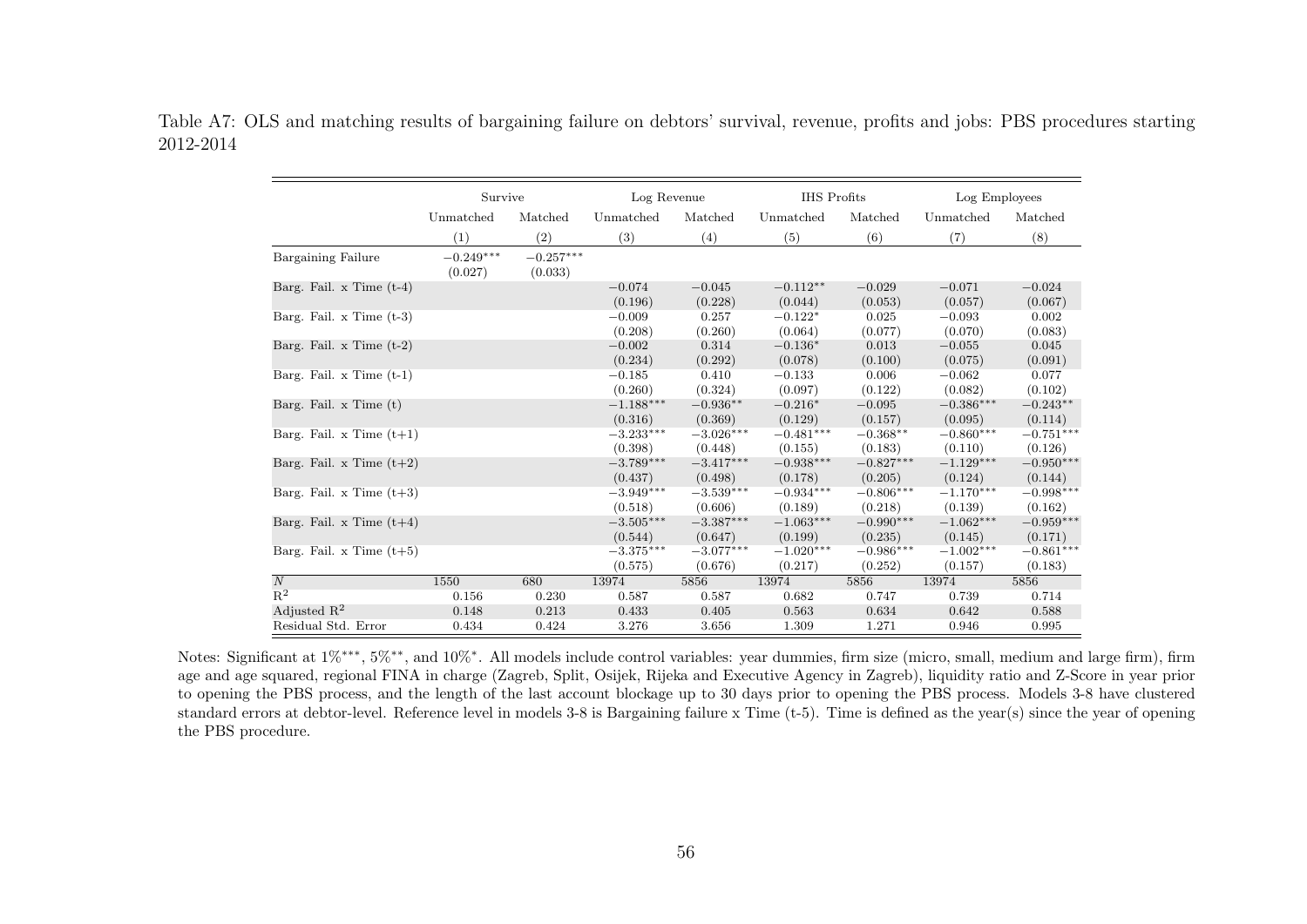Table A7: OLS and matching results of bargaining failure on debtors' survival, revenue, profits and jobs: PBS procedures starting 2012-2014

| | Survive | | Log Revenue | | IHS Profits | | Log Employees | |
|---|---|---|---|---|---|---|---|---|
| | Unmatched | Matched | Unmatched | Matched | Unmatched | Matched | Unmatched | Matched |
| | (1) | (2) | (3) | (4) | (5) | (6) | (7) | (8) |
| Bargaining Failure | $-0.249^{***}$ | $-0.257^{***}$ | | | | | | |
| | (0.027) | (0.033) | | | | | | |
| Barg. Fail. x Time (t-4) | | | $-0.074$ | $-0.045$ | $-0.112^{**}$ | $-0.029$ | $-0.071$ | $-0.024$ |
| | | | (0.196) | (0.228) | (0.044) | (0.053) | (0.057) | (0.067) |
| Barg. Fail. x Time (t-3) | | | $-0.009$ | 0.257 | $-0.122^{*}$ | 0.025 | $-0.093$ | 0.002 |
| | | | (0.208) | (0.260) | (0.064) | (0.077) | (0.070) | (0.083) |
| Barg. Fail. x Time (t-2) | | | $-0.002$ | 0.314 | $-0.136^{*}$ | 0.013 | $-0.055$ | 0.045 |
| | | | (0.234) | (0.292) | (0.078) | (0.100) | (0.075) | (0.091) |
| Barg. Fail. x Time (t-1) | | | $-0.185$ | 0.410 | $-0.133$ | 0.006 | $-0.062$ | 0.077 |
| | | | (0.260) | (0.324) | (0.097) | (0.122) | (0.082) | (0.102) |
| Barg. Fail. x Time (t) | | | $-1.188^{***}$ | $-0.936^{**}$ | $-0.216^{*}$ | $-0.095$ | $-0.386^{***}$ | $-0.243^{**}$ |
| | | | (0.316) | (0.369) | (0.129) | (0.157) | (0.095) | (0.114) |
| Barg. Fail. x Time (t+1) | | | $-3.233^{***}$ | $-3.026^{***}$ | $-0.481^{***}$ | $-0.368^{**}$ | $-0.860^{***}$ | $-0.751^{***}$ |
| | | | (0.398) | (0.448) | (0.155) | (0.183) | (0.110) | (0.126) |
| Barg. Fail. x Time (t+2) | | | $-3.789^{***}$ | $-3.417^{***}$ | $-0.938^{***}$ | $-0.827^{***}$ | $-1.129^{***}$ | $-0.950^{***}$ |
| | | | (0.437) | (0.498) | (0.178) | (0.205) | (0.124) | (0.144) |
| Barg. Fail. x Time (t+3) | | | $-3.949^{***}$ | $-3.539^{***}$ | $-0.934^{***}$ | $-0.806^{***}$ | $-1.170^{***}$ | $-0.998^{***}$ |
| | | | (0.518) | (0.606) | (0.189) | (0.218) | (0.139) | (0.162) |
| Barg. Fail. x Time (t+4) | | | $-3.505^{***}$ | $-3.387^{***}$ | $-1.063^{***}$ | $-0.990^{***}$ | $-1.062^{***}$ | $-0.959^{***}$ |
| | | | (0.544) | (0.647) | (0.199) | (0.235) | (0.145) | (0.171) |
| Barg. Fail. x Time (t+5) | | | $-3.375^{***}$ | $-3.077^{***}$ | $-1.020^{***}$ | $-0.986^{***}$ | $-1.002^{***}$ | $-0.861^{***}$ |
| | | | (0.575) | (0.676) | (0.217) | (0.252) | (0.157) | (0.183) |
| $N$ | 1550 | 680 | 13974 | 5856 | 13974 | 5856 | 13974 | 5856 |
| $R^2$ | 0.156 | 0.230 | 0.587 | 0.587 | 0.682 | 0.747 | 0.739 | 0.714 |
| Adjusted $R^2$ | 0.148 | 0.213 | 0.433 | 0.405 | 0.563 | 0.634 | 0.642 | 0.588 |
| Residual Std. Error | 0.434 | 0.424 | 3.276 | 3.656 | 1.309 | 1.271 | 0.946 | 0.995 |

Notes: Significant at 1%***, 5%**, and 10%*. All models include control variables: year dummies, firm size (micro, small, medium and large firm), firm age and age squared, regional FINA in charge (Zagreb, Split, Osijek, Rijeka and Executive Agency in Zagreb), liquidity ratio and Z-Score in year prior to opening the PBS process, and the length of the last account blockage up to 30 days prior to opening the PBS process. Models 3-8 have clustered standard errors at debtor-level. Reference level in models 3-8 is Bargaining failure x Time (t-5). Time is defined as the year(s) since the year of opening the PBS procedure.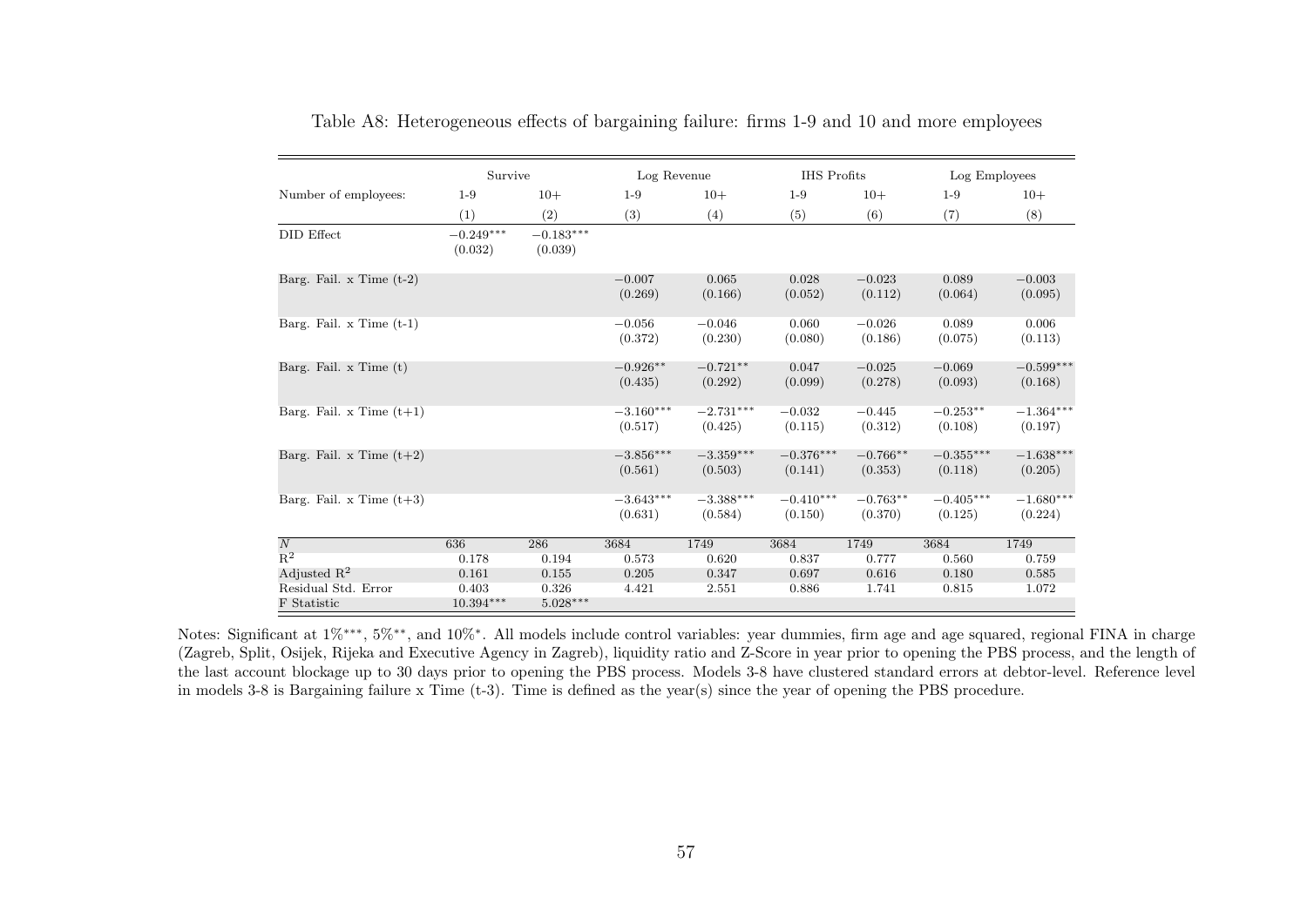Table A8: Heterogeneous effects of bargaining failure: firms 1-9 and 10 and more employees

| | Survive | | Log Revenue | | IHS Profits | | Log Employees | |
|---|---|---|---|---|---|---|---|---|
| Number of employees: | 1-9 | 10+ | 1-9 | 10+ | 1-9 | 10+ | 1-9 | 10+ |
| | (1) | (2) | (3) | (4) | (5) | (6) | (7) | (8) |
| DID Effect | $-0.249^{***}$ | $-0.183^{***}$ | | | | | | |
| | (0.032) | (0.039) | | | | | | |
| Barg. Fail. x Time (t-2) | | | $-0.007$ | 0.065 | 0.028 | $-0.023$ | 0.089 | $-0.003$ |
| | | | (0.269) | (0.166) | (0.052) | (0.112) | (0.064) | (0.095) |
| Barg. Fail. x Time (t-1) | | | $-0.056$ | $-0.046$ | 0.060 | $-0.026$ | 0.089 | 0.006 |
| | | | (0.372) | (0.230) | (0.080) | (0.186) | (0.075) | (0.113) |
| Barg. Fail. x Time (t) | | | $-0.926^{**}$ | $-0.721^{**}$ | 0.047 | $-0.025$ | $-0.069$ | $-0.599^{***}$ |
| | | | (0.435) | (0.292) | (0.099) | (0.278) | (0.093) | (0.168) |
| Barg. Fail. x Time (t+1) | | | $-3.160^{***}$ | $-2.731^{***}$ | $-0.032$ | $-0.445$ | $-0.253^{**}$ | $-1.364^{***}$ |
| | | | (0.517) | (0.425) | (0.115) | (0.312) | (0.108) | (0.197) |
| Barg. Fail. x Time (t+2) | | | $-3.856^{***}$ | $-3.359^{***}$ | $-0.376^{***}$ | $-0.766^{**}$ | $-0.355^{***}$ | $-1.638^{***}$ |
| | | | (0.561) | (0.503) | (0.141) | (0.353) | (0.118) | (0.205) |
| Barg. Fail. x Time (t+3) | | | $-3.643^{***}$ | $-3.388^{***}$ | $-0.410^{***}$ | $-0.763^{**}$ | $-0.405^{***}$ | $-1.680^{***}$ |
| | | | (0.631) | (0.584) | (0.150) | (0.370) | (0.125) | (0.224) |
| $N$ | 636 | 286 | 3684 | 1749 | 3684 | 1749 | 3684 | 1749 |
| $R^2$ | 0.178 | 0.194 | 0.573 | 0.620 | 0.837 | 0.777 | 0.560 | 0.759 |
| Adjusted $R^2$ | 0.161 | 0.155 | 0.205 | 0.347 | 0.697 | 0.616 | 0.180 | 0.585 |
| Residual Std. Error | 0.403 | 0.326 | 4.421 | 2.551 | 0.886 | 1.741 | 0.815 | 1.072 |
| F Statistic | $10.394^{***}$ | $5.028^{***}$ | | | | | | |

Notes: Significant at 1%***, 5%**, and 10%*. All models include control variables: year dummies, firm age and age squared, regional FINA in charge (Zagreb, Split, Osijek, Rijeka and Executive Agency in Zagreb), liquidity ratio and Z-Score in year prior to opening the PBS process, and the length of the last account blockage up to 30 days prior to opening the PBS process. Models 3-8 have clustered standard errors at debtor-level. Reference level in models 3-8 is Bargaining failure x Time (t-3). Time is defined as the year(s) since the year of opening the PBS procedure.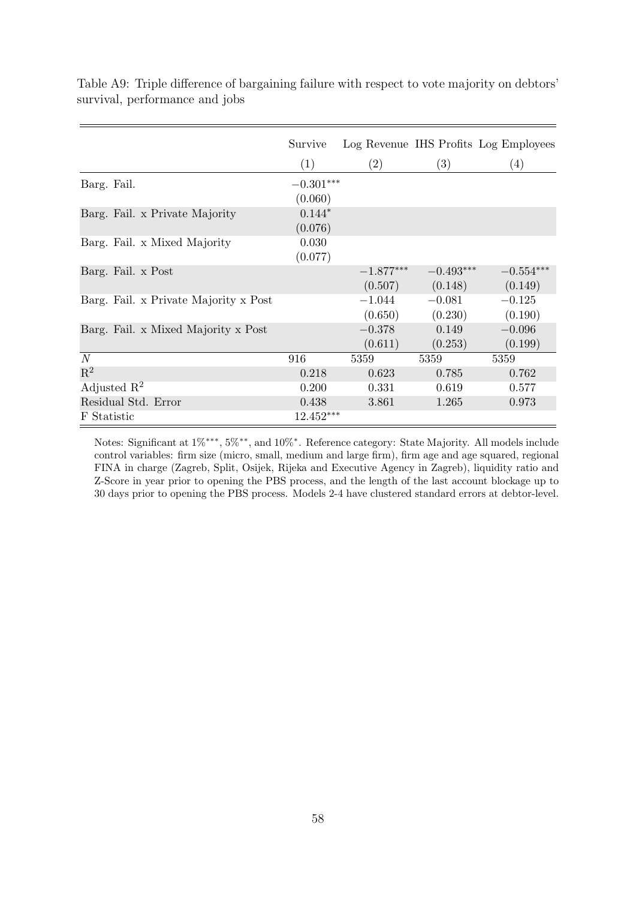Table A9: Triple difference of bargaining failure with respect to vote majority on debtors' survival, performance and jobs

| | Survive | Log Revenue | IHS Profits | Log Employees |
|---|---|---|---|---|
| | (1) | (2) | (3) | (4) |
| Barg. Fail. | $-0.301^{***}$ | | | |
| | (0.060) | | | |
| Barg. Fail. x Private Majority | $0.144^{*}$ | | | |
| | (0.076) | | | |
| Barg. Fail. x Mixed Majority | 0.030 | | | |
| | (0.077) | | | |
| Barg. Fail. x Post | | $-1.877^{***}$ | $-0.493^{***}$ | $-0.554^{***}$ |
| | | (0.507) | (0.148) | (0.149) |
| Barg. Fail. x Private Majority x Post | | $-1.044$ | $-0.081$ | $-0.125$ |
| | | (0.650) | (0.230) | (0.190) |
| Barg. Fail. x Mixed Majority x Post | | $-0.378$ | 0.149 | $-0.096$ |
| | | (0.611) | (0.253) | (0.199) |
| $N$ | 916 | 5359 | 5359 | 5359 |
| $R^2$ | 0.218 | 0.623 | 0.785 | 0.762 |
| Adjusted $R^2$ | 0.200 | 0.331 | 0.619 | 0.577 |
| Residual Std. Error | 0.438 | 3.861 | 1.265 | 0.973 |
| F Statistic | $12.452^{***}$ | | | |

Notes: Significant at $1\%^{***}$, $5\%^{**}$, and $10\%^{*}$. Reference category: State Majority. All models include control variables: firm size (micro, small, medium and large firm), firm age and age squared, regional FINA in charge (Zagreb, Split, Osijek, Rijeka and Executive Agency in Zagreb), liquidity ratio and Z-Score in year prior to opening the PBS process, and the length of the last account blockage up to 30 days prior to opening the PBS process. Models 2-4 have clustered standard errors at debtor-level.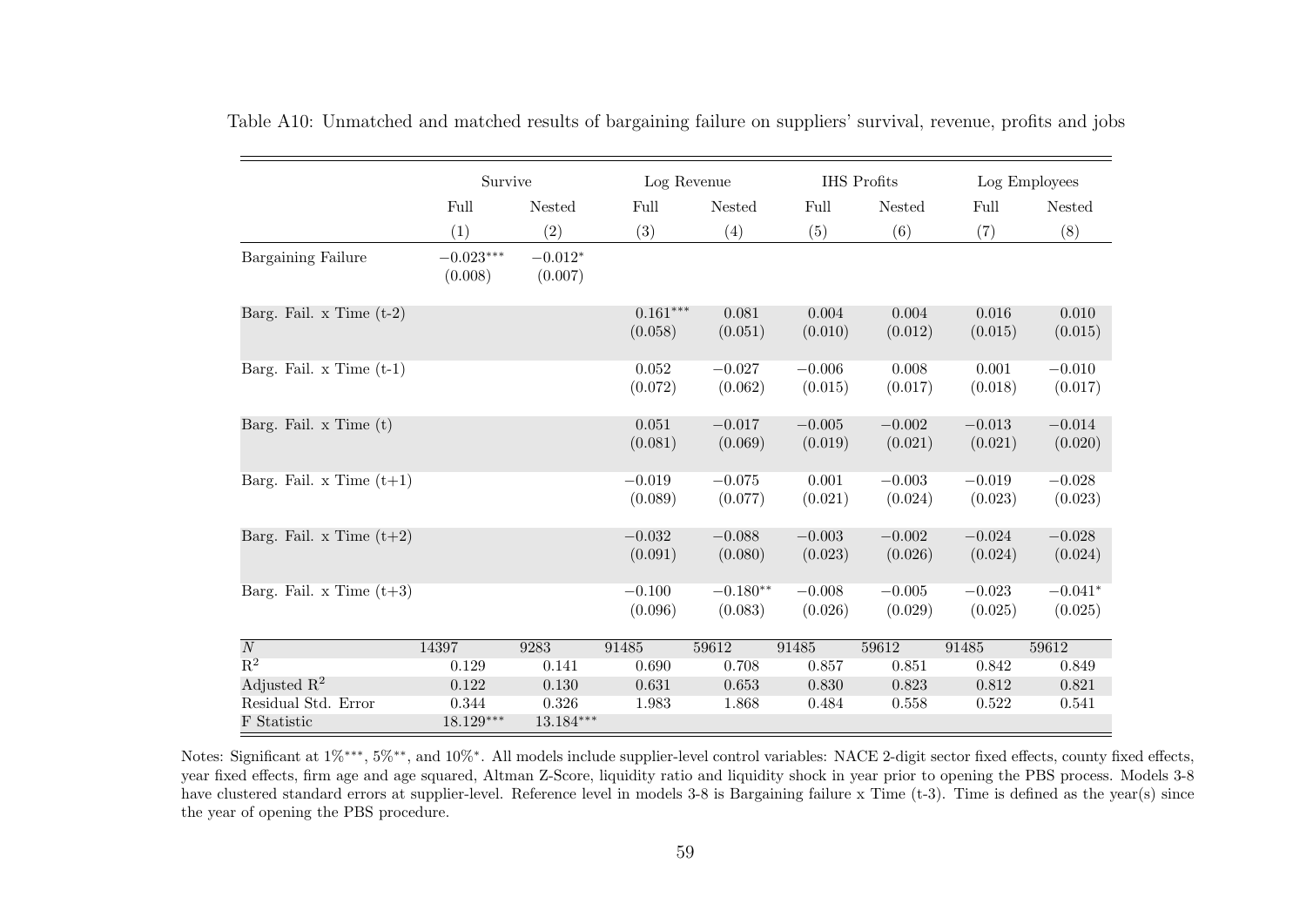Table A10: Unmatched and matched results of bargaining failure on suppliers' survival, revenue, profits and jobs

| | Survive | | Log Revenue | | IHS Profits | | Log Employees | |
|---|---|---|---|---|---|---|---|---|
| | Full | Nested | Full | Nested | Full | Nested | Full | Nested |
| | (1) | (2) | (3) | (4) | (5) | (6) | (7) | (8) |
| Bargaining Failure | $-0.023^{***}$ | $-0.012^{*}$ | | | | | | |
| | (0.008) | (0.007) | | | | | | |
| Barg. Fail. x Time (t-2) | | | $0.161^{***}$ | 0.081 | 0.004 | 0.004 | 0.016 | 0.010 |
| | | | (0.058) | (0.051) | (0.010) | (0.012) | (0.015) | (0.015) |
| Barg. Fail. x Time (t-1) | | | 0.052 | $-0.027$ | $-0.006$ | 0.008 | 0.001 | $-0.010$ |
| | | | (0.072) | (0.062) | (0.015) | (0.017) | (0.018) | (0.017) |
| Barg. Fail. x Time (t) | | | 0.051 | $-0.017$ | $-0.005$ | $-0.002$ | $-0.013$ | $-0.014$ |
| | | | (0.081) | (0.069) | (0.019) | (0.021) | (0.021) | (0.020) |
| Barg. Fail. x Time (t+1) | | | $-0.019$ | $-0.075$ | 0.001 | $-0.003$ | $-0.019$ | $-0.028$ |
| | | | (0.089) | (0.077) | (0.021) | (0.024) | (0.023) | (0.023) |
| Barg. Fail. x Time (t+2) | | | $-0.032$ | $-0.088$ | $-0.003$ | $-0.002$ | $-0.024$ | $-0.028$ |
| | | | (0.091) | (0.080) | (0.023) | (0.026) | (0.024) | (0.024) |
| Barg. Fail. x Time (t+3) | | | $-0.100$ | $-0.180^{**}$ | $-0.008$ | $-0.005$ | $-0.023$ | $-0.041^{*}$ |
| | | | (0.096) | (0.083) | (0.026) | (0.029) | (0.025) | (0.025) |
| $N$ | 14397 | 9283 | 91485 | 59612 | 91485 | 59612 | 91485 | 59612 |
| $R^2$ | 0.129 | 0.141 | 0.690 | 0.708 | 0.857 | 0.851 | 0.842 | 0.849 |
| Adjusted $R^2$ | 0.122 | 0.130 | 0.631 | 0.653 | 0.830 | 0.823 | 0.812 | 0.821 |
| Residual Std. Error | 0.344 | 0.326 | 1.983 | 1.868 | 0.484 | 0.558 | 0.522 | 0.541 |
| F Statistic | $18.129^{***}$ | $13.184^{***}$ | | | | | | |

Notes: Significant at 1%$^{***}$, 5%$^{**}$, and 10%$^{*}$. All models include supplier-level control variables: NACE 2-digit sector fixed effects, county fixed effects, year fixed effects, firm age and age squared, Altman Z-Score, liquidity ratio and liquidity shock in year prior to opening the PBS process. Models 3-8 have clustered standard errors at supplier-level. Reference level in models 3-8 is Bargaining failure x Time (t-3). Time is defined as the year(s) since the year of opening the PBS procedure.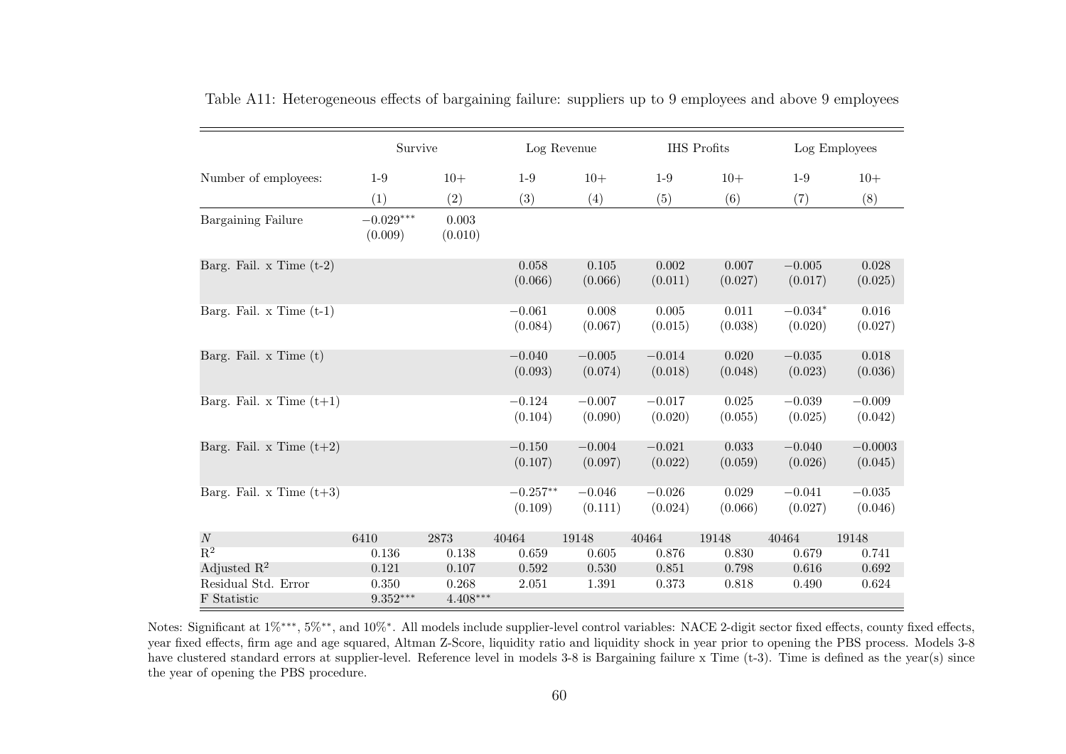Table A11: Heterogeneous effects of bargaining failure: suppliers up to 9 employees and above 9 employees

| | Survive | | Log Revenue | | IHS Profits | | Log Employees | |
|---|---|---|---|---|---|---|---|---|
| Number of employees: | 1-9 | 10+ | 1-9 | 10+ | 1-9 | 10+ | 1-9 | 10+ |
| | (1) | (2) | (3) | (4) | (5) | (6) | (7) | (8) |
| Bargaining Failure | $-0.029^{***}$ | 0.003 | | | | | | |
| | (0.009) | (0.010) | | | | | | |
| Barg. Fail. x Time (t-2) | | | 0.058 | 0.105 | 0.002 | 0.007 | $-0.005$ | 0.028 |
| | | | (0.066) | (0.066) | (0.011) | (0.027) | (0.017) | (0.025) |
| Barg. Fail. x Time (t-1) | | | $-0.061$ | 0.008 | 0.005 | 0.011 | $-0.034^{*}$ | 0.016 |
| | | | (0.084) | (0.067) | (0.015) | (0.038) | (0.020) | (0.027) |
| Barg. Fail. x Time (t) | | | $-0.040$ | $-0.005$ | $-0.014$ | 0.020 | $-0.035$ | 0.018 |
| | | | (0.093) | (0.074) | (0.018) | (0.048) | (0.023) | (0.036) |
| Barg. Fail. x Time (t+1) | | | $-0.124$ | $-0.007$ | $-0.017$ | 0.025 | $-0.039$ | $-0.009$ |
| | | | (0.104) | (0.090) | (0.020) | (0.055) | (0.025) | (0.042) |
| Barg. Fail. x Time (t+2) | | | $-0.150$ | $-0.004$ | $-0.021$ | 0.033 | $-0.040$ | $-0.0003$ |
| | | | (0.107) | (0.097) | (0.022) | (0.059) | (0.026) | (0.045) |
| Barg. Fail. x Time (t+3) | | | $-0.257^{**}$ | $-0.046$ | $-0.026$ | 0.029 | $-0.041$ | $-0.035$ |
| | | | (0.109) | (0.111) | (0.024) | (0.066) | (0.027) | (0.046) |
| $N$ | 6410 | 2873 | 40464 | 19148 | 40464 | 19148 | 40464 | 19148 |
| $R^2$ | 0.136 | 0.138 | 0.659 | 0.605 | 0.876 | 0.830 | 0.679 | 0.741 |
| Adjusted $R^2$ | 0.121 | 0.107 | 0.592 | 0.530 | 0.851 | 0.798 | 0.616 | 0.692 |
| Residual Std. Error | 0.350 | 0.268 | 2.051 | 1.391 | 0.373 | 0.818 | 0.490 | 0.624 |
| F Statistic | $9.352^{***}$ | $4.408^{***}$ | | | | | | |

Notes: Significant at 1%$^{***}$, 5%$^{**}$, and 10%$^{*}$. All models include supplier-level control variables: NACE 2-digit sector fixed effects, county fixed effects, year fixed effects, firm age and age squared, Altman Z-Score, liquidity ratio and liquidity shock in year prior to opening the PBS process. Models 3-8 have clustered standard errors at supplier-level. Reference level in models 3-8 is Bargaining failure x Time (t-3). Time is defined as the year(s) since the year of opening the PBS procedure.